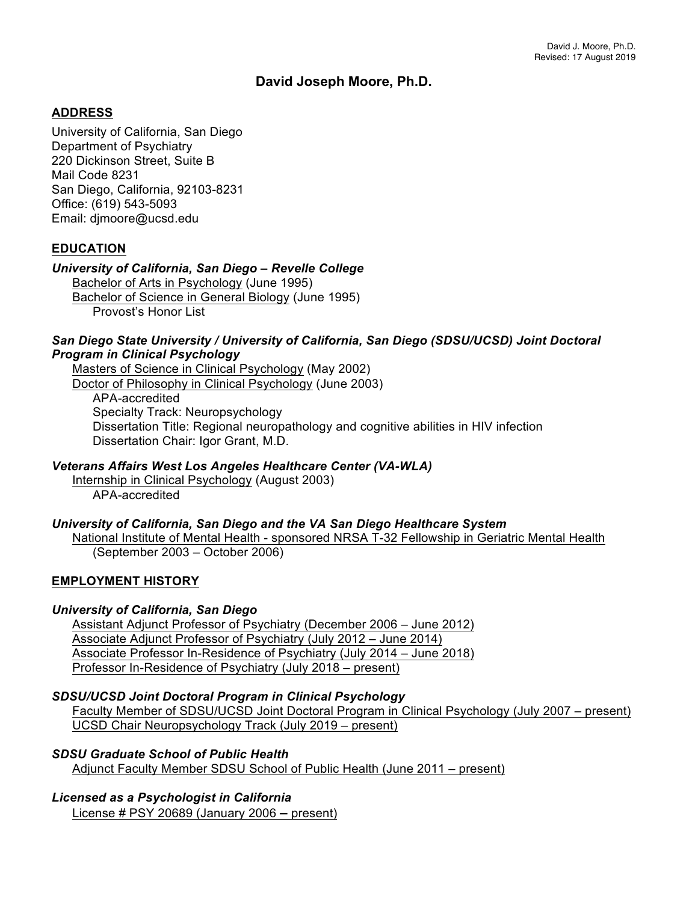# David Joseph Moore, Ph.D.

## ADDRESS

University of California, San Diego
Department of Psychiatry
220 Dickinson Street, Suite B
Mail Code 8231
San Diego, California, 92103-8231
Office: (619) 543-5093
Email: djmoore@ucsd.edu

## EDUCATION

***University of California, San Diego – Revelle College***

Bachelor of Arts in Psychology (June 1995)
Bachelor of Science in General Biology (June 1995)
Provost's Honor List

***San Diego State University / University of California, San Diego (SDSU/UCSD) Joint Doctoral Program in Clinical Psychology***

Masters of Science in Clinical Psychology (May 2002)
Doctor of Philosophy in Clinical Psychology (June 2003)
APA-accredited
Specialty Track: Neuropsychology
Dissertation Title: Regional neuropathology and cognitive abilities in HIV infection
Dissertation Chair: Igor Grant, M.D.

***Veterans Affairs West Los Angeles Healthcare Center (VA-WLA)***

Internship in Clinical Psychology (August 2003)
APA-accredited

***University of California, San Diego and the VA San Diego Healthcare System***

National Institute of Mental Health - sponsored NRSA T-32 Fellowship in Geriatric Mental Health (September 2003 – October 2006)

## EMPLOYMENT HISTORY

***University of California, San Diego***

Assistant Adjunct Professor of Psychiatry (December 2006 – June 2012)
Associate Adjunct Professor of Psychiatry (July 2012 – June 2014)
Associate Professor In-Residence of Psychiatry (July 2014 – June 2018)
Professor In-Residence of Psychiatry (July 2018 – present)

***SDSU/UCSD Joint Doctoral Program in Clinical Psychology***

Faculty Member of SDSU/UCSD Joint Doctoral Program in Clinical Psychology (July 2007 – present)
UCSD Chair Neuropsychology Track (July 2019 – present)

***SDSU Graduate School of Public Health***

Adjunct Faculty Member SDSU School of Public Health (June 2011 – present)

***Licensed as a Psychologist in California***

License # PSY 20689 (January 2006 – present)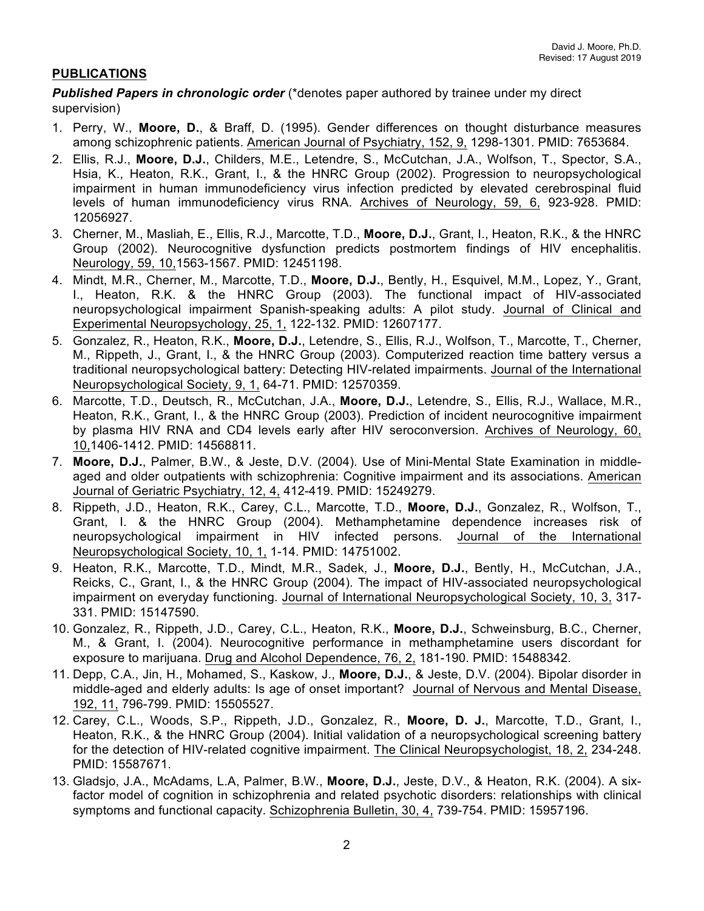## PUBLICATIONS

***Published Papers in chronologic order*** (*denotes paper authored by trainee under my direct supervision)

1. Perry, W., **Moore, D.**, & Braff, D. (1995). Gender differences on thought disturbance measures among schizophrenic patients. American Journal of Psychiatry, 152, 9, 1298-1301. PMID: 7653684.
2. Ellis, R.J., **Moore, D.J.**, Childers, M.E., Letendre, S., McCutchan, J.A., Wolfson, T., Spector, S.A., Hsia, K., Heaton, R.K., Grant, I., & the HNRC Group (2002). Progression to neuropsychological impairment in human immunodeficiency virus infection predicted by elevated cerebrospinal fluid levels of human immunodeficiency virus RNA. Archives of Neurology, 59, 6, 923-928. PMID: 12056927.
3. Cherner, M., Masliah, E., Ellis, R.J., Marcotte, T.D., **Moore, D.J.**, Grant, I., Heaton, R.K., & the HNRC Group (2002). Neurocognitive dysfunction predicts postmortem findings of HIV encephalitis. Neurology, 59, 10,1563-1567. PMID: 12451198.
4. Mindt, M.R., Cherner, M., Marcotte, T.D., **Moore, D.J.**, Bently, H., Esquivel, M.M., Lopez, Y., Grant, I., Heaton, R.K. & the HNRC Group (2003). The functional impact of HIV-associated neuropsychological impairment Spanish-speaking adults: A pilot study. Journal of Clinical and Experimental Neuropsychology, 25, 1, 122-132. PMID: 12607177.
5. Gonzalez, R., Heaton, R.K., **Moore, D.J.**, Letendre, S., Ellis, R.J., Wolfson, T., Marcotte, T., Cherner, M., Rippeth, J., Grant, I., & the HNRC Group (2003). Computerized reaction time battery versus a traditional neuropsychological battery: Detecting HIV-related impairments. Journal of the International Neuropsychological Society, 9, 1, 64-71. PMID: 12570359.
6. Marcotte, T.D., Deutsch, R., McCutchan, J.A., **Moore, D.J.**, Letendre, S., Ellis, R.J., Wallace, M.R., Heaton, R.K., Grant, I., & the HNRC Group (2003). Prediction of incident neurocognitive impairment by plasma HIV RNA and CD4 levels early after HIV seroconversion. Archives of Neurology, 60, 10,1406-1412. PMID: 14568811.
7. **Moore, D.J.**, Palmer, B.W., & Jeste, D.V. (2004). Use of Mini-Mental State Examination in middle-aged and older outpatients with schizophrenia: Cognitive impairment and its associations. American Journal of Geriatric Psychiatry, 12, 4, 412-419. PMID: 15249279.
8. Rippeth, J.D., Heaton, R.K., Carey, C.L., Marcotte, T.D., **Moore, D.J.**, Gonzalez, R., Wolfson, T., Grant, I. & the HNRC Group (2004). Methamphetamine dependence increases risk of neuropsychological impairment in HIV infected persons. Journal of the International Neuropsychological Society, 10, 1, 1-14. PMID: 14751002.
9. Heaton, R.K., Marcotte, T.D., Mindt, M.R., Sadek, J., **Moore, D.J.**, Bently, H., McCutchan, J.A., Reicks, C., Grant, I., & the HNRC Group (2004). The impact of HIV-associated neuropsychological impairment on everyday functioning. Journal of International Neuropsychological Society, 10, 3, 317-331. PMID: 15147590.
10. Gonzalez, R., Rippeth, J.D., Carey, C.L., Heaton, R.K., **Moore, D.J.**, Schweinsburg, B.C., Cherner, M., & Grant, I. (2004). Neurocognitive performance in methamphetamine users discordant for exposure to marijuana. Drug and Alcohol Dependence, 76, 2, 181-190. PMID: 15488342.
11. Depp, C.A., Jin, H., Mohamed, S., Kaskow, J., **Moore, D.J.**, & Jeste, D.V. (2004). Bipolar disorder in middle-aged and elderly adults: Is age of onset important? Journal of Nervous and Mental Disease, 192, 11, 796-799. PMID: 15505527.
12. Carey, C.L., Woods, S.P., Rippeth, J.D., Gonzalez, R., **Moore, D. J.**, Marcotte, T.D., Grant, I., Heaton, R.K., & the HNRC Group (2004). Initial validation of a neuropsychological screening battery for the detection of HIV-related cognitive impairment. The Clinical Neuropsychologist, 18, 2, 234-248. PMID: 15587671.
13. Gladsjo, J.A., McAdams, L.A, Palmer, B.W., **Moore, D.J.**, Jeste, D.V., & Heaton, R.K. (2004). A six-factor model of cognition in schizophrenia and related psychotic disorders: relationships with clinical symptoms and functional capacity. Schizophrenia Bulletin, 30, 4, 739-754. PMID: 15957196.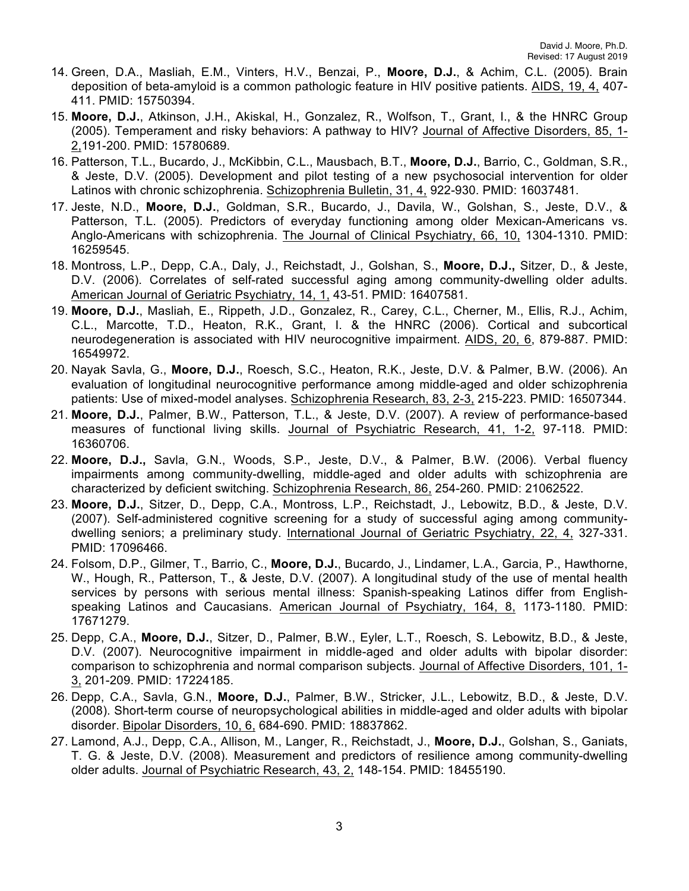14. Green, D.A., Masliah, E.M., Vinters, H.V., Benzai, P., **Moore, D.J.**, & Achim, C.L. (2005). Brain deposition of beta-amyloid is a common pathologic feature in HIV positive patients. AIDS, 19, 4, 407-411. PMID: 15750394.
15. **Moore, D.J.**, Atkinson, J.H., Akiskal, H., Gonzalez, R., Wolfson, T., Grant, I., & the HNRC Group (2005). Temperament and risky behaviors: A pathway to HIV? Journal of Affective Disorders, 85, 1-2,191-200. PMID: 15780689.
16. Patterson, T.L., Bucardo, J., McKibbin, C.L., Mausbach, B.T., **Moore, D.J.**, Barrio, C., Goldman, S.R., & Jeste, D.V. (2005). Development and pilot testing of a new psychosocial intervention for older Latinos with chronic schizophrenia. Schizophrenia Bulletin, 31, 4, 922-930. PMID: 16037481.
17. Jeste, N.D., **Moore, D.J.**, Goldman, S.R., Bucardo, J., Davila, W., Golshan, S., Jeste, D.V., & Patterson, T.L. (2005). Predictors of everyday functioning among older Mexican-Americans vs. Anglo-Americans with schizophrenia. The Journal of Clinical Psychiatry, 66, 10, 1304-1310. PMID: 16259545.
18. Montross, L.P., Depp, C.A., Daly, J., Reichstadt, J., Golshan, S., **Moore, D.J.,** Sitzer, D., & Jeste, D.V. (2006). Correlates of self-rated successful aging among community-dwelling older adults. American Journal of Geriatric Psychiatry, 14, 1, 43-51. PMID: 16407581.
19. **Moore, D.J.**, Masliah, E., Rippeth, J.D., Gonzalez, R., Carey, C.L., Cherner, M., Ellis, R.J., Achim, C.L., Marcotte, T.D., Heaton, R.K., Grant, I. & the HNRC (2006). Cortical and subcortical neurodegeneration is associated with HIV neurocognitive impairment. AIDS, 20, 6, 879-887. PMID: 16549972.
20. Nayak Savla, G., **Moore, D.J.**, Roesch, S.C., Heaton, R.K., Jeste, D.V. & Palmer, B.W. (2006). An evaluation of longitudinal neurocognitive performance among middle-aged and older schizophrenia patients: Use of mixed-model analyses. Schizophrenia Research, 83, 2-3, 215-223. PMID: 16507344.
21. **Moore, D.J.**, Palmer, B.W., Patterson, T.L., & Jeste, D.V. (2007). A review of performance-based measures of functional living skills. Journal of Psychiatric Research, 41, 1-2, 97-118. PMID: 16360706.
22. **Moore, D.J.,** Savla, G.N., Woods, S.P., Jeste, D.V., & Palmer, B.W. (2006). Verbal fluency impairments among community-dwelling, middle-aged and older adults with schizophrenia are characterized by deficient switching. Schizophrenia Research, 86, 254-260. PMID: 21062522.
23. **Moore, D.J.**, Sitzer, D., Depp, C.A., Montross, L.P., Reichstadt, J., Lebowitz, B.D., & Jeste, D.V. (2007). Self-administered cognitive screening for a study of successful aging among community-dwelling seniors; a preliminary study. International Journal of Geriatric Psychiatry, 22, 4, 327-331. PMID: 17096466.
24. Folsom, D.P., Gilmer, T., Barrio, C., **Moore, D.J.**, Bucardo, J., Lindamer, L.A., Garcia, P., Hawthorne, W., Hough, R., Patterson, T., & Jeste, D.V. (2007). A longitudinal study of the use of mental health services by persons with serious mental illness: Spanish-speaking Latinos differ from English-speaking Latinos and Caucasians. American Journal of Psychiatry, 164, 8, 1173-1180. PMID: 17671279.
25. Depp, C.A., **Moore, D.J.**, Sitzer, D., Palmer, B.W., Eyler, L.T., Roesch, S. Lebowitz, B.D., & Jeste, D.V. (2007). Neurocognitive impairment in middle-aged and older adults with bipolar disorder: comparison to schizophrenia and normal comparison subjects. Journal of Affective Disorders, 101, 1-3, 201-209. PMID: 17224185.
26. Depp, C.A., Savla, G.N., **Moore, D.J.**, Palmer, B.W., Stricker, J.L., Lebowitz, B.D., & Jeste, D.V. (2008). Short-term course of neuropsychological abilities in middle-aged and older adults with bipolar disorder. Bipolar Disorders, 10, 6, 684-690. PMID: 18837862.
27. Lamond, A.J., Depp, C.A., Allison, M., Langer, R., Reichstadt, J., **Moore, D.J.**, Golshan, S., Ganiats, T. G. & Jeste, D.V. (2008). Measurement and predictors of resilience among community-dwelling older adults. Journal of Psychiatric Research, 43, 2, 148-154. PMID: 18455190.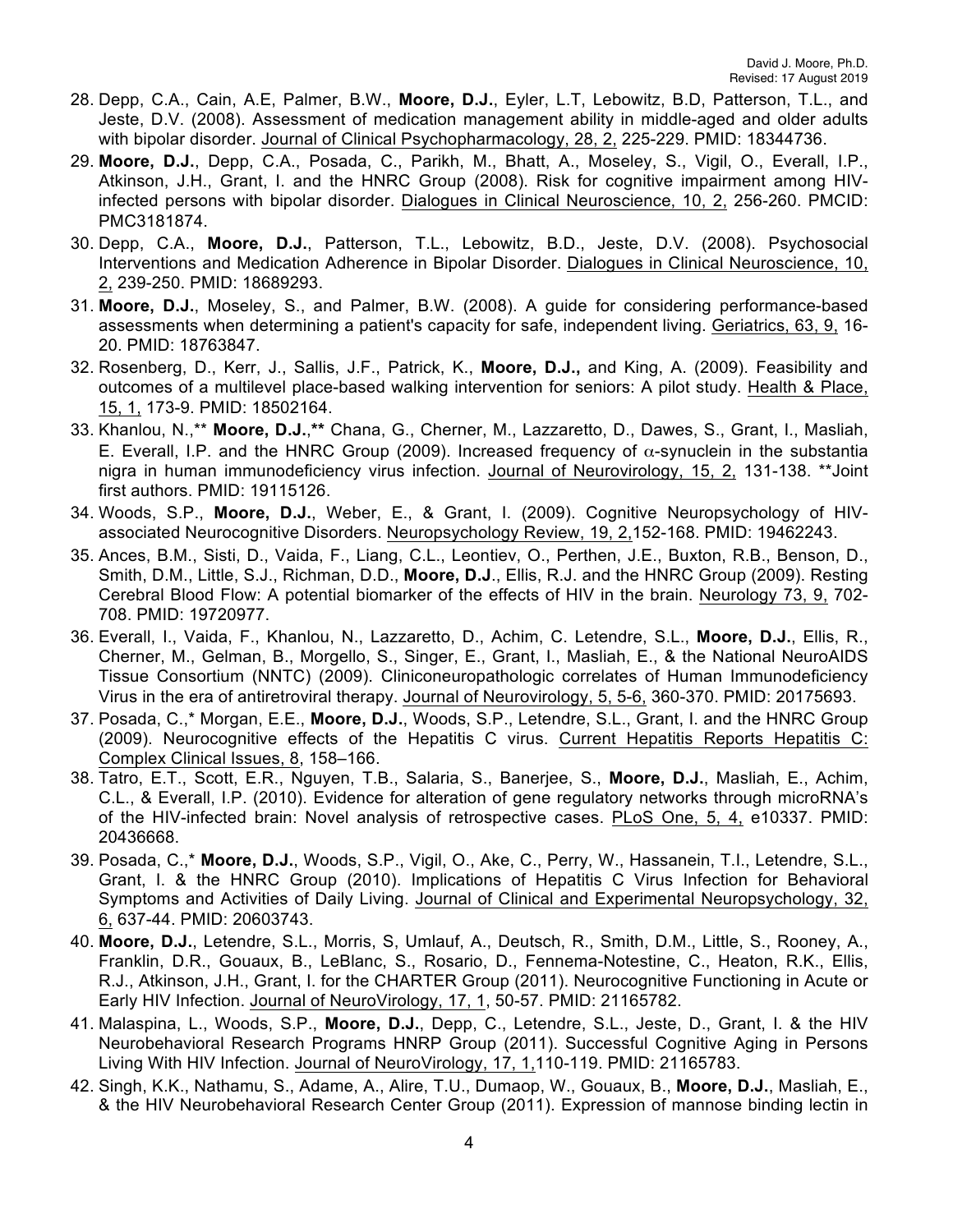28. Depp, C.A., Cain, A.E, Palmer, B.W., **Moore, D.J.**, Eyler, L.T, Lebowitz, B.D, Patterson, T.L., and Jeste, D.V. (2008). Assessment of medication management ability in middle-aged and older adults with bipolar disorder. Journal of Clinical Psychopharmacology, 28, 2, 225-229. PMID: 18344736.
29. **Moore, D.J.**, Depp, C.A., Posada, C., Parikh, M., Bhatt, A., Moseley, S., Vigil, O., Everall, I.P., Atkinson, J.H., Grant, I. and the HNRC Group (2008). Risk for cognitive impairment among HIV-infected persons with bipolar disorder. Dialogues in Clinical Neuroscience, 10, 2, 256-260. PMCID: PMC3181874.
30. Depp, C.A., **Moore, D.J.**, Patterson, T.L., Lebowitz, B.D., Jeste, D.V. (2008). Psychosocial Interventions and Medication Adherence in Bipolar Disorder. Dialogues in Clinical Neuroscience, 10, 2, 239-250. PMID: 18689293.
31. **Moore, D.J.**, Moseley, S., and Palmer, B.W. (2008). A guide for considering performance-based assessments when determining a patient's capacity for safe, independent living. Geriatrics, 63, 9, 16-20. PMID: 18763847.
32. Rosenberg, D., Kerr, J., Sallis, J.F., Patrick, K., **Moore, D.J.,** and King, A. (2009). Feasibility and outcomes of a multilevel place-based walking intervention for seniors: A pilot study. Health & Place, 15, 1, 173-9. PMID: 18502164.
33. Khanlou, N.,** **Moore, D.J.,**** Chana, G., Cherner, M., Lazzaretto, D., Dawes, S., Grant, I., Masliah, E. Everall, I.P. and the HNRC Group (2009). Increased frequency of $\alpha$-synuclein in the substantia nigra in human immunodeficiency virus infection. Journal of Neurovirology, 15, 2, 131-138. **Joint first authors. PMID: 19115126.
34. Woods, S.P., **Moore, D.J.**, Weber, E., & Grant, I. (2009). Cognitive Neuropsychology of HIV-associated Neurocognitive Disorders. Neuropsychology Review, 19, 2,152-168. PMID: 19462243.
35. Ances, B.M., Sisti, D., Vaida, F., Liang, C.L., Leontiev, O., Perthen, J.E., Buxton, R.B., Benson, D., Smith, D.M., Little, S.J., Richman, D.D., **Moore, D.J**., Ellis, R.J. and the HNRC Group (2009). Resting Cerebral Blood Flow: A potential biomarker of the effects of HIV in the brain. Neurology 73, 9, 702-708. PMID: 19720977.
36. Everall, I., Vaida, F., Khanlou, N., Lazzaretto, D., Achim, C. Letendre, S.L., **Moore, D.J.**, Ellis, R., Cherner, M., Gelman, B., Morgello, S., Singer, E., Grant, I., Masliah, E., & the National NeuroAIDS Tissue Consortium (NNTC) (2009). Cliniconeuropathologic correlates of Human Immunodeficiency Virus in the era of antiretroviral therapy. Journal of Neurovirology, 5, 5-6, 360-370. PMID: 20175693.
37. Posada, C.,* Morgan, E.E., **Moore, D.J.**, Woods, S.P., Letendre, S.L., Grant, I. and the HNRC Group (2009). Neurocognitive effects of the Hepatitis C virus. Current Hepatitis Reports Hepatitis C: Complex Clinical Issues, 8, 158–166.
38. Tatro, E.T., Scott, E.R., Nguyen, T.B., Salaria, S., Banerjee, S., **Moore, D.J.**, Masliah, E., Achim, C.L., & Everall, I.P. (2010). Evidence for alteration of gene regulatory networks through microRNA's of the HIV-infected brain: Novel analysis of retrospective cases. PLoS One, 5, 4, e10337. PMID: 20436668.
39. Posada, C.,* **Moore, D.J.**, Woods, S.P., Vigil, O., Ake, C., Perry, W., Hassanein, T.I., Letendre, S.L., Grant, I. & the HNRC Group (2010). Implications of Hepatitis C Virus Infection for Behavioral Symptoms and Activities of Daily Living. Journal of Clinical and Experimental Neuropsychology, 32, 6, 637-44. PMID: 20603743.
40. **Moore, D.J.**, Letendre, S.L., Morris, S, Umlauf, A., Deutsch, R., Smith, D.M., Little, S., Rooney, A., Franklin, D.R., Gouaux, B., LeBlanc, S., Rosario, D., Fennema-Notestine, C., Heaton, R.K., Ellis, R.J., Atkinson, J.H., Grant, I. for the CHARTER Group (2011). Neurocognitive Functioning in Acute or Early HIV Infection. Journal of NeuroVirology, 17, 1, 50-57. PMID: 21165782.
41. Malaspina, L., Woods, S.P., **Moore, D.J.**, Depp, C., Letendre, S.L., Jeste, D., Grant, I. & the HIV Neurobehavioral Research Programs HNRP Group (2011). Successful Cognitive Aging in Persons Living With HIV Infection. Journal of NeuroVirology, 17, 1,110-119. PMID: 21165783.
42. Singh, K.K., Nathamu, S., Adame, A., Alire, T.U., Dumaop, W., Gouaux, B., **Moore, D.J.**, Masliah, E., & the HIV Neurobehavioral Research Center Group (2011). Expression of mannose binding lectin in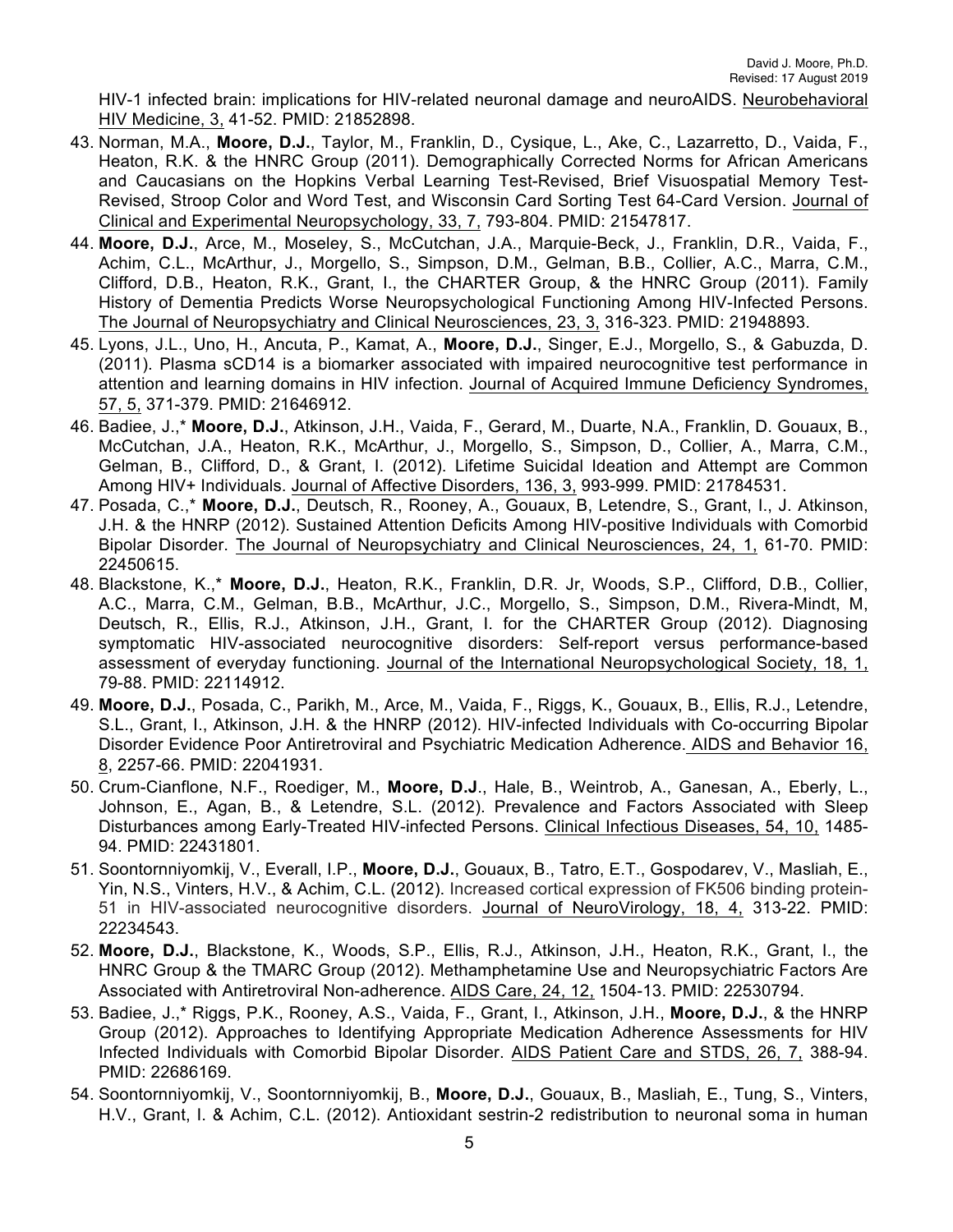HIV-1 infected brain: implications for HIV-related neuronal damage and neuroAIDS. Neurobehavioral HIV Medicine, 3, 41-52. PMID: 21852898.

43. Norman, M.A., **Moore, D.J.**, Taylor, M., Franklin, D., Cysique, L., Ake, C., Lazarretto, D., Vaida, F., Heaton, R.K. & the HNRC Group (2011). Demographically Corrected Norms for African Americans and Caucasians on the Hopkins Verbal Learning Test-Revised, Brief Visuospatial Memory Test-Revised, Stroop Color and Word Test, and Wisconsin Card Sorting Test 64-Card Version. Journal of Clinical and Experimental Neuropsychology, 33, 7, 793-804. PMID: 21547817.
44. **Moore, D.J.**, Arce, M., Moseley, S., McCutchan, J.A., Marquie-Beck, J., Franklin, D.R., Vaida, F., Achim, C.L., McArthur, J., Morgello, S., Simpson, D.M., Gelman, B.B., Collier, A.C., Marra, C.M., Clifford, D.B., Heaton, R.K., Grant, I., the CHARTER Group, & the HNRC Group (2011). Family History of Dementia Predicts Worse Neuropsychological Functioning Among HIV-Infected Persons. The Journal of Neuropsychiatry and Clinical Neurosciences, 23, 3, 316-323. PMID: 21948893.
45. Lyons, J.L., Uno, H., Ancuta, P., Kamat, A., **Moore, D.J.**, Singer, E.J., Morgello, S., & Gabuzda, D. (2011). Plasma sCD14 is a biomarker associated with impaired neurocognitive test performance in attention and learning domains in HIV infection. Journal of Acquired Immune Deficiency Syndromes, 57, 5, 371-379. PMID: 21646912.
46. Badiee, J.,* **Moore, D.J.**, Atkinson, J.H., Vaida, F., Gerard, M., Duarte, N.A., Franklin, D. Gouaux, B., McCutchan, J.A., Heaton, R.K., McArthur, J., Morgello, S., Simpson, D., Collier, A., Marra, C.M., Gelman, B., Clifford, D., & Grant, I. (2012). Lifetime Suicidal Ideation and Attempt are Common Among HIV+ Individuals. Journal of Affective Disorders, 136, 3, 993-999. PMID: 21784531.
47. Posada, C.,* **Moore, D.J.**, Deutsch, R., Rooney, A., Gouaux, B, Letendre, S., Grant, I., J. Atkinson, J.H. & the HNRP (2012). Sustained Attention Deficits Among HIV-positive Individuals with Comorbid Bipolar Disorder. The Journal of Neuropsychiatry and Clinical Neurosciences, 24, 1, 61-70. PMID: 22450615.
48. Blackstone, K.,* **Moore, D.J.**, Heaton, R.K., Franklin, D.R. Jr, Woods, S.P., Clifford, D.B., Collier, A.C., Marra, C.M., Gelman, B.B., McArthur, J.C., Morgello, S., Simpson, D.M., Rivera-Mindt, M, Deutsch, R., Ellis, R.J., Atkinson, J.H., Grant, I. for the CHARTER Group (2012). Diagnosing symptomatic HIV-associated neurocognitive disorders: Self-report versus performance-based assessment of everyday functioning. Journal of the International Neuropsychological Society, 18, 1, 79-88. PMID: 22114912.
49. **Moore, D.J.**, Posada, C., Parikh, M., Arce, M., Vaida, F., Riggs, K., Gouaux, B., Ellis, R.J., Letendre, S.L., Grant, I., Atkinson, J.H. & the HNRP (2012). HIV-infected Individuals with Co-occurring Bipolar Disorder Evidence Poor Antiretroviral and Psychiatric Medication Adherence. AIDS and Behavior 16, 8, 2257-66. PMID: 22041931.
50. Crum-Cianflone, N.F., Roediger, M., **Moore, D.J**., Hale, B., Weintrob, A., Ganesan, A., Eberly, L., Johnson, E., Agan, B., & Letendre, S.L. (2012). Prevalence and Factors Associated with Sleep Disturbances among Early-Treated HIV-infected Persons. Clinical Infectious Diseases, 54, 10, 1485-94. PMID: 22431801.
51. Soontornniyomkij, V., Everall, I.P., **Moore, D.J.**, Gouaux, B., Tatro, E.T., Gospodarev, V., Masliah, E., Yin, N.S., Vinters, H.V., & Achim, C.L. (2012). Increased cortical expression of FK506 binding protein-51 in HIV-associated neurocognitive disorders. Journal of NeuroVirology, 18, 4, 313-22. PMID: 22234543.
52. **Moore, D.J.**, Blackstone, K., Woods, S.P., Ellis, R.J., Atkinson, J.H., Heaton, R.K., Grant, I., the HNRC Group & the TMARC Group (2012). Methamphetamine Use and Neuropsychiatric Factors Are Associated with Antiretroviral Non-adherence. AIDS Care, 24, 12, 1504-13. PMID: 22530794.
53. Badiee, J.,* Riggs, P.K., Rooney, A.S., Vaida, F., Grant, I., Atkinson, J.H., **Moore, D.J.**, & the HNRP Group (2012). Approaches to Identifying Appropriate Medication Adherence Assessments for HIV Infected Individuals with Comorbid Bipolar Disorder. AIDS Patient Care and STDS, 26, 7, 388-94. PMID: 22686169.
54. Soontornniyomkij, V., Soontornniyomkij, B., **Moore, D.J.**, Gouaux, B., Masliah, E., Tung, S., Vinters, H.V., Grant, I. & Achim, C.L. (2012). Antioxidant sestrin-2 redistribution to neuronal soma in human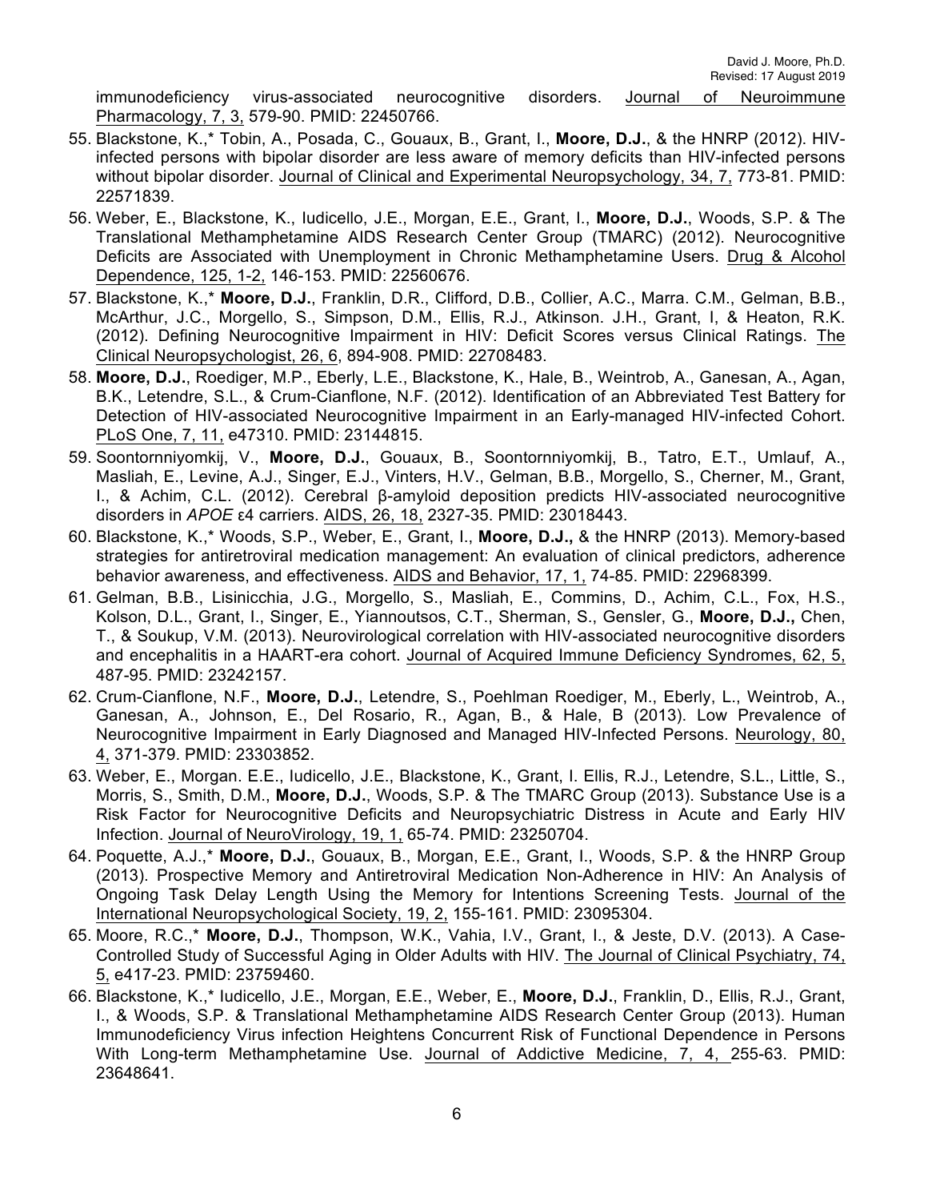immunodeficiency virus-associated neurocognitive disorders. Journal of Neuroimmune Pharmacology, 7, 3, 579-90. PMID: 22450766.

55. Blackstone, K.,* Tobin, A., Posada, C., Gouaux, B., Grant, I., **Moore, D.J.**, & the HNRP (2012). HIV-infected persons with bipolar disorder are less aware of memory deficits than HIV-infected persons without bipolar disorder. Journal of Clinical and Experimental Neuropsychology, 34, 7, 773-81. PMID: 22571839.
56. Weber, E., Blackstone, K., Iudicello, J.E., Morgan, E.E., Grant, I., **Moore, D.J.**, Woods, S.P. & The Translational Methamphetamine AIDS Research Center Group (TMARC) (2012). Neurocognitive Deficits are Associated with Unemployment in Chronic Methamphetamine Users. Drug & Alcohol Dependence, 125, 1-2, 146-153. PMID: 22560676.
57. Blackstone, K.,* **Moore, D.J.**, Franklin, D.R., Clifford, D.B., Collier, A.C., Marra. C.M., Gelman, B.B., McArthur, J.C., Morgello, S., Simpson, D.M., Ellis, R.J., Atkinson. J.H., Grant, I, & Heaton, R.K. (2012). Defining Neurocognitive Impairment in HIV: Deficit Scores versus Clinical Ratings. The Clinical Neuropsychologist, 26, 6, 894-908. PMID: 22708483.
58. **Moore, D.J.**, Roediger, M.P., Eberly, L.E., Blackstone, K., Hale, B., Weintrob, A., Ganesan, A., Agan, B.K., Letendre, S.L., & Crum-Cianflone, N.F. (2012). Identification of an Abbreviated Test Battery for Detection of HIV-associated Neurocognitive Impairment in an Early-managed HIV-infected Cohort. PLoS One, 7, 11, e47310. PMID: 23144815.
59. Soontornniyomkij, V., **Moore, D.J.**, Gouaux, B., Soontornniyomkij, B., Tatro, E.T., Umlauf, A., Masliah, E., Levine, A.J., Singer, E.J., Vinters, H.V., Gelman, B.B., Morgello, S., Cherner, M., Grant, I., & Achim, C.L. (2012). Cerebral β-amyloid deposition predicts HIV-associated neurocognitive disorders in *APOE* ε4 carriers. AIDS, 26, 18, 2327-35. PMID: 23018443.
60. Blackstone, K.,* Woods, S.P., Weber, E., Grant, I., **Moore, D.J.,** & the HNRP (2013). Memory-based strategies for antiretroviral medication management: An evaluation of clinical predictors, adherence behavior awareness, and effectiveness. AIDS and Behavior, 17, 1, 74-85. PMID: 22968399.
61. Gelman, B.B., Lisinicchia, J.G., Morgello, S., Masliah, E., Commins, D., Achim, C.L., Fox, H.S., Kolson, D.L., Grant, I., Singer, E., Yiannoutsos, C.T., Sherman, S., Gensler, G., **Moore, D.J.,** Chen, T., & Soukup, V.M. (2013). Neurovirological correlation with HIV-associated neurocognitive disorders and encephalitis in a HAART-era cohort. Journal of Acquired Immune Deficiency Syndromes, 62, 5, 487-95. PMID: 23242157.
62. Crum-Cianflone, N.F., **Moore, D.J.**, Letendre, S., Poehlman Roediger, M., Eberly, L., Weintrob, A., Ganesan, A., Johnson, E., Del Rosario, R., Agan, B., & Hale, B (2013). Low Prevalence of Neurocognitive Impairment in Early Diagnosed and Managed HIV-Infected Persons. Neurology, 80, 4, 371-379. PMID: 23303852.
63. Weber, E., Morgan. E.E., Iudicello, J.E., Blackstone, K., Grant, I. Ellis, R.J., Letendre, S.L., Little, S., Morris, S., Smith, D.M., **Moore, D.J.**, Woods, S.P. & The TMARC Group (2013). Substance Use is a Risk Factor for Neurocognitive Deficits and Neuropsychiatric Distress in Acute and Early HIV Infection. Journal of NeuroVirology, 19, 1, 65-74. PMID: 23250704.
64. Poquette, A.J.,* **Moore, D.J.**, Gouaux, B., Morgan, E.E., Grant, I., Woods, S.P. & the HNRP Group (2013). Prospective Memory and Antiretroviral Medication Non-Adherence in HIV: An Analysis of Ongoing Task Delay Length Using the Memory for Intentions Screening Tests. Journal of the International Neuropsychological Society, 19, 2, 155-161. PMID: 23095304.
65. Moore, R.C.,* **Moore, D.J.**, Thompson, W.K., Vahia, I.V., Grant, I., & Jeste, D.V. (2013). A Case-Controlled Study of Successful Aging in Older Adults with HIV. The Journal of Clinical Psychiatry, 74, 5, e417-23. PMID: 23759460.
66. Blackstone, K.,* Iudicello, J.E., Morgan, E.E., Weber, E., **Moore, D.J.**, Franklin, D., Ellis, R.J., Grant, I., & Woods, S.P. & Translational Methamphetamine AIDS Research Center Group (2013). Human Immunodeficiency Virus infection Heightens Concurrent Risk of Functional Dependence in Persons With Long-term Methamphetamine Use. Journal of Addictive Medicine, 7, 4, 255-63. PMID: 23648641.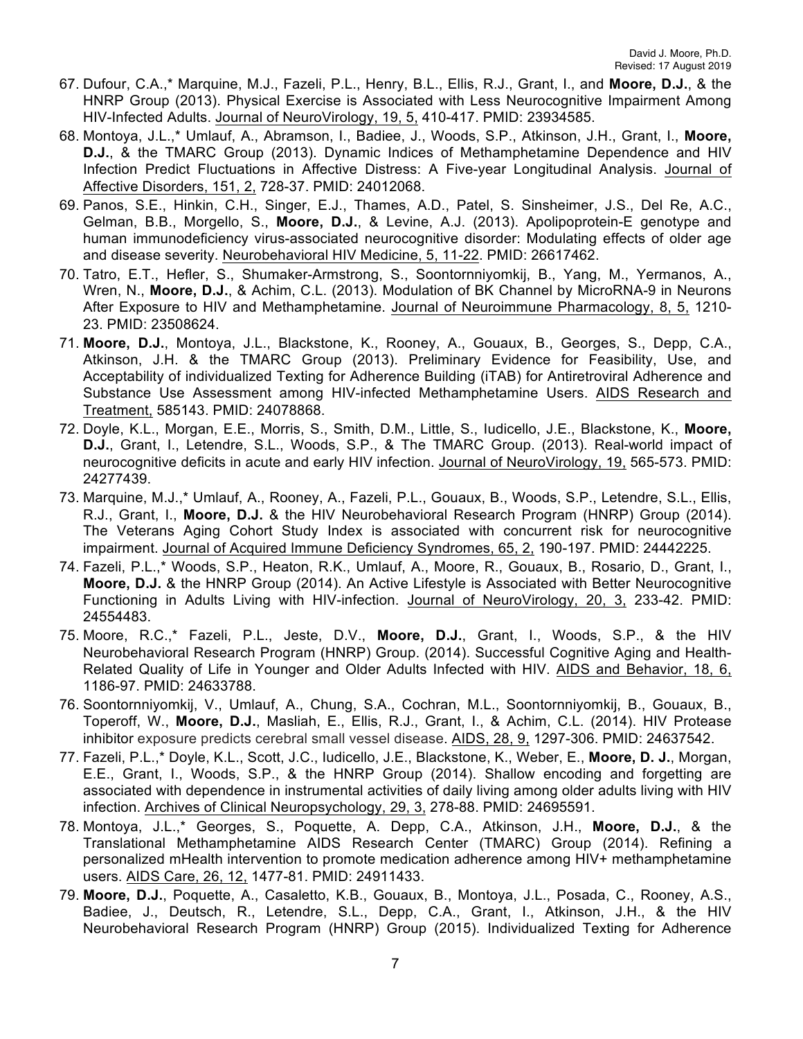67. Dufour, C.A.,* Marquine, M.J., Fazeli, P.L., Henry, B.L., Ellis, R.J., Grant, I., and **Moore, D.J.**, & the HNRP Group (2013). Physical Exercise is Associated with Less Neurocognitive Impairment Among HIV-Infected Adults. Journal of NeuroVirology, 19, 5, 410-417. PMID: 23934585.
68. Montoya, J.L.,* Umlauf, A., Abramson, I., Badiee, J., Woods, S.P., Atkinson, J.H., Grant, I., **Moore, D.J.**, & the TMARC Group (2013). Dynamic Indices of Methamphetamine Dependence and HIV Infection Predict Fluctuations in Affective Distress: A Five-year Longitudinal Analysis. Journal of Affective Disorders, 151, 2, 728-37. PMID: 24012068.
69. Panos, S.E., Hinkin, C.H., Singer, E.J., Thames, A.D., Patel, S. Sinsheimer, J.S., Del Re, A.C., Gelman, B.B., Morgello, S., **Moore, D.J.**, & Levine, A.J. (2013). Apolipoprotein-E genotype and human immunodeficiency virus-associated neurocognitive disorder: Modulating effects of older age and disease severity. Neurobehavioral HIV Medicine, 5, 11-22. PMID: 26617462.
70. Tatro, E.T., Hefler, S., Shumaker-Armstrong, S., Soontornniyomkij, B., Yang, M., Yermanos, A., Wren, N., **Moore, D.J.**, & Achim, C.L. (2013). Modulation of BK Channel by MicroRNA-9 in Neurons After Exposure to HIV and Methamphetamine. Journal of Neuroimmune Pharmacology, 8, 5, 1210-23. PMID: 23508624.
71. **Moore, D.J.**, Montoya, J.L., Blackstone, K., Rooney, A., Gouaux, B., Georges, S., Depp, C.A., Atkinson, J.H. & the TMARC Group (2013). Preliminary Evidence for Feasibility, Use, and Acceptability of individualized Texting for Adherence Building (iTAB) for Antiretroviral Adherence and Substance Use Assessment among HIV-infected Methamphetamine Users. AIDS Research and Treatment, 585143. PMID: 24078868.
72. Doyle, K.L., Morgan, E.E., Morris, S., Smith, D.M., Little, S., Iudicello, J.E., Blackstone, K., **Moore, D.J.**, Grant, I., Letendre, S.L., Woods, S.P., & The TMARC Group. (2013). Real-world impact of neurocognitive deficits in acute and early HIV infection. Journal of NeuroVirology, 19, 565-573. PMID: 24277439.
73. Marquine, M.J.,* Umlauf, A., Rooney, A., Fazeli, P.L., Gouaux, B., Woods, S.P., Letendre, S.L., Ellis, R.J., Grant, I., **Moore, D.J.** & the HIV Neurobehavioral Research Program (HNRP) Group (2014). The Veterans Aging Cohort Study Index is associated with concurrent risk for neurocognitive impairment. Journal of Acquired Immune Deficiency Syndromes, 65, 2, 190-197. PMID: 24442225.
74. Fazeli, P.L.,* Woods, S.P., Heaton, R.K., Umlauf, A., Moore, R., Gouaux, B., Rosario, D., Grant, I., **Moore, D.J.** & the HNRP Group (2014). An Active Lifestyle is Associated with Better Neurocognitive Functioning in Adults Living with HIV-infection. Journal of NeuroVirology, 20, 3, 233-42. PMID: 24554483.
75. Moore, R.C.,* Fazeli, P.L., Jeste, D.V., **Moore, D.J.**, Grant, I., Woods, S.P., & the HIV Neurobehavioral Research Program (HNRP) Group. (2014). Successful Cognitive Aging and Health-Related Quality of Life in Younger and Older Adults Infected with HIV. AIDS and Behavior, 18, 6, 1186-97. PMID: 24633788.
76. Soontornniyomkij, V., Umlauf, A., Chung, S.A., Cochran, M.L., Soontornniyomkij, B., Gouaux, B., Toperoff, W., **Moore, D.J.**, Masliah, E., Ellis, R.J., Grant, I., & Achim, C.L. (2014). HIV Protease inhibitor exposure predicts cerebral small vessel disease. AIDS, 28, 9, 1297-306. PMID: 24637542.
77. Fazeli, P.L.,* Doyle, K.L., Scott, J.C., Iudicello, J.E., Blackstone, K., Weber, E., **Moore, D. J.**, Morgan, E.E., Grant, I., Woods, S.P., & the HNRP Group (2014). Shallow encoding and forgetting are associated with dependence in instrumental activities of daily living among older adults living with HIV infection. Archives of Clinical Neuropsychology, 29, 3, 278-88. PMID: 24695591.
78. Montoya, J.L.,* Georges, S., Poquette, A. Depp, C.A., Atkinson, J.H., **Moore, D.J.**, & the Translational Methamphetamine AIDS Research Center (TMARC) Group (2014). Refining a personalized mHealth intervention to promote medication adherence among HIV+ methamphetamine users. AIDS Care, 26, 12, 1477-81. PMID: 24911433.
79. **Moore, D.J.**, Poquette, A., Casaletto, K.B., Gouaux, B., Montoya, J.L., Posada, C., Rooney, A.S., Badiee, J., Deutsch, R., Letendre, S.L., Depp, C.A., Grant, I., Atkinson, J.H., & the HIV Neurobehavioral Research Program (HNRP) Group (2015). Individualized Texting for Adherence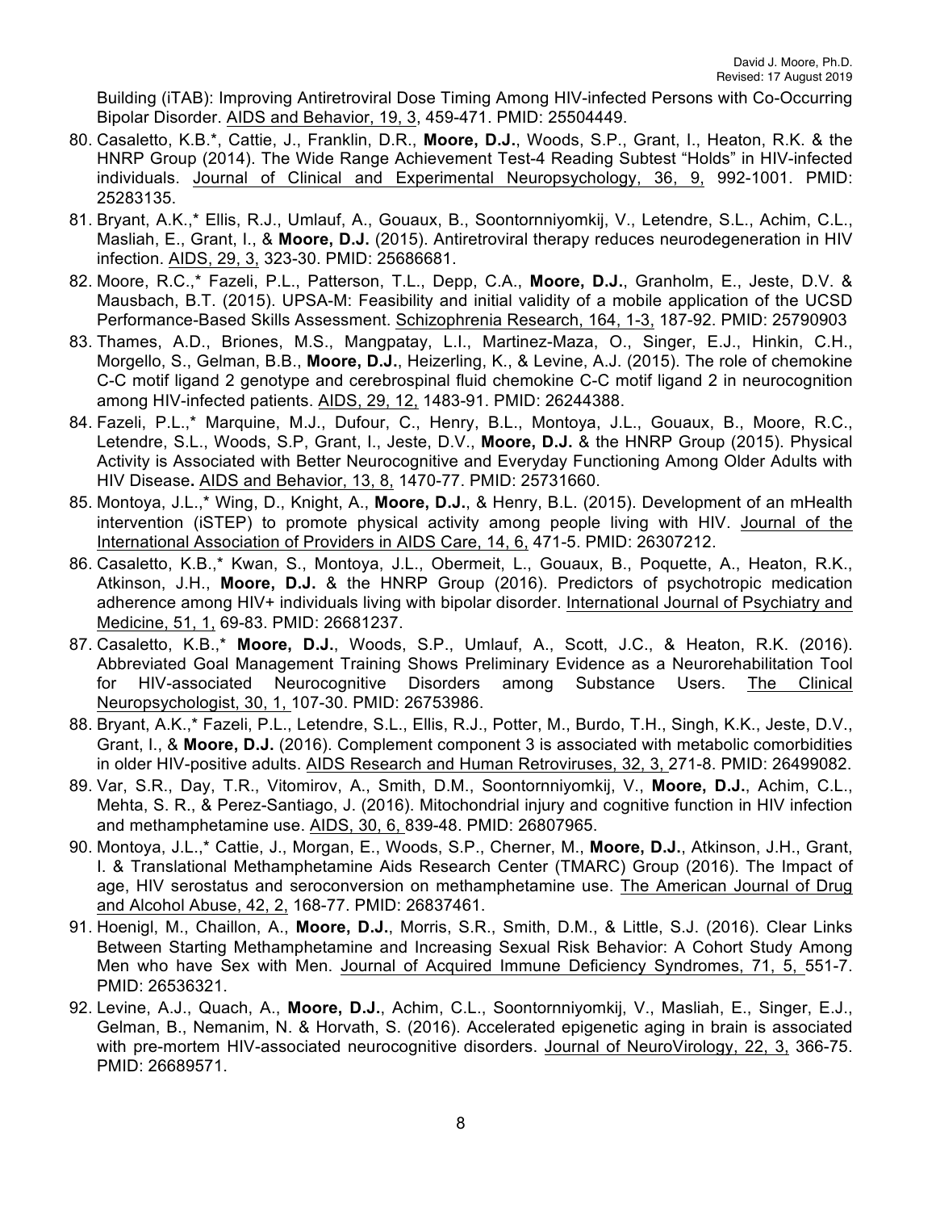Building (iTAB): Improving Antiretroviral Dose Timing Among HIV-infected Persons with Co-Occurring Bipolar Disorder. AIDS and Behavior, 19, 3, 459-471. PMID: 25504449.

80. Casaletto, K.B.*, Cattie, J., Franklin, D.R., **Moore, D.J.**, Woods, S.P., Grant, I., Heaton, R.K. & the HNRP Group (2014). The Wide Range Achievement Test-4 Reading Subtest "Holds" in HIV-infected individuals. Journal of Clinical and Experimental Neuropsychology, 36, 9, 992-1001. PMID: 25283135.
81. Bryant, A.K.,* Ellis, R.J., Umlauf, A., Gouaux, B., Soontornniyomkij, V., Letendre, S.L., Achim, C.L., Masliah, E., Grant, I., & **Moore, D.J.** (2015). Antiretroviral therapy reduces neurodegeneration in HIV infection. AIDS, 29, 3, 323-30. PMID: 25686681.
82. Moore, R.C.,* Fazeli, P.L., Patterson, T.L., Depp, C.A., **Moore, D.J.**, Granholm, E., Jeste, D.V. & Mausbach, B.T. (2015). UPSA-M: Feasibility and initial validity of a mobile application of the UCSD Performance-Based Skills Assessment. Schizophrenia Research, 164, 1-3, 187-92. PMID: 25790903
83. Thames, A.D., Briones, M.S., Mangpatay, L.I., Martinez-Maza, O., Singer, E.J., Hinkin, C.H., Morgello, S., Gelman, B.B., **Moore, D.J.**, Heizerling, K., & Levine, A.J. (2015). The role of chemokine C-C motif ligand 2 genotype and cerebrospinal fluid chemokine C-C motif ligand 2 in neurocognition among HIV-infected patients. AIDS, 29, 12, 1483-91. PMID: 26244388.
84. Fazeli, P.L.,* Marquine, M.J., Dufour, C., Henry, B.L., Montoya, J.L., Gouaux, B., Moore, R.C., Letendre, S.L., Woods, S.P, Grant, I., Jeste, D.V., **Moore, D.J.** & the HNRP Group (2015). Physical Activity is Associated with Better Neurocognitive and Everyday Functioning Among Older Adults with HIV Disease**.** AIDS and Behavior, 13, 8, 1470-77. PMID: 25731660.
85. Montoya, J.L.,* Wing, D., Knight, A., **Moore, D.J.**, & Henry, B.L. (2015). Development of an mHealth intervention (iSTEP) to promote physical activity among people living with HIV. Journal of the International Association of Providers in AIDS Care, 14, 6, 471-5. PMID: 26307212.
86. Casaletto, K.B.,* Kwan, S., Montoya, J.L., Obermeit, L., Gouaux, B., Poquette, A., Heaton, R.K., Atkinson, J.H., **Moore, D.J.** & the HNRP Group (2016). Predictors of psychotropic medication adherence among HIV+ individuals living with bipolar disorder. International Journal of Psychiatry and Medicine, 51, 1, 69-83. PMID: 26681237.
87. Casaletto, K.B.,* **Moore, D.J.**, Woods, S.P., Umlauf, A., Scott, J.C., & Heaton, R.K. (2016). Abbreviated Goal Management Training Shows Preliminary Evidence as a Neurorehabilitation Tool for HIV-associated Neurocognitive Disorders among Substance Users. The Clinical Neuropsychologist, 30, 1, 107-30. PMID: 26753986.
88. Bryant, A.K.,* Fazeli, P.L., Letendre, S.L., Ellis, R.J., Potter, M., Burdo, T.H., Singh, K.K., Jeste, D.V., Grant, I., & **Moore, D.J.** (2016). Complement component 3 is associated with metabolic comorbidities in older HIV-positive adults. AIDS Research and Human Retroviruses, 32, 3, 271-8. PMID: 26499082.
89. Var, S.R., Day, T.R., Vitomirov, A., Smith, D.M., Soontornniyomkij, V., **Moore, D.J.**, Achim, C.L., Mehta, S. R., & Perez-Santiago, J. (2016). Mitochondrial injury and cognitive function in HIV infection and methamphetamine use. AIDS, 30, 6, 839-48. PMID: 26807965.
90. Montoya, J.L.,* Cattie, J., Morgan, E., Woods, S.P., Cherner, M., **Moore, D.J.**, Atkinson, J.H., Grant, I. & Translational Methamphetamine Aids Research Center (TMARC) Group (2016). The Impact of age, HIV serostatus and seroconversion on methamphetamine use. The American Journal of Drug and Alcohol Abuse, 42, 2, 168-77. PMID: 26837461.
91. Hoenigl, M., Chaillon, A., **Moore, D.J.**, Morris, S.R., Smith, D.M., & Little, S.J. (2016). Clear Links Between Starting Methamphetamine and Increasing Sexual Risk Behavior: A Cohort Study Among Men who have Sex with Men. Journal of Acquired Immune Deficiency Syndromes, 71, 5, 551-7. PMID: 26536321.
92. Levine, A.J., Quach, A., **Moore, D.J.**, Achim, C.L., Soontornniyomkij, V., Masliah, E., Singer, E.J., Gelman, B., Nemanim, N. & Horvath, S. (2016). Accelerated epigenetic aging in brain is associated with pre-mortem HIV-associated neurocognitive disorders. Journal of NeuroVirology, 22, 3, 366-75. PMID: 26689571.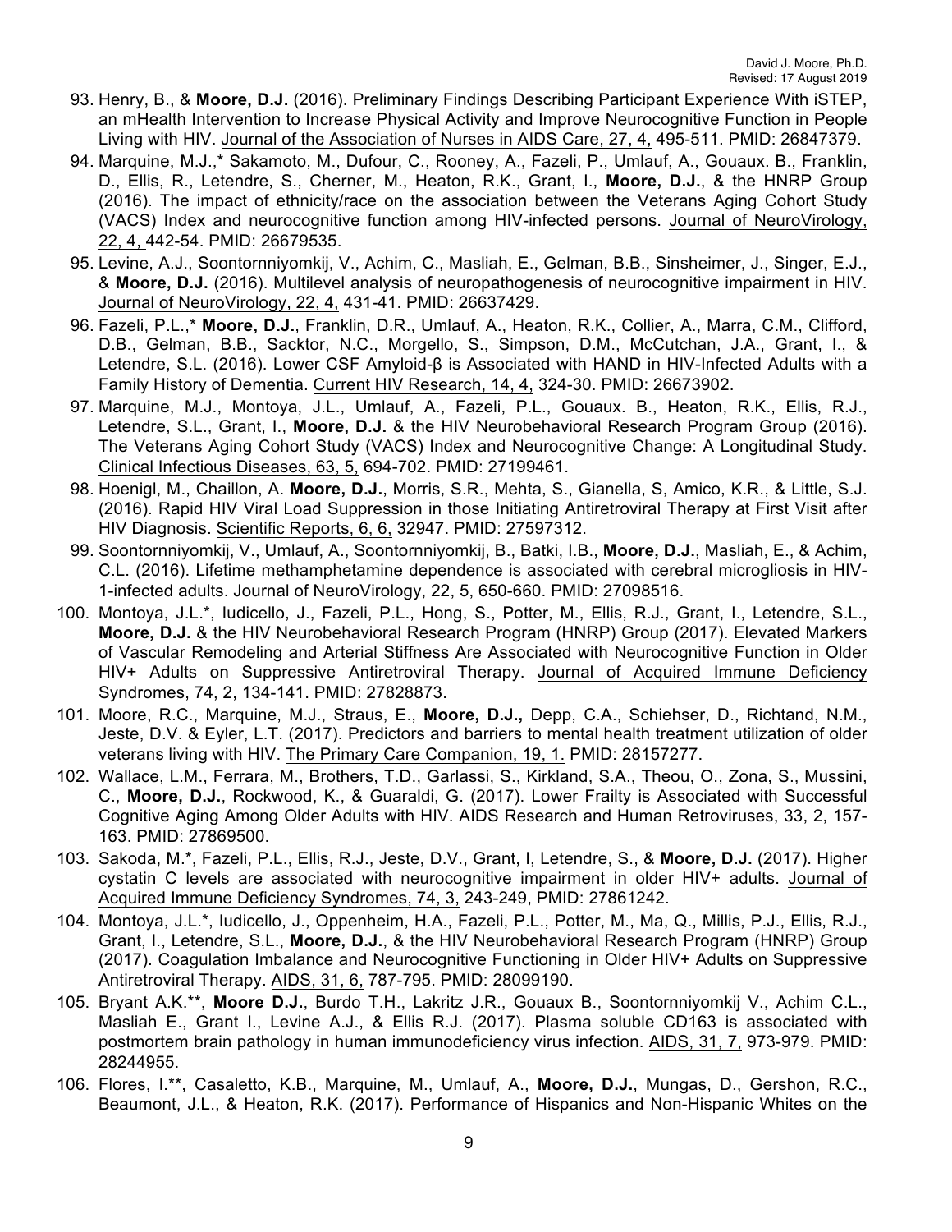93. Henry, B., & **Moore, D.J.** (2016). Preliminary Findings Describing Participant Experience With iSTEP, an mHealth Intervention to Increase Physical Activity and Improve Neurocognitive Function in People Living with HIV. Journal of the Association of Nurses in AIDS Care, 27, 4, 495-511. PMID: 26847379.
94. Marquine, M.J.,* Sakamoto, M., Dufour, C., Rooney, A., Fazeli, P., Umlauf, A., Gouaux. B., Franklin, D., Ellis, R., Letendre, S., Cherner, M., Heaton, R.K., Grant, I., **Moore, D.J.**, & the HNRP Group (2016). The impact of ethnicity/race on the association between the Veterans Aging Cohort Study (VACS) Index and neurocognitive function among HIV-infected persons. Journal of NeuroVirology, 22, 4, 442-54. PMID: 26679535.
95. Levine, A.J., Soontornniyomkij, V., Achim, C., Masliah, E., Gelman, B.B., Sinsheimer, J., Singer, E.J., & **Moore, D.J.** (2016). Multilevel analysis of neuropathogenesis of neurocognitive impairment in HIV. Journal of NeuroVirology, 22, 4, 431-41. PMID: 26637429.
96. Fazeli, P.L.,* **Moore, D.J.**, Franklin, D.R., Umlauf, A., Heaton, R.K., Collier, A., Marra, C.M., Clifford, D.B., Gelman, B.B., Sacktor, N.C., Morgello, S., Simpson, D.M., McCutchan, J.A., Grant, I., & Letendre, S.L. (2016). Lower CSF Amyloid-β is Associated with HAND in HIV-Infected Adults with a Family History of Dementia. Current HIV Research, 14, 4, 324-30. PMID: 26673902.
97. Marquine, M.J., Montoya, J.L., Umlauf, A., Fazeli, P.L., Gouaux. B., Heaton, R.K., Ellis, R.J., Letendre, S.L., Grant, I., **Moore, D.J.** & the HIV Neurobehavioral Research Program Group (2016). The Veterans Aging Cohort Study (VACS) Index and Neurocognitive Change: A Longitudinal Study. Clinical Infectious Diseases, 63, 5, 694-702. PMID: 27199461.
98. Hoenigl, M., Chaillon, A. **Moore, D.J.**, Morris, S.R., Mehta, S., Gianella, S, Amico, K.R., & Little, S.J. (2016). Rapid HIV Viral Load Suppression in those Initiating Antiretroviral Therapy at First Visit after HIV Diagnosis. Scientific Reports, 6, 6, 32947. PMID: 27597312.
99. Soontornniyomkij, V., Umlauf, A., Soontornniyomkij, B., Batki, I.B., **Moore, D.J.**, Masliah, E., & Achim, C.L. (2016). Lifetime methamphetamine dependence is associated with cerebral microgliosis in HIV-1-infected adults. Journal of NeuroVirology, 22, 5, 650-660. PMID: 27098516.
100. Montoya, J.L.*, Iudicello, J., Fazeli, P.L., Hong, S., Potter, M., Ellis, R.J., Grant, I., Letendre, S.L., **Moore, D.J.** & the HIV Neurobehavioral Research Program (HNRP) Group (2017). Elevated Markers of Vascular Remodeling and Arterial Stiffness Are Associated with Neurocognitive Function in Older HIV+ Adults on Suppressive Antiretroviral Therapy. Journal of Acquired Immune Deficiency Syndromes, 74, 2, 134-141. PMID: 27828873.
101. Moore, R.C., Marquine, M.J., Straus, E., **Moore, D.J.,** Depp, C.A., Schiehser, D., Richtand, N.M., Jeste, D.V. & Eyler, L.T. (2017). Predictors and barriers to mental health treatment utilization of older veterans living with HIV. The Primary Care Companion, 19, 1. PMID: 28157277.
102. Wallace, L.M., Ferrara, M., Brothers, T.D., Garlassi, S., Kirkland, S.A., Theou, O., Zona, S., Mussini, C., **Moore, D.J.**, Rockwood, K., & Guaraldi, G. (2017). Lower Frailty is Associated with Successful Cognitive Aging Among Older Adults with HIV. AIDS Research and Human Retroviruses, 33, 2, 157-163. PMID: 27869500.
103. Sakoda, M.*, Fazeli, P.L., Ellis, R.J., Jeste, D.V., Grant, I, Letendre, S., & **Moore, D.J.** (2017). Higher cystatin C levels are associated with neurocognitive impairment in older HIV+ adults. Journal of Acquired Immune Deficiency Syndromes, 74, 3, 243-249, PMID: 27861242.
104. Montoya, J.L.*, Iudicello, J., Oppenheim, H.A., Fazeli, P.L., Potter, M., Ma, Q., Millis, P.J., Ellis, R.J., Grant, I., Letendre, S.L., **Moore, D.J.**, & the HIV Neurobehavioral Research Program (HNRP) Group (2017). Coagulation Imbalance and Neurocognitive Functioning in Older HIV+ Adults on Suppressive Antiretroviral Therapy. AIDS, 31, 6, 787-795. PMID: 28099190.
105. Bryant A.K.**, **Moore D.J.**, Burdo T.H., Lakritz J.R., Gouaux B., Soontornniyomkij V., Achim C.L., Masliah E., Grant I., Levine A.J., & Ellis R.J. (2017). Plasma soluble CD163 is associated with postmortem brain pathology in human immunodeficiency virus infection. AIDS, 31, 7, 973-979. PMID: 28244955.
106. Flores, I.**, Casaletto, K.B., Marquine, M., Umlauf, A., **Moore, D.J.**, Mungas, D., Gershon, R.C., Beaumont, J.L., & Heaton, R.K. (2017). Performance of Hispanics and Non-Hispanic Whites on the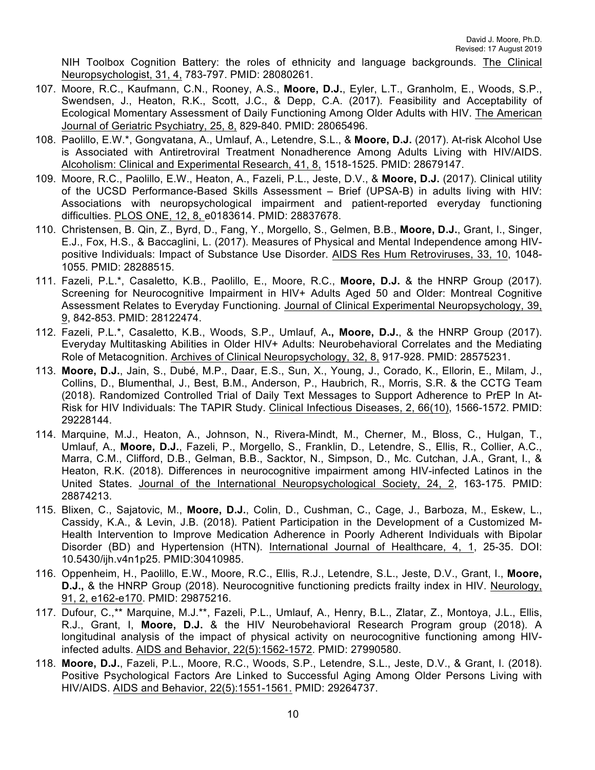NIH Toolbox Cognition Battery: the roles of ethnicity and language backgrounds. The Clinical Neuropsychologist, 31, 4, 783-797. PMID: 28080261.

107. Moore, R.C., Kaufmann, C.N., Rooney, A.S., **Moore, D.J.**, Eyler, L.T., Granholm, E., Woods, S.P., Swendsen, J., Heaton, R.K., Scott, J.C., & Depp, C.A. (2017). Feasibility and Acceptability of Ecological Momentary Assessment of Daily Functioning Among Older Adults with HIV. The American Journal of Geriatric Psychiatry, 25, 8, 829-840. PMID: 28065496.
108. Paolillo, E.W.*, Gongvatana, A., Umlauf, A., Letendre, S.L., & **Moore, D.J.** (2017). At-risk Alcohol Use is Associated with Antiretroviral Treatment Nonadherence Among Adults Living with HIV/AIDS. Alcoholism: Clinical and Experimental Research, 41, 8, 1518-1525. PMID: 28679147.
109. Moore, R.C., Paolillo, E.W., Heaton, A., Fazeli, P.L., Jeste, D.V., & **Moore, D.J.** (2017). Clinical utility of the UCSD Performance-Based Skills Assessment – Brief (UPSA-B) in adults living with HIV: Associations with neuropsychological impairment and patient-reported everyday functioning difficulties. PLOS ONE, 12, 8, e0183614. PMID: 28837678.
110. Christensen, B. Qin, Z., Byrd, D., Fang, Y., Morgello, S., Gelmen, B.B., **Moore, D.J.**, Grant, I., Singer, E.J., Fox, H.S., & Baccaglini, L. (2017). Measures of Physical and Mental Independence among HIV-positive Individuals: Impact of Substance Use Disorder. AIDS Res Hum Retroviruses, 33, 10, 1048-1055. PMID: 28288515.
111. Fazeli, P.L.*, Casaletto, K.B., Paolillo, E., Moore, R.C., **Moore, D.J.** & the HNRP Group (2017). Screening for Neurocognitive Impairment in HIV+ Adults Aged 50 and Older: Montreal Cognitive Assessment Relates to Everyday Functioning. Journal of Clinical Experimental Neuropsychology, 39, 9, 842-853. PMID: 28122474.
112. Fazeli, P.L.*, Casaletto, K.B., Woods, S.P., Umlauf, A**., Moore, D.J.**, & the HNRP Group (2017). Everyday Multitasking Abilities in Older HIV+ Adults: Neurobehavioral Correlates and the Mediating Role of Metacognition. Archives of Clinical Neuropsychology, 32, 8, 917-928. PMID: 28575231.
113. **Moore, D.J.**, Jain, S., Dubé, M.P., Daar, E.S., Sun, X., Young, J., Corado, K., Ellorin, E., Milam, J., Collins, D., Blumenthal, J., Best, B.M., Anderson, P., Haubrich, R., Morris, S.R. & the CCTG Team (2018). Randomized Controlled Trial of Daily Text Messages to Support Adherence to PrEP In At-Risk for HIV Individuals: The TAPIR Study. Clinical Infectious Diseases, 2, 66(10), 1566-1572. PMID: 29228144.
114. Marquine, M.J., Heaton, A., Johnson, N., Rivera-Mindt, M., Cherner, M., Bloss, C., Hulgan, T., Umlauf, A., **Moore, D.J.**, Fazeli, P., Morgello, S., Franklin, D., Letendre, S., Ellis, R., Collier, A.C., Marra, C.M., Clifford, D.B., Gelman, B.B., Sacktor, N., Simpson, D., Mc. Cutchan, J.A., Grant, I., & Heaton, R.K. (2018). Differences in neurocognitive impairment among HIV-infected Latinos in the United States. Journal of the International Neuropsychological Society, 24, 2, 163-175. PMID: 28874213.
115. Blixen, C., Sajatovic, M., **Moore, D.J.**, Colin, D., Cushman, C., Cage, J., Barboza, M., Eskew, L., Cassidy, K.A., & Levin, J.B. (2018). Patient Participation in the Development of a Customized M-Health Intervention to Improve Medication Adherence in Poorly Adherent Individuals with Bipolar Disorder (BD) and Hypertension (HTN). International Journal of Healthcare, 4, 1, 25-35. DOI: 10.5430/ijh.v4n1p25. PMID:30410985.
116. Oppenheim, H., Paolillo, E.W., Moore, R.C., Ellis, R.J., Letendre, S.L., Jeste, D.V., Grant, I., **Moore, D.J.,** & the HNRP Group (2018). Neurocognitive functioning predicts frailty index in HIV. Neurology, 91, 2, e162-e170. PMID: 29875216.
117. Dufour, C.,** Marquine, M.J.**, Fazeli, P.L., Umlauf, A., Henry, B.L., Zlatar, Z., Montoya, J.L., Ellis, R.J., Grant, I, **Moore, D.J.** & the HIV Neurobehavioral Research Program group (2018). A longitudinal analysis of the impact of physical activity on neurocognitive functioning among HIV-infected adults. AIDS and Behavior, 22(5):1562-1572. PMID: 27990580.
118. **Moore, D.J.**, Fazeli, P.L., Moore, R.C., Woods, S.P., Letendre, S.L., Jeste, D.V., & Grant, I. (2018). Positive Psychological Factors Are Linked to Successful Aging Among Older Persons Living with HIV/AIDS. AIDS and Behavior, 22(5):1551-1561. PMID: 29264737.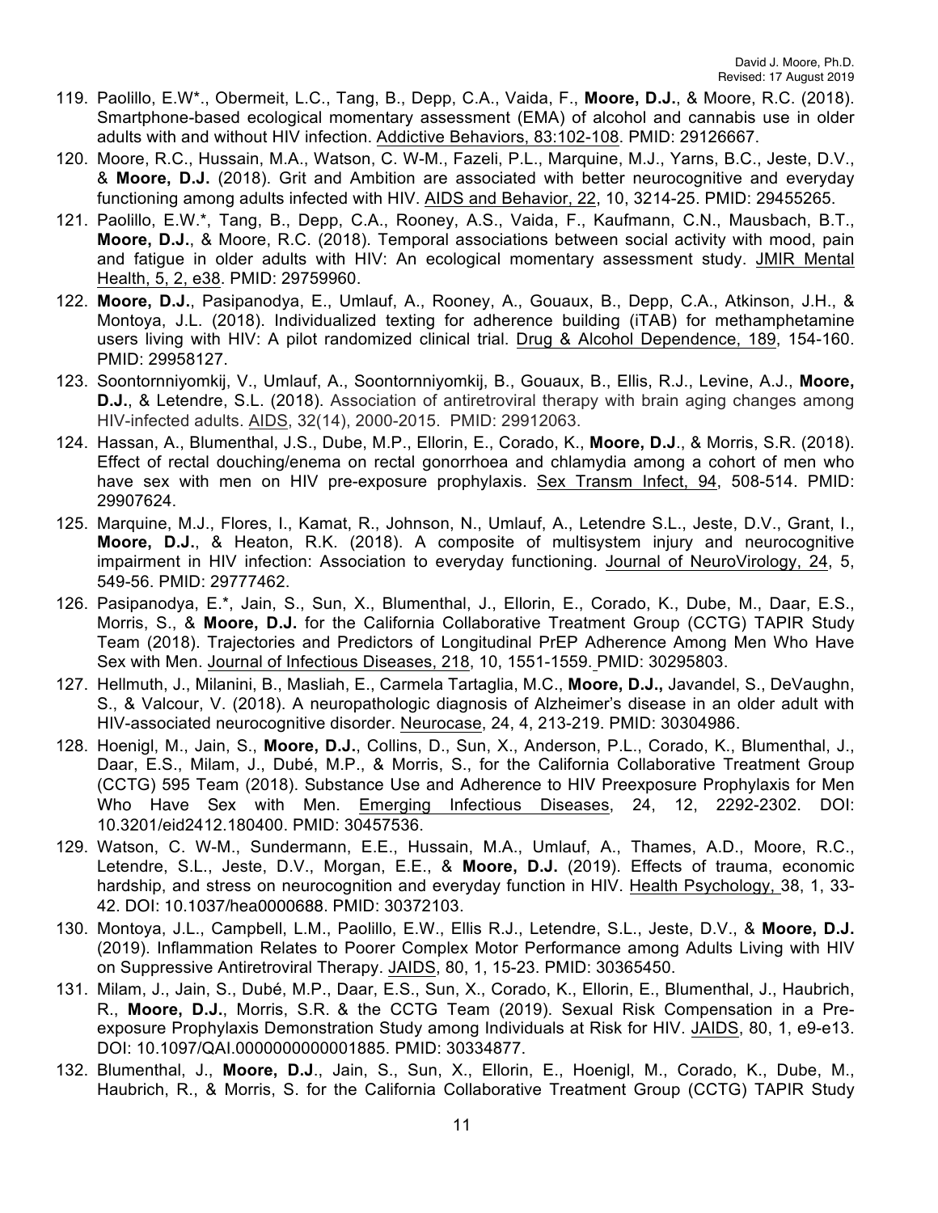119. Paolillo, E.W*., Obermeit, L.C., Tang, B., Depp, C.A., Vaida, F., **Moore, D.J.**, & Moore, R.C. (2018). Smartphone-based ecological momentary assessment (EMA) of alcohol and cannabis use in older adults with and without HIV infection. Addictive Behaviors, 83:102-108. PMID: 29126667.
120. Moore, R.C., Hussain, M.A., Watson, C. W-M., Fazeli, P.L., Marquine, M.J., Yarns, B.C., Jeste, D.V., & **Moore, D.J.** (2018). Grit and Ambition are associated with better neurocognitive and everyday functioning among adults infected with HIV. AIDS and Behavior, 22, 10, 3214-25. PMID: 29455265.
121. Paolillo, E.W.*, Tang, B., Depp, C.A., Rooney, A.S., Vaida, F., Kaufmann, C.N., Mausbach, B.T., **Moore, D.J.**, & Moore, R.C. (2018). Temporal associations between social activity with mood, pain and fatigue in older adults with HIV: An ecological momentary assessment study. JMIR Mental Health, 5, 2, e38. PMID: 29759960.
122. **Moore, D.J.**, Pasipanodya, E., Umlauf, A., Rooney, A., Gouaux, B., Depp, C.A., Atkinson, J.H., & Montoya, J.L. (2018). Individualized texting for adherence building (iTAB) for methamphetamine users living with HIV: A pilot randomized clinical trial. Drug & Alcohol Dependence, 189, 154-160. PMID: 29958127.
123. Soontornniyomkij, V., Umlauf, A., Soontornniyomkij, B., Gouaux, B., Ellis, R.J., Levine, A.J., **Moore, D.J.**, & Letendre, S.L. (2018). Association of antiretroviral therapy with brain aging changes among HIV-infected adults. AIDS, 32(14), 2000-2015. PMID: 29912063.
124. Hassan, A., Blumenthal, J.S., Dube, M.P., Ellorin, E., Corado, K., **Moore, D.J**., & Morris, S.R. (2018). Effect of rectal douching/enema on rectal gonorrhoea and chlamydia among a cohort of men who have sex with men on HIV pre-exposure prophylaxis. Sex Transm Infect, 94, 508-514. PMID: 29907624.
125. Marquine, M.J., Flores, I., Kamat, R., Johnson, N., Umlauf, A., Letendre S.L., Jeste, D.V., Grant, I., **Moore, D.J.**, & Heaton, R.K. (2018). A composite of multisystem injury and neurocognitive impairment in HIV infection: Association to everyday functioning. Journal of NeuroVirology, 24, 5, 549-56. PMID: 29777462.
126. Pasipanodya, E.*, Jain, S., Sun, X., Blumenthal, J., Ellorin, E., Corado, K., Dube, M., Daar, E.S., Morris, S., & **Moore, D.J.** for the California Collaborative Treatment Group (CCTG) TAPIR Study Team (2018). Trajectories and Predictors of Longitudinal PrEP Adherence Among Men Who Have Sex with Men. Journal of Infectious Diseases, 218, 10, 1551-1559. PMID: 30295803.
127. Hellmuth, J., Milanini, B., Masliah, E., Carmela Tartaglia, M.C., **Moore, D.J.,** Javandel, S., DeVaughn, S., & Valcour, V. (2018). A neuropathologic diagnosis of Alzheimer's disease in an older adult with HIV-associated neurocognitive disorder. Neurocase, 24, 4, 213-219. PMID: 30304986.
128. Hoenigl, M., Jain, S., **Moore, D.J.**, Collins, D., Sun, X., Anderson, P.L., Corado, K., Blumenthal, J., Daar, E.S., Milam, J., Dubé, M.P., & Morris, S., for the California Collaborative Treatment Group (CCTG) 595 Team (2018). Substance Use and Adherence to HIV Preexposure Prophylaxis for Men Who Have Sex with Men. Emerging Infectious Diseases, 24, 12, 2292-2302. DOI: 10.3201/eid2412.180400. PMID: 30457536.
129. Watson, C. W-M., Sundermann, E.E., Hussain, M.A., Umlauf, A., Thames, A.D., Moore, R.C., Letendre, S.L., Jeste, D.V., Morgan, E.E., & **Moore, D.J.** (2019). Effects of trauma, economic hardship, and stress on neurocognition and everyday function in HIV. Health Psychology, 38, 1, 33-42. DOI: 10.1037/hea0000688. PMID: 30372103.
130. Montoya, J.L., Campbell, L.M., Paolillo, E.W., Ellis R.J., Letendre, S.L., Jeste, D.V., & **Moore, D.J.** (2019). Inflammation Relates to Poorer Complex Motor Performance among Adults Living with HIV on Suppressive Antiretroviral Therapy. JAIDS, 80, 1, 15-23. PMID: 30365450.
131. Milam, J., Jain, S., Dubé, M.P., Daar, E.S., Sun, X., Corado, K., Ellorin, E., Blumenthal, J., Haubrich, R., **Moore, D.J.**, Morris, S.R. & the CCTG Team (2019). Sexual Risk Compensation in a Pre-exposure Prophylaxis Demonstration Study among Individuals at Risk for HIV. JAIDS, 80, 1, e9-e13. DOI: 10.1097/QAI.0000000000001885. PMID: 30334877.
132. Blumenthal, J., **Moore, D.J**., Jain, S., Sun, X., Ellorin, E., Hoenigl, M., Corado, K., Dube, M., Haubrich, R., & Morris, S. for the California Collaborative Treatment Group (CCTG) TAPIR Study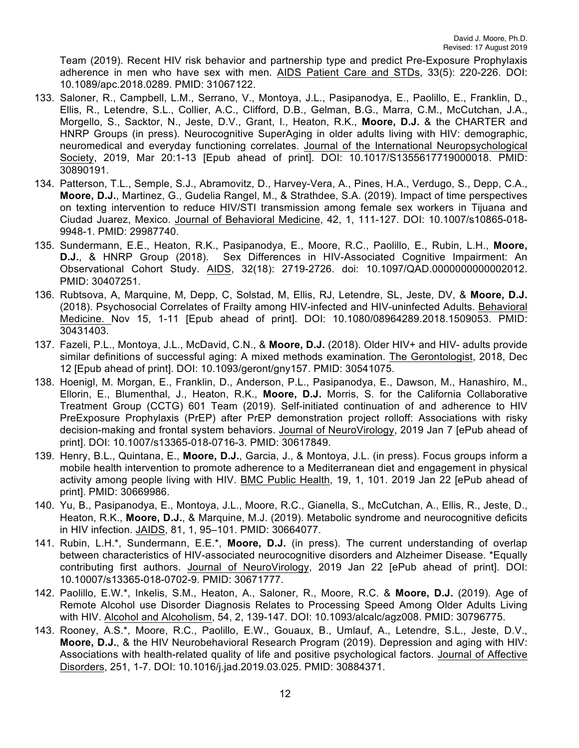Team (2019). Recent HIV risk behavior and partnership type and predict Pre-Exposure Prophylaxis adherence in men who have sex with men. AIDS Patient Care and STDs, 33(5): 220-226. DOI: 10.1089/apc.2018.0289. PMID: 31067122.

133. Saloner, R., Campbell, L.M., Serrano, V., Montoya, J.L., Pasipanodya, E., Paolillo, E., Franklin, D., Ellis, R., Letendre, S.L., Collier, A.C., Clifford, D.B., Gelman, B.G., Marra, C.M., McCutchan, J.A., Morgello, S., Sacktor, N., Jeste, D.V., Grant, I., Heaton, R.K., **Moore, D.J.** & the CHARTER and HNRP Groups (in press). Neurocognitive SuperAging in older adults living with HIV: demographic, neuromedical and everyday functioning correlates. Journal of the International Neuropsychological Society, 2019, Mar 20:1-13 [Epub ahead of print]. DOI: 10.1017/S1355617719000018. PMID: 30890191.
134. Patterson, T.L., Semple, S.J., Abramovitz, D., Harvey-Vera, A., Pines, H.A., Verdugo, S., Depp, C.A., **Moore, D.J.**, Martinez, G., Gudelia Rangel, M., & Strathdee, S.A. (2019). Impact of time perspectives on texting intervention to reduce HIV/STI transmission among female sex workers in Tijuana and Ciudad Juarez, Mexico. Journal of Behavioral Medicine, 42, 1, 111-127. DOI: 10.1007/s10865-018-9948-1. PMID: 29987740.
135. Sundermann, E.E., Heaton, R.K., Pasipanodya, E., Moore, R.C., Paolillo, E., Rubin, L.H., **Moore, D.J.**, & HNRP Group (2018). Sex Differences in HIV-Associated Cognitive Impairment: An Observational Cohort Study. AIDS, 32(18): 2719-2726. doi: 10.1097/QAD.0000000000002012. PMID: 30407251.
136. Rubtsova, A, Marquine, M, Depp, C, Solstad, M, Ellis, RJ, Letendre, SL, Jeste, DV, & **Moore, D.J.** (2018). Psychosocial Correlates of Frailty among HIV-infected and HIV-uninfected Adults. Behavioral Medicine. Nov 15, 1-11 [Epub ahead of print]. DOI: 10.1080/08964289.2018.1509053. PMID: 30431403.
137. Fazeli, P.L., Montoya, J.L., McDavid, C.N., & **Moore, D.J.** (2018). Older HIV+ and HIV- adults provide similar definitions of successful aging: A mixed methods examination. The Gerontologist, 2018, Dec 12 [Epub ahead of print]. DOI: 10.1093/geront/gny157. PMID: 30541075.
138. Hoenigl, M. Morgan, E., Franklin, D., Anderson, P.L., Pasipanodya, E., Dawson, M., Hanashiro, M., Ellorin, E., Blumenthal, J., Heaton, R.K., **Moore, D.J.** Morris, S. for the California Collaborative Treatment Group (CCTG) 601 Team (2019). Self-initiated continuation of and adherence to HIV PreExposure Prophylaxis (PrEP) after PrEP demonstration project rolloff: Associations with risky decision-making and frontal system behaviors. Journal of NeuroVirology, 2019 Jan 7 [ePub ahead of print]. DOI: 10.1007/s13365-018-0716-3. PMID: 30617849.
139. Henry, B.L., Quintana, E., **Moore, D.J.**, Garcia, J., & Montoya, J.L. (in press). Focus groups inform a mobile health intervention to promote adherence to a Mediterranean diet and engagement in physical activity among people living with HIV. BMC Public Health, 19, 1, 101. 2019 Jan 22 [ePub ahead of print]. PMID: 30669986.
140. Yu, B., Pasipanodya, E., Montoya, J.L., Moore, R.C., Gianella, S., McCutchan, A., Ellis, R., Jeste, D., Heaton, R.K., **Moore, D.J.**, & Marquine, M.J. (2019). Metabolic syndrome and neurocognitive deficits in HIV infection. JAIDS, 81, 1, 95–101. PMID: 30664077.
141. Rubin, L.H.*, Sundermann, E.E.*, **Moore, D.J.** (in press). The current understanding of overlap between characteristics of HIV-associated neurocognitive disorders and Alzheimer Disease. *Equally contributing first authors. Journal of NeuroVirology, 2019 Jan 22 [ePub ahead of print]. DOI: 10.10007/s13365-018-0702-9. PMID: 30671777.
142. Paolillo, E.W.*, Inkelis, S.M., Heaton, A., Saloner, R., Moore, R.C. & **Moore, D.J.** (2019). Age of Remote Alcohol use Disorder Diagnosis Relates to Processing Speed Among Older Adults Living with HIV. Alcohol and Alcoholism, 54, 2, 139-147. DOI: 10.1093/alcalc/agz008. PMID: 30796775.
143. Rooney, A.S.*, Moore, R.C., Paolillo, E.W., Gouaux, B., Umlauf, A., Letendre, S.L., Jeste, D.V., **Moore, D.J.**, & the HIV Neurobehavioral Research Program (2019). Depression and aging with HIV: Associations with health-related quality of life and positive psychological factors. Journal of Affective Disorders, 251, 1-7. DOI: 10.1016/j.jad.2019.03.025. PMID: 30884371.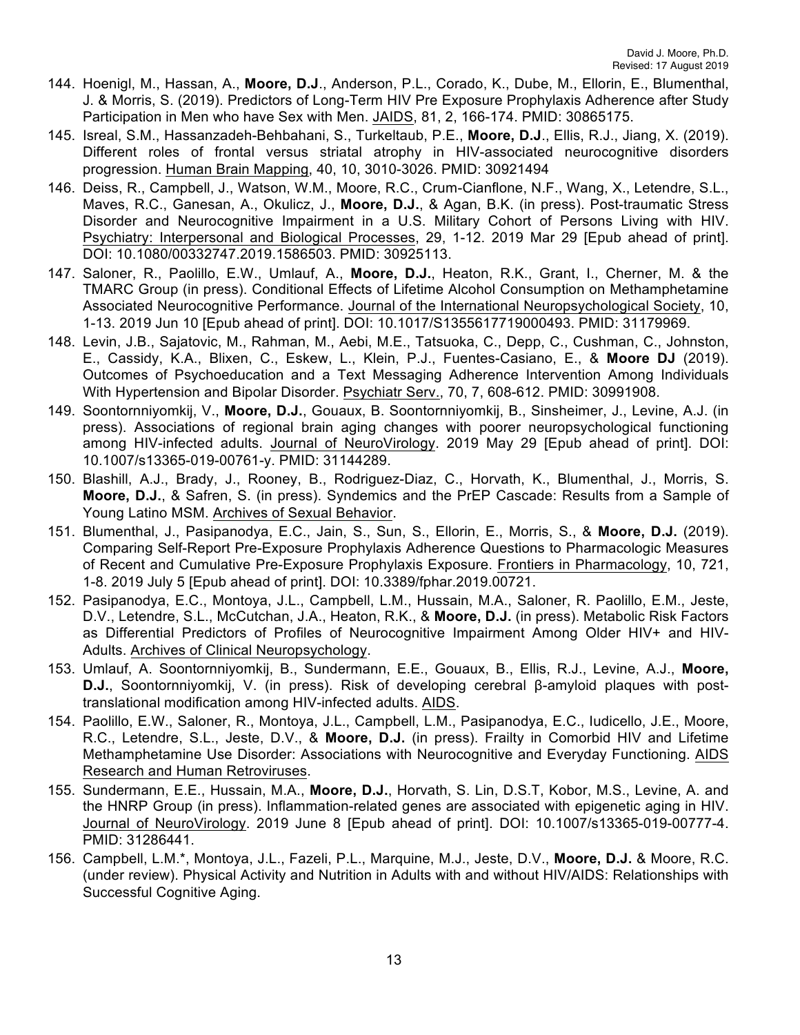144. Hoenigl, M., Hassan, A., **Moore, D.J**., Anderson, P.L., Corado, K., Dube, M., Ellorin, E., Blumenthal, J. & Morris, S. (2019). Predictors of Long-Term HIV Pre Exposure Prophylaxis Adherence after Study Participation in Men who have Sex with Men. JAIDS, 81, 2, 166-174. PMID: 30865175.
145. Isreal, S.M., Hassanzadeh-Behbahani, S., Turkeltaub, P.E., **Moore, D.J**., Ellis, R.J., Jiang, X. (2019). Different roles of frontal versus striatal atrophy in HIV-associated neurocognitive disorders progression. Human Brain Mapping, 40, 10, 3010-3026. PMID: 30921494
146. Deiss, R., Campbell, J., Watson, W.M., Moore, R.C., Crum-Cianflone, N.F., Wang, X., Letendre, S.L., Maves, R.C., Ganesan, A., Okulicz, J., **Moore, D.J.**, & Agan, B.K. (in press). Post-traumatic Stress Disorder and Neurocognitive Impairment in a U.S. Military Cohort of Persons Living with HIV. Psychiatry: Interpersonal and Biological Processes, 29, 1-12. 2019 Mar 29 [Epub ahead of print]. DOI: 10.1080/00332747.2019.1586503. PMID: 30925113.
147. Saloner, R., Paolillo, E.W., Umlauf, A., **Moore, D.J.**, Heaton, R.K., Grant, I., Cherner, M. & the TMARC Group (in press). Conditional Effects of Lifetime Alcohol Consumption on Methamphetamine Associated Neurocognitive Performance. Journal of the International Neuropsychological Society, 10, 1-13. 2019 Jun 10 [Epub ahead of print]. DOI: 10.1017/S1355617719000493. PMID: 31179969.
148. Levin, J.B., Sajatovic, M., Rahman, M., Aebi, M.E., Tatsuoka, C., Depp, C., Cushman, C., Johnston, E., Cassidy, K.A., Blixen, C., Eskew, L., Klein, P.J., Fuentes-Casiano, E., & **Moore DJ** (2019). Outcomes of Psychoeducation and a Text Messaging Adherence Intervention Among Individuals With Hypertension and Bipolar Disorder. Psychiatr Serv., 70, 7, 608-612. PMID: 30991908.
149. Soontornniyomkij, V., **Moore, D.J.**, Gouaux, B. Soontornniyomkij, B., Sinsheimer, J., Levine, A.J. (in press). Associations of regional brain aging changes with poorer neuropsychological functioning among HIV-infected adults. Journal of NeuroVirology. 2019 May 29 [Epub ahead of print]. DOI: 10.1007/s13365-019-00761-y. PMID: 31144289.
150. Blashill, A.J., Brady, J., Rooney, B., Rodriguez-Diaz, C., Horvath, K., Blumenthal, J., Morris, S. **Moore, D.J.**, & Safren, S. (in press). Syndemics and the PrEP Cascade: Results from a Sample of Young Latino MSM. Archives of Sexual Behavior.
151. Blumenthal, J., Pasipanodya, E.C., Jain, S., Sun, S., Ellorin, E., Morris, S., & **Moore, D.J.** (2019). Comparing Self-Report Pre-Exposure Prophylaxis Adherence Questions to Pharmacologic Measures of Recent and Cumulative Pre-Exposure Prophylaxis Exposure. Frontiers in Pharmacology, 10, 721, 1-8. 2019 July 5 [Epub ahead of print]. DOI: 10.3389/fphar.2019.00721.
152. Pasipanodya, E.C., Montoya, J.L., Campbell, L.M., Hussain, M.A., Saloner, R. Paolillo, E.M., Jeste, D.V., Letendre, S.L., McCutchan, J.A., Heaton, R.K., & **Moore, D.J.** (in press). Metabolic Risk Factors as Differential Predictors of Profiles of Neurocognitive Impairment Among Older HIV+ and HIV-Adults. Archives of Clinical Neuropsychology.
153. Umlauf, A. Soontornniyomkij, B., Sundermann, E.E., Gouaux, B., Ellis, R.J., Levine, A.J., **Moore, D.J.**, Soontornniyomkij, V. (in press). Risk of developing cerebral β-amyloid plaques with post-translational modification among HIV-infected adults. AIDS.
154. Paolillo, E.W., Saloner, R., Montoya, J.L., Campbell, L.M., Pasipanodya, E.C., Iudicello, J.E., Moore, R.C., Letendre, S.L., Jeste, D.V., & **Moore, D.J.** (in press). Frailty in Comorbid HIV and Lifetime Methamphetamine Use Disorder: Associations with Neurocognitive and Everyday Functioning. AIDS Research and Human Retroviruses.
155. Sundermann, E.E., Hussain, M.A., **Moore, D.J.**, Horvath, S. Lin, D.S.T, Kobor, M.S., Levine, A. and the HNRP Group (in press). Inflammation-related genes are associated with epigenetic aging in HIV. Journal of NeuroVirology. 2019 June 8 [Epub ahead of print]. DOI: 10.1007/s13365-019-00777-4. PMID: 31286441.
156. Campbell, L.M.*, Montoya, J.L., Fazeli, P.L., Marquine, M.J., Jeste, D.V., **Moore, D.J.** & Moore, R.C. (under review). Physical Activity and Nutrition in Adults with and without HIV/AIDS: Relationships with Successful Cognitive Aging.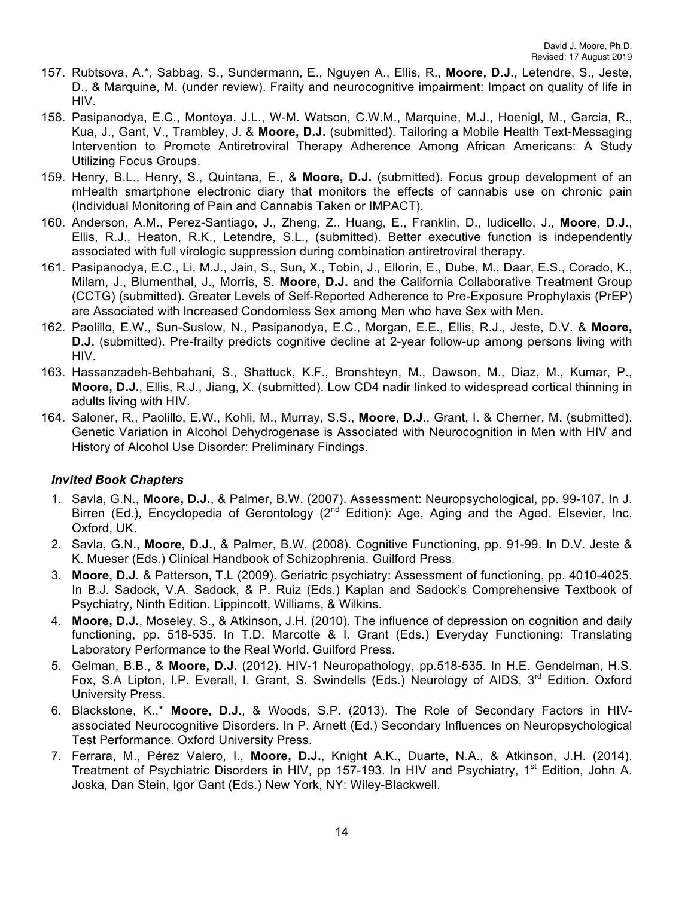157. Rubtsova, A.*, Sabbag, S., Sundermann, E., Nguyen A., Ellis, R., **Moore, D.J.,** Letendre, S., Jeste, D., & Marquine, M. (under review). Frailty and neurocognitive impairment: Impact on quality of life in HIV.
158. Pasipanodya, E.C., Montoya, J.L., W-M. Watson, C.W.M., Marquine, M.J., Hoenigl, M., Garcia, R., Kua, J., Gant, V., Trambley, J. & **Moore, D.J.** (submitted). Tailoring a Mobile Health Text-Messaging Intervention to Promote Antiretroviral Therapy Adherence Among African Americans: A Study Utilizing Focus Groups.
159. Henry, B.L., Henry, S., Quintana, E., & **Moore, D.J.** (submitted). Focus group development of an mHealth smartphone electronic diary that monitors the effects of cannabis use on chronic pain (Individual Monitoring of Pain and Cannabis Taken or IMPACT).
160. Anderson, A.M., Perez-Santiago, J., Zheng, Z., Huang, E., Franklin, D., Iudicello, J., **Moore, D.J.**, Ellis, R.J., Heaton, R.K., Letendre, S.L., (submitted). Better executive function is independently associated with full virologic suppression during combination antiretroviral therapy.
161. Pasipanodya, E.C., Li, M.J., Jain, S., Sun, X., Tobin, J., Ellorin, E., Dube, M., Daar, E.S., Corado, K., Milam, J., Blumenthal, J., Morris, S. **Moore, D.J.** and the California Collaborative Treatment Group (CCTG) (submitted). Greater Levels of Self-Reported Adherence to Pre-Exposure Prophylaxis (PrEP) are Associated with Increased Condomless Sex among Men who have Sex with Men.
162. Paolillo, E.W., Sun-Suslow, N., Pasipanodya, E.C., Morgan, E.E., Ellis, R.J., Jeste, D.V. & **Moore, D.J.** (submitted). Pre-frailty predicts cognitive decline at 2-year follow-up among persons living with HIV.
163. Hassanzadeh-Behbahani, S., Shattuck, K.F., Bronshteyn, M., Dawson, M., Diaz, M., Kumar, P., **Moore, D.J.**, Ellis, R.J., Jiang, X. (submitted). Low CD4 nadir linked to widespread cortical thinning in adults living with HIV.
164. Saloner, R., Paolillo, E.W., Kohli, M., Murray, S.S., **Moore, D.J.**, Grant, I. & Cherner, M. (submitted). Genetic Variation in Alcohol Dehydrogenase is Associated with Neurocognition in Men with HIV and History of Alcohol Use Disorder: Preliminary Findings.

### *Invited Book Chapters*

1. Savla, G.N., **Moore, D.J.**, & Palmer, B.W. (2007). Assessment: Neuropsychological, pp. 99-107. In J. Birren (Ed.), Encyclopedia of Gerontology (2nd Edition): Age, Aging and the Aged. Elsevier, Inc. Oxford, UK.
2. Savla, G.N., **Moore, D.J.**, & Palmer, B.W. (2008). Cognitive Functioning, pp. 91-99. In D.V. Jeste & K. Mueser (Eds.) Clinical Handbook of Schizophrenia. Guilford Press.
3. **Moore, D.J.** & Patterson, T.L (2009). Geriatric psychiatry: Assessment of functioning, pp. 4010-4025. In B.J. Sadock, V.A. Sadock, & P. Ruiz (Eds.) Kaplan and Sadock's Comprehensive Textbook of Psychiatry, Ninth Edition. Lippincott, Williams, & Wilkins.
4. **Moore, D.J.**, Moseley, S., & Atkinson, J.H. (2010). The influence of depression on cognition and daily functioning, pp. 518-535. In T.D. Marcotte & I. Grant (Eds.) Everyday Functioning: Translating Laboratory Performance to the Real World. Guilford Press.
5. Gelman, B.B., & **Moore, D.J.** (2012). HIV-1 Neuropathology, pp.518-535. In H.E. Gendelman, H.S. Fox, S.A Lipton, I.P. Everall, I. Grant, S. Swindells (Eds.) Neurology of AIDS, 3rd Edition. Oxford University Press.
6. Blackstone, K.,* **Moore, D.J.**, & Woods, S.P. (2013). The Role of Secondary Factors in HIV-associated Neurocognitive Disorders. In P. Arnett (Ed.) Secondary Influences on Neuropsychological Test Performance. Oxford University Press.
7. Ferrara, M., Pérez Valero, I., **Moore, D.J.**, Knight A.K., Duarte, N.A., & Atkinson, J.H. (2014). Treatment of Psychiatric Disorders in HIV, pp 157-193. In HIV and Psychiatry, 1st Edition, John A. Joska, Dan Stein, Igor Gant (Eds.) New York, NY: Wiley-Blackwell.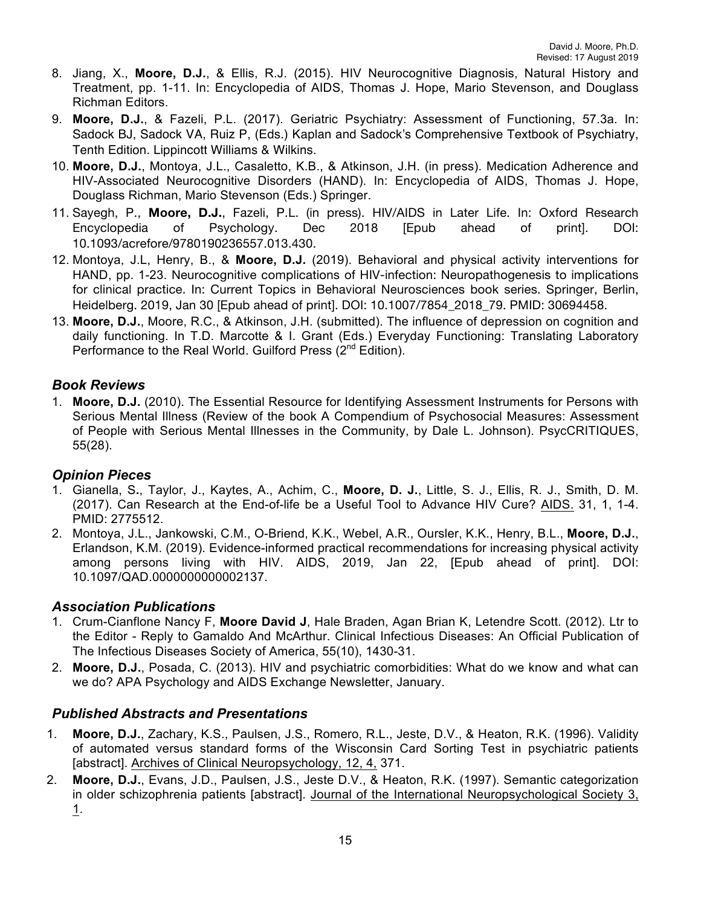8. Jiang, X., **Moore, D.J.**, & Ellis, R.J. (2015). HIV Neurocognitive Diagnosis, Natural History and Treatment, pp. 1-11. In: Encyclopedia of AIDS, Thomas J. Hope, Mario Stevenson, and Douglass Richman Editors.
9. **Moore, D.J.**, & Fazeli, P.L. (2017). Geriatric Psychiatry: Assessment of Functioning, 57.3a. In: Sadock BJ, Sadock VA, Ruiz P, (Eds.) Kaplan and Sadock's Comprehensive Textbook of Psychiatry, Tenth Edition. Lippincott Williams & Wilkins.
10. **Moore, D.J.**, Montoya, J.L., Casaletto, K.B., & Atkinson, J.H. (in press). Medication Adherence and HIV-Associated Neurocognitive Disorders (HAND). In: Encyclopedia of AIDS, Thomas J. Hope, Douglass Richman, Mario Stevenson (Eds.) Springer.
11. Sayegh, P., **Moore, D.J.**, Fazeli, P.L. (in press). HIV/AIDS in Later Life. In: Oxford Research Encyclopedia of Psychology. Dec 2018 [Epub ahead of print]. DOI: 10.1093/acrefore/9780190236557.013.430.
12. Montoya, J.L, Henry, B., & **Moore, D.J.** (2019). Behavioral and physical activity interventions for HAND, pp. 1-23. Neurocognitive complications of HIV-infection: Neuropathogenesis to implications for clinical practice. In: Current Topics in Behavioral Neurosciences book series. Springer, Berlin, Heidelberg. 2019, Jan 30 [Epub ahead of print]. DOI: 10.1007/7854_2018_79. PMID: 30694458.
13. **Moore, D.J.**, Moore, R.C., & Atkinson, J.H. (submitted). The influence of depression on cognition and daily functioning. In T.D. Marcotte & I. Grant (Eds.) Everyday Functioning: Translating Laboratory Performance to the Real World. Guilford Press (2nd Edition).

### *Book Reviews*

1. **Moore, D.J.** (2010). The Essential Resource for Identifying Assessment Instruments for Persons with Serious Mental Illness (Review of the book A Compendium of Psychosocial Measures: Assessment of People with Serious Mental Illnesses in the Community, by Dale L. Johnson). PsycCRITIQUES, 55(28).

### *Opinion Pieces*

1. Gianella, S., Taylor, J., Kaytes, A., Achim, C., **Moore, D. J.**, Little, S. J., Ellis, R. J., Smith, D. M. (2017). Can Research at the End-of-life be a Useful Tool to Advance HIV Cure? AIDS. 31, 1, 1-4. PMID: 2775512.
2. Montoya, J.L., Jankowski, C.M., O-Briend, K.K., Webel, A.R., Oursler, K.K., Henry, B.L., **Moore, D.J.**, Erlandson, K.M. (2019). Evidence-informed practical recommendations for increasing physical activity among persons living with HIV. AIDS, 2019, Jan 22, [Epub ahead of print]. DOI: 10.1097/QAD.0000000000002137.

### *Association Publications*

1. Crum-Cianflone Nancy F, **Moore David J**, Hale Braden, Agan Brian K, Letendre Scott. (2012). Ltr to the Editor - Reply to Gamaldo And McArthur. Clinical Infectious Diseases: An Official Publication of The Infectious Diseases Society of America, 55(10), 1430-31.
2. **Moore, D.J.**, Posada, C. (2013). HIV and psychiatric comorbidities: What do we know and what can we do? APA Psychology and AIDS Exchange Newsletter, January.

### *Published Abstracts and Presentations*

1. **Moore, D.J.**, Zachary, K.S., Paulsen, J.S., Romero, R.L., Jeste, D.V., & Heaton, R.K. (1996). Validity of automated versus standard forms of the Wisconsin Card Sorting Test in psychiatric patients [abstract]. Archives of Clinical Neuropsychology, 12, 4, 371.
2. **Moore, D.J.**, Evans, J.D., Paulsen, J.S., Jeste D.V., & Heaton, R.K. (1997). Semantic categorization in older schizophrenia patients [abstract]. Journal of the International Neuropsychological Society 3, 1.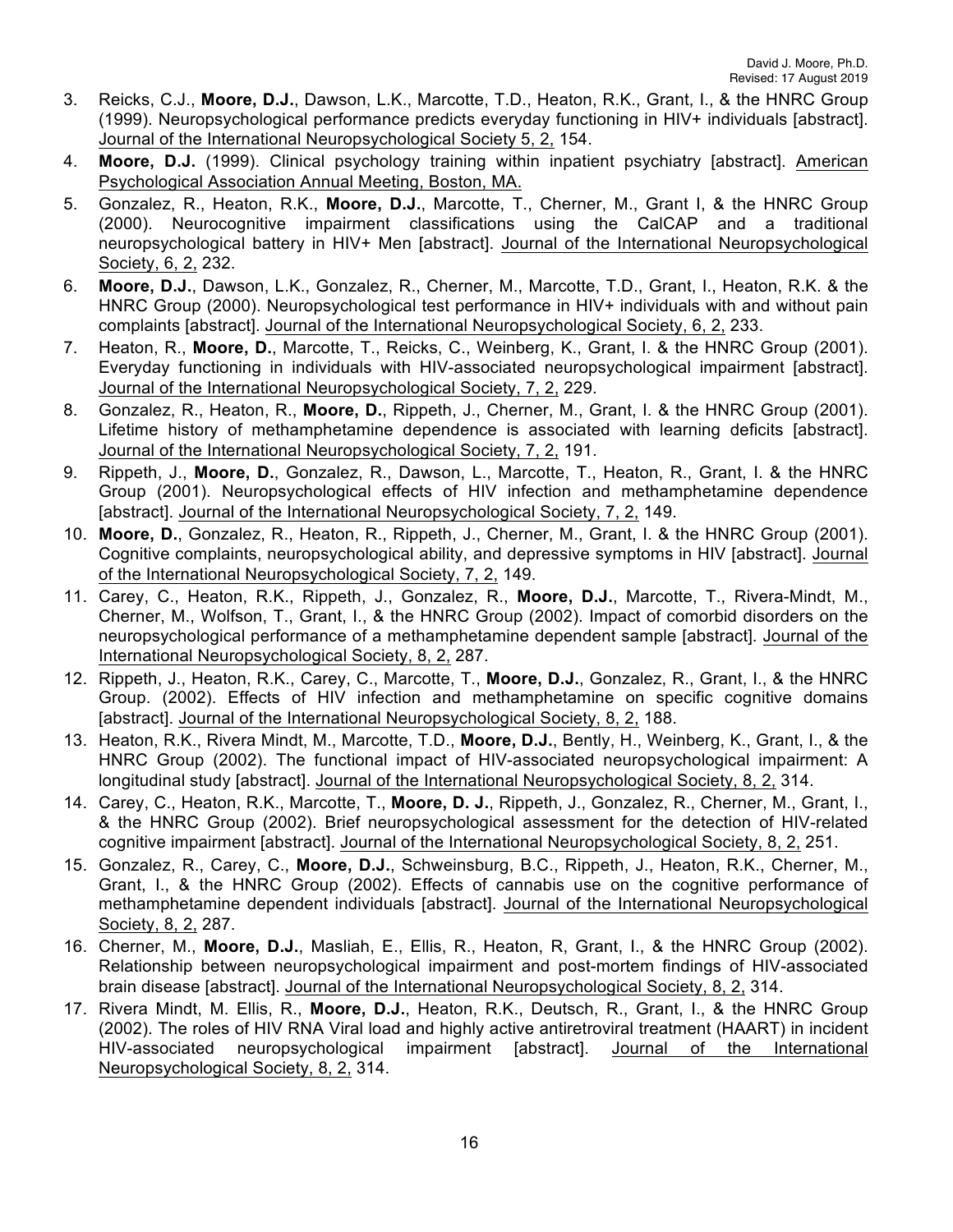3. Reicks, C.J., **Moore, D.J.**, Dawson, L.K., Marcotte, T.D., Heaton, R.K., Grant, I., & the HNRC Group (1999). Neuropsychological performance predicts everyday functioning in HIV+ individuals [abstract]. Journal of the International Neuropsychological Society 5, 2, 154.
4. **Moore, D.J.** (1999). Clinical psychology training within inpatient psychiatry [abstract]. American Psychological Association Annual Meeting, Boston, MA.
5. Gonzalez, R., Heaton, R.K., **Moore, D.J.**, Marcotte, T., Cherner, M., Grant I, & the HNRC Group (2000). Neurocognitive impairment classifications using the CalCAP and a traditional neuropsychological battery in HIV+ Men [abstract]. Journal of the International Neuropsychological Society, 6, 2, 232.
6. **Moore, D.J.**, Dawson, L.K., Gonzalez, R., Cherner, M., Marcotte, T.D., Grant, I., Heaton, R.K. & the HNRC Group (2000). Neuropsychological test performance in HIV+ individuals with and without pain complaints [abstract]. Journal of the International Neuropsychological Society, 6, 2, 233.
7. Heaton, R., **Moore, D.**, Marcotte, T., Reicks, C., Weinberg, K., Grant, I. & the HNRC Group (2001). Everyday functioning in individuals with HIV-associated neuropsychological impairment [abstract]. Journal of the International Neuropsychological Society, 7, 2, 229.
8. Gonzalez, R., Heaton, R., **Moore, D.**, Rippeth, J., Cherner, M., Grant, I. & the HNRC Group (2001). Lifetime history of methamphetamine dependence is associated with learning deficits [abstract]. Journal of the International Neuropsychological Society, 7, 2, 191.
9. Rippeth, J., **Moore, D.**, Gonzalez, R., Dawson, L., Marcotte, T., Heaton, R., Grant, I. & the HNRC Group (2001). Neuropsychological effects of HIV infection and methamphetamine dependence [abstract]. Journal of the International Neuropsychological Society, 7, 2, 149.
10. **Moore, D.**, Gonzalez, R., Heaton, R., Rippeth, J., Cherner, M., Grant, I. & the HNRC Group (2001). Cognitive complaints, neuropsychological ability, and depressive symptoms in HIV [abstract]. Journal of the International Neuropsychological Society, 7, 2, 149.
11. Carey, C., Heaton, R.K., Rippeth, J., Gonzalez, R., **Moore, D.J.**, Marcotte, T., Rivera-Mindt, M., Cherner, M., Wolfson, T., Grant, I., & the HNRC Group (2002). Impact of comorbid disorders on the neuropsychological performance of a methamphetamine dependent sample [abstract]. Journal of the International Neuropsychological Society, 8, 2, 287.
12. Rippeth, J., Heaton, R.K., Carey, C., Marcotte, T., **Moore, D.J.**, Gonzalez, R., Grant, I., & the HNRC Group. (2002). Effects of HIV infection and methamphetamine on specific cognitive domains [abstract]. Journal of the International Neuropsychological Society, 8, 2, 188.
13. Heaton, R.K., Rivera Mindt, M., Marcotte, T.D., **Moore, D.J.**, Bently, H., Weinberg, K., Grant, I., & the HNRC Group (2002). The functional impact of HIV-associated neuropsychological impairment: A longitudinal study [abstract]. Journal of the International Neuropsychological Society, 8, 2, 314.
14. Carey, C., Heaton, R.K., Marcotte, T., **Moore, D. J.**, Rippeth, J., Gonzalez, R., Cherner, M., Grant, I., & the HNRC Group (2002). Brief neuropsychological assessment for the detection of HIV-related cognitive impairment [abstract]. Journal of the International Neuropsychological Society, 8, 2, 251.
15. Gonzalez, R., Carey, C., **Moore, D.J.**, Schweinsburg, B.C., Rippeth, J., Heaton, R.K., Cherner, M., Grant, I., & the HNRC Group (2002). Effects of cannabis use on the cognitive performance of methamphetamine dependent individuals [abstract]. Journal of the International Neuropsychological Society, 8, 2, 287.
16. Cherner, M., **Moore, D.J.**, Masliah, E., Ellis, R., Heaton, R, Grant, I., & the HNRC Group (2002). Relationship between neuropsychological impairment and post-mortem findings of HIV-associated brain disease [abstract]. Journal of the International Neuropsychological Society, 8, 2, 314.
17. Rivera Mindt, M. Ellis, R., **Moore, D.J.**, Heaton, R.K., Deutsch, R., Grant, I., & the HNRC Group (2002). The roles of HIV RNA Viral load and highly active antiretroviral treatment (HAART) in incident HIV-associated neuropsychological impairment [abstract]. Journal of the International Neuropsychological Society, 8, 2, 314.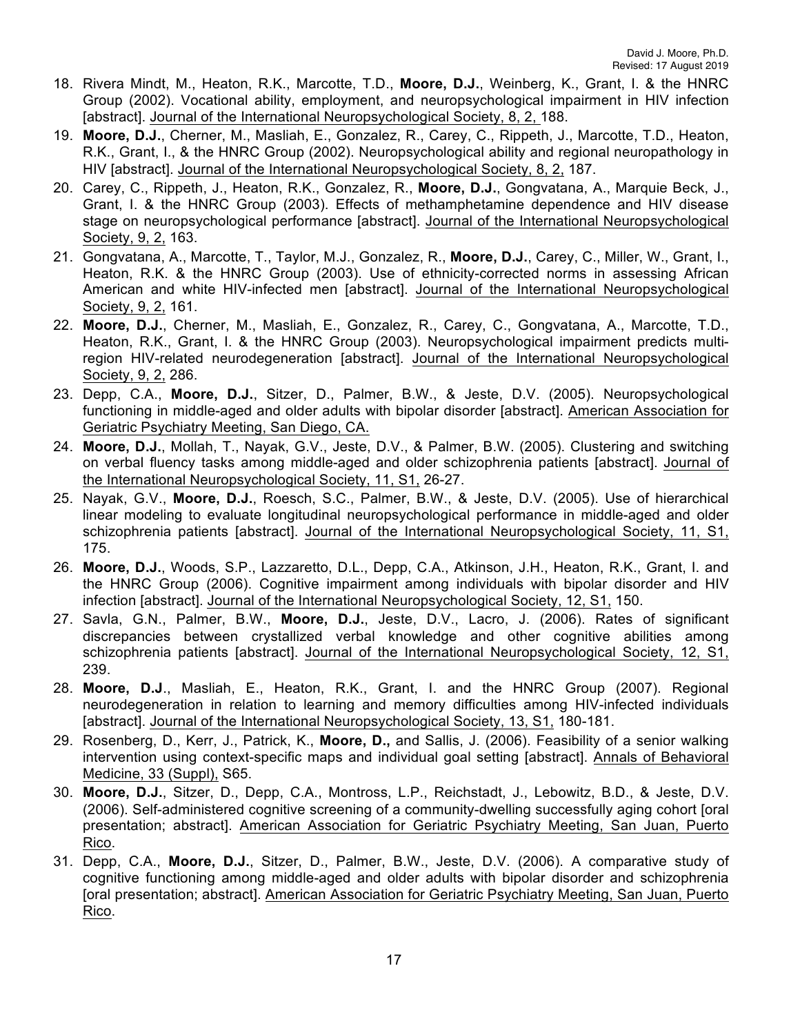18. Rivera Mindt, M., Heaton, R.K., Marcotte, T.D., **Moore, D.J.**, Weinberg, K., Grant, I. & the HNRC Group (2002). Vocational ability, employment, and neuropsychological impairment in HIV infection [abstract]. Journal of the International Neuropsychological Society, 8, 2, 188.
19. **Moore, D.J.**, Cherner, M., Masliah, E., Gonzalez, R., Carey, C., Rippeth, J., Marcotte, T.D., Heaton, R.K., Grant, I., & the HNRC Group (2002). Neuropsychological ability and regional neuropathology in HIV [abstract]. Journal of the International Neuropsychological Society, 8, 2, 187.
20. Carey, C., Rippeth, J., Heaton, R.K., Gonzalez, R., **Moore, D.J.**, Gongvatana, A., Marquie Beck, J., Grant, I. & the HNRC Group (2003). Effects of methamphetamine dependence and HIV disease stage on neuropsychological performance [abstract]. Journal of the International Neuropsychological Society, 9, 2, 163.
21. Gongvatana, A., Marcotte, T., Taylor, M.J., Gonzalez, R., **Moore, D.J.**, Carey, C., Miller, W., Grant, I., Heaton, R.K. & the HNRC Group (2003). Use of ethnicity-corrected norms in assessing African American and white HIV-infected men [abstract]. Journal of the International Neuropsychological Society, 9, 2, 161.
22. **Moore, D.J.**, Cherner, M., Masliah, E., Gonzalez, R., Carey, C., Gongvatana, A., Marcotte, T.D., Heaton, R.K., Grant, I. & the HNRC Group (2003). Neuropsychological impairment predicts multi-region HIV-related neurodegeneration [abstract]. Journal of the International Neuropsychological Society, 9, 2, 286.
23. Depp, C.A., **Moore, D.J.**, Sitzer, D., Palmer, B.W., & Jeste, D.V. (2005). Neuropsychological functioning in middle-aged and older adults with bipolar disorder [abstract]. American Association for Geriatric Psychiatry Meeting, San Diego, CA.
24. **Moore, D.J.**, Mollah, T., Nayak, G.V., Jeste, D.V., & Palmer, B.W. (2005). Clustering and switching on verbal fluency tasks among middle-aged and older schizophrenia patients [abstract]. Journal of the International Neuropsychological Society, 11, S1, 26-27.
25. Nayak, G.V., **Moore, D.J.**, Roesch, S.C., Palmer, B.W., & Jeste, D.V. (2005). Use of hierarchical linear modeling to evaluate longitudinal neuropsychological performance in middle-aged and older schizophrenia patients [abstract]. Journal of the International Neuropsychological Society, 11, S1, 175.
26. **Moore, D.J.**, Woods, S.P., Lazzaretto, D.L., Depp, C.A., Atkinson, J.H., Heaton, R.K., Grant, I. and the HNRC Group (2006). Cognitive impairment among individuals with bipolar disorder and HIV infection [abstract]. Journal of the International Neuropsychological Society, 12, S1, 150.
27. Savla, G.N., Palmer, B.W., **Moore, D.J.**, Jeste, D.V., Lacro, J. (2006). Rates of significant discrepancies between crystallized verbal knowledge and other cognitive abilities among schizophrenia patients [abstract]. Journal of the International Neuropsychological Society, 12, S1, 239.
28. **Moore, D.J**., Masliah, E., Heaton, R.K., Grant, I. and the HNRC Group (2007). Regional neurodegeneration in relation to learning and memory difficulties among HIV-infected individuals [abstract]. Journal of the International Neuropsychological Society, 13, S1, 180-181.
29. Rosenberg, D., Kerr, J., Patrick, K., **Moore, D.,** and Sallis, J. (2006). Feasibility of a senior walking intervention using context-specific maps and individual goal setting [abstract]. Annals of Behavioral Medicine, 33 (Suppl), S65.
30. **Moore, D.J.**, Sitzer, D., Depp, C.A., Montross, L.P., Reichstadt, J., Lebowitz, B.D., & Jeste, D.V. (2006). Self-administered cognitive screening of a community-dwelling successfully aging cohort [oral presentation; abstract]. American Association for Geriatric Psychiatry Meeting, San Juan, Puerto Rico.
31. Depp, C.A., **Moore, D.J.**, Sitzer, D., Palmer, B.W., Jeste, D.V. (2006). A comparative study of cognitive functioning among middle-aged and older adults with bipolar disorder and schizophrenia [oral presentation; abstract]. American Association for Geriatric Psychiatry Meeting, San Juan, Puerto Rico.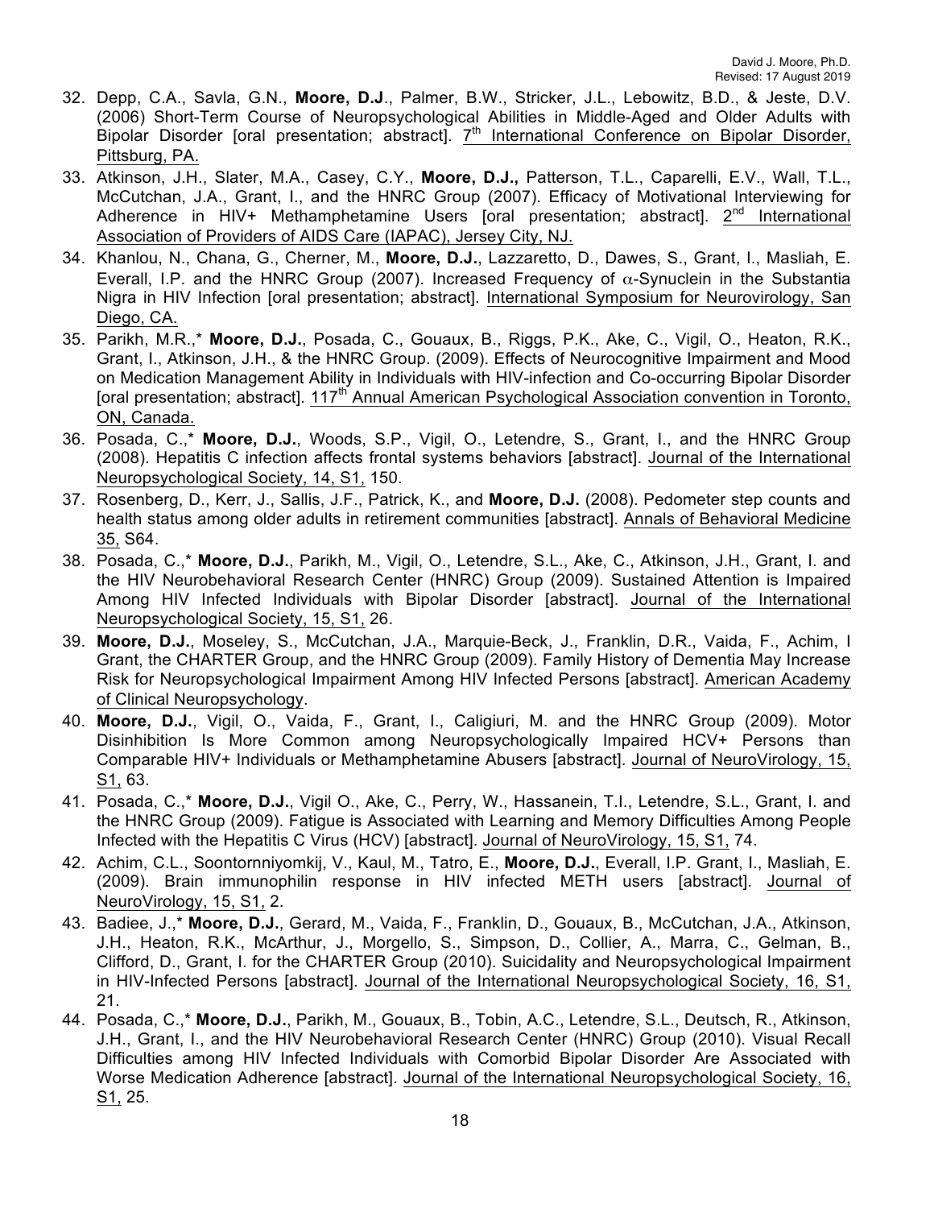32. Depp, C.A., Savla, G.N., **Moore, D.J**., Palmer, B.W., Stricker, J.L., Lebowitz, B.D., & Jeste, D.V. (2006) Short-Term Course of Neuropsychological Abilities in Middle-Aged and Older Adults with Bipolar Disorder [oral presentation; abstract]. 7th International Conference on Bipolar Disorder, Pittsburg, PA.
33. Atkinson, J.H., Slater, M.A., Casey, C.Y., **Moore, D.J.,** Patterson, T.L., Caparelli, E.V., Wall, T.L., McCutchan, J.A., Grant, I., and the HNRC Group (2007). Efficacy of Motivational Interviewing for Adherence in HIV+ Methamphetamine Users [oral presentation; abstract]. 2nd International Association of Providers of AIDS Care (IAPAC), Jersey City, NJ.
34. Khanlou, N., Chana, G., Cherner, M., **Moore, D.J.**, Lazzaretto, D., Dawes, S., Grant, I., Masliah, E. Everall, I.P. and the HNRC Group (2007). Increased Frequency of $\alpha$-Synuclein in the Substantia Nigra in HIV Infection [oral presentation; abstract]. International Symposium for Neurovirology, San Diego, CA.
35. Parikh, M.R.,* **Moore, D.J.**, Posada, C., Gouaux, B., Riggs, P.K., Ake, C., Vigil, O., Heaton, R.K., Grant, I., Atkinson, J.H., & the HNRC Group. (2009). Effects of Neurocognitive Impairment and Mood on Medication Management Ability in Individuals with HIV-infection and Co-occurring Bipolar Disorder [oral presentation; abstract]. 117th Annual American Psychological Association convention in Toronto, ON, Canada.
36. Posada, C.,* **Moore, D.J.**, Woods, S.P., Vigil, O., Letendre, S., Grant, I., and the HNRC Group (2008). Hepatitis C infection affects frontal systems behaviors [abstract]. Journal of the International Neuropsychological Society, 14, S1, 150.
37. Rosenberg, D., Kerr, J., Sallis, J.F., Patrick, K., and **Moore, D.J.** (2008). Pedometer step counts and health status among older adults in retirement communities [abstract]. Annals of Behavioral Medicine 35, S64.
38. Posada, C.,* **Moore, D.J.**, Parikh, M., Vigil, O., Letendre, S.L., Ake, C., Atkinson, J.H., Grant, I. and the HIV Neurobehavioral Research Center (HNRC) Group (2009). Sustained Attention is Impaired Among HIV Infected Individuals with Bipolar Disorder [abstract]. Journal of the International Neuropsychological Society, 15, S1, 26.
39. **Moore, D.J.**, Moseley, S., McCutchan, J.A., Marquie-Beck, J., Franklin, D.R., Vaida, F., Achim, I Grant, the CHARTER Group, and the HNRC Group (2009). Family History of Dementia May Increase Risk for Neuropsychological Impairment Among HIV Infected Persons [abstract]. American Academy of Clinical Neuropsychology.
40. **Moore, D.J.**, Vigil, O., Vaida, F., Grant, I., Caligiuri, M. and the HNRC Group (2009). Motor Disinhibition Is More Common among Neuropsychologically Impaired HCV+ Persons than Comparable HIV+ Individuals or Methamphetamine Abusers [abstract]. Journal of NeuroVirology, 15, S1, 63.
41. Posada, C.,* **Moore, D.J.**, Vigil O., Ake, C., Perry, W., Hassanein, T.I., Letendre, S.L., Grant, I. and the HNRC Group (2009). Fatigue is Associated with Learning and Memory Difficulties Among People Infected with the Hepatitis C Virus (HCV) [abstract]. Journal of NeuroVirology, 15, S1, 74.
42. Achim, C.L., Soontornniyomkij, V., Kaul, M., Tatro, E., **Moore, D.J.**, Everall, I.P. Grant, I., Masliah, E. (2009). Brain immunophilin response in HIV infected METH users [abstract]. Journal of NeuroVirology, 15, S1, 2.
43. Badiee, J.,* **Moore, D.J.**, Gerard, M., Vaida, F., Franklin, D., Gouaux, B., McCutchan, J.A., Atkinson, J.H., Heaton, R.K., McArthur, J., Morgello, S., Simpson, D., Collier, A., Marra, C., Gelman, B., Clifford, D., Grant, I. for the CHARTER Group (2010). Suicidality and Neuropsychological Impairment in HIV-Infected Persons [abstract]. Journal of the International Neuropsychological Society, 16, S1, 21.
44. Posada, C.,* **Moore, D.J.**, Parikh, M., Gouaux, B., Tobin, A.C., Letendre, S.L., Deutsch, R., Atkinson, J.H., Grant, I., and the HIV Neurobehavioral Research Center (HNRC) Group (2010). Visual Recall Difficulties among HIV Infected Individuals with Comorbid Bipolar Disorder Are Associated with Worse Medication Adherence [abstract]. Journal of the International Neuropsychological Society, 16, S1, 25.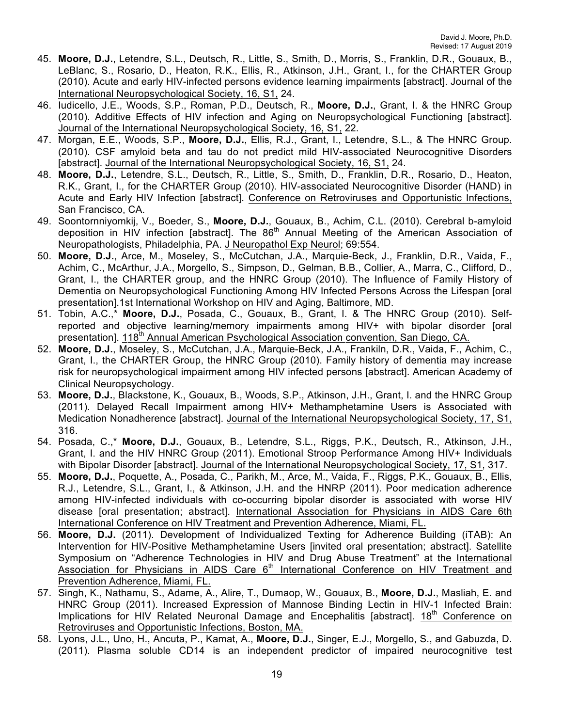45. **Moore, D.J.**, Letendre, S.L., Deutsch, R., Little, S., Smith, D., Morris, S., Franklin, D.R., Gouaux, B., LeBlanc, S., Rosario, D., Heaton, R.K., Ellis, R., Atkinson, J.H., Grant, I., for the CHARTER Group (2010). Acute and early HIV-infected persons evidence learning impairments [abstract]. Journal of the International Neuropsychological Society, 16, S1, 24.
46. Iudicello, J.E., Woods, S.P., Roman, P.D., Deutsch, R., **Moore, D.J.**, Grant, I. & the HNRC Group (2010). Additive Effects of HIV infection and Aging on Neuropsychological Functioning [abstract]. Journal of the International Neuropsychological Society, 16, S1, 22.
47. Morgan, E.E., Woods, S.P., **Moore, D.J.**, Ellis, R.J., Grant, I., Letendre, S.L., & The HNRC Group. (2010). CSF amyloid beta and tau do not predict mild HIV-associated Neurocognitive Disorders [abstract]. Journal of the International Neuropsychological Society, 16, S1, 24.
48. **Moore, D.J.**, Letendre, S.L., Deutsch, R., Little, S., Smith, D., Franklin, D.R., Rosario, D., Heaton, R.K., Grant, I., for the CHARTER Group (2010). HIV-associated Neurocognitive Disorder (HAND) in Acute and Early HIV Infection [abstract]. Conference on Retroviruses and Opportunistic Infections, San Francisco, CA.
49. Soontornniyomkij, V., Boeder, S., **Moore, D.J.**, Gouaux, B., Achim, C.L. (2010). Cerebral b-amyloid deposition in HIV infection [abstract]. The 86th Annual Meeting of the American Association of Neuropathologists, Philadelphia, PA. J Neuropathol Exp Neurol; 69:554.
50. **Moore, D.J.**, Arce, M., Moseley, S., McCutchan, J.A., Marquie-Beck, J., Franklin, D.R., Vaida, F., Achim, C., McArthur, J.A., Morgello, S., Simpson, D., Gelman, B.B., Collier, A., Marra, C., Clifford, D., Grant, I., the CHARTER group, and the HNRC Group (2010). The Influence of Family History of Dementia on Neuropsychological Functioning Among HIV Infected Persons Across the Lifespan [oral presentation].1st International Workshop on HIV and Aging, Baltimore, MD.
51. Tobin, A.C.,* **Moore, D.J.**, Posada, C., Gouaux, B., Grant, I. & The HNRC Group (2010). Self-reported and objective learning/memory impairments among HIV+ with bipolar disorder [oral presentation]. 118th Annual American Psychological Association convention, San Diego, CA.
52. **Moore, D.J.**, Moseley, S., McCutchan, J.A., Marquie-Beck, J.A., Frankiln, D.R., Vaida, F., Achim, C., Grant, I., the CHARTER Group, the HNRC Group (2010). Family history of dementia may increase risk for neuropsychological impairment among HIV infected persons [abstract]. American Academy of Clinical Neuropsychology.
53. **Moore, D.J.**, Blackstone, K., Gouaux, B., Woods, S.P., Atkinson, J.H., Grant, I. and the HNRC Group (2011). Delayed Recall Impairment among HIV+ Methamphetamine Users is Associated with Medication Nonadherence [abstract]. Journal of the International Neuropsychological Society, 17, S1, 316.
54. Posada, C.,* **Moore, D.J.**, Gouaux, B., Letendre, S.L., Riggs, P.K., Deutsch, R., Atkinson, J.H., Grant, I. and the HIV HNRC Group (2011). Emotional Stroop Performance Among HIV+ Individuals with Bipolar Disorder [abstract]. Journal of the International Neuropsychological Society, 17, S1, 317.
55. **Moore, D.J.**, Poquette, A., Posada, C., Parikh, M., Arce, M., Vaida, F., Riggs, P.K., Gouaux, B., Ellis, R.J., Letendre, S.L., Grant, I., & Atkinson, J.H. and the HNRP (2011). Poor medication adherence among HIV-infected individuals with co-occurring bipolar disorder is associated with worse HIV disease [oral presentation; abstract]. International Association for Physicians in AIDS Care 6th International Conference on HIV Treatment and Prevention Adherence, Miami, FL.
56. **Moore, D.J.** (2011). Development of Individualized Texting for Adherence Building (iTAB): An Intervention for HIV-Positive Methamphetamine Users [invited oral presentation; abstract]. Satellite Symposium on "Adherence Technologies in HIV and Drug Abuse Treatment" at the International Association for Physicians in AIDS Care 6th International Conference on HIV Treatment and Prevention Adherence, Miami, FL.
57. Singh, K., Nathamu, S., Adame, A., Alire, T., Dumaop, W., Gouaux, B., **Moore, D.J.**, Masliah, E. and HNRC Group (2011). Increased Expression of Mannose Binding Lectin in HIV-1 Infected Brain: Implications for HIV Related Neuronal Damage and Encephalitis [abstract]. 18th Conference on Retroviruses and Opportunistic Infections, Boston, MA.
58. Lyons, J.L., Uno, H., Ancuta, P., Kamat, A., **Moore, D.J.**, Singer, E.J., Morgello, S., and Gabuzda, D. (2011). Plasma soluble CD14 is an independent predictor of impaired neurocognitive test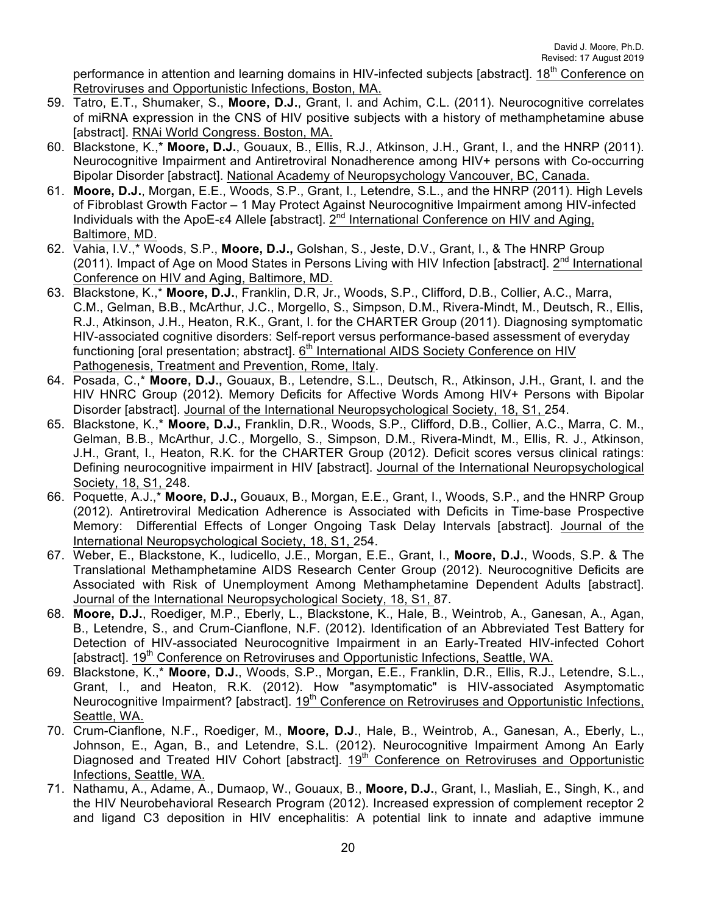performance in attention and learning domains in HIV-infected subjects [abstract]. 18th Conference on Retroviruses and Opportunistic Infections, Boston, MA.

59. Tatro, E.T., Shumaker, S., **Moore, D.J.**, Grant, I. and Achim, C.L. (2011). Neurocognitive correlates of miRNA expression in the CNS of HIV positive subjects with a history of methamphetamine abuse [abstract]. RNAi World Congress. Boston, MA.
60. Blackstone, K.,* **Moore, D.J.**, Gouaux, B., Ellis, R.J., Atkinson, J.H., Grant, I., and the HNRP (2011). Neurocognitive Impairment and Antiretroviral Nonadherence among HIV+ persons with Co-occurring Bipolar Disorder [abstract]. National Academy of Neuropsychology Vancouver, BC, Canada.
61. **Moore, D.J.**, Morgan, E.E., Woods, S.P., Grant, I., Letendre, S.L., and the HNRP (2011). High Levels of Fibroblast Growth Factor – 1 May Protect Against Neurocognitive Impairment among HIV-infected Individuals with the ApoE-ε4 Allele [abstract]. 2nd International Conference on HIV and Aging, Baltimore, MD.
62. Vahia, I.V.,* Woods, S.P., **Moore, D.J.,** Golshan, S., Jeste, D.V., Grant, I., & The HNRP Group (2011). Impact of Age on Mood States in Persons Living with HIV Infection [abstract]. 2nd International Conference on HIV and Aging, Baltimore, MD.
63. Blackstone, K.,* **Moore, D.J.**, Franklin, D.R, Jr., Woods, S.P., Clifford, D.B., Collier, A.C., Marra, C.M., Gelman, B.B., McArthur, J.C., Morgello, S., Simpson, D.M., Rivera-Mindt, M., Deutsch, R., Ellis, R.J., Atkinson, J.H., Heaton, R.K., Grant, I. for the CHARTER Group (2011). Diagnosing symptomatic HIV-associated cognitive disorders: Self-report versus performance-based assessment of everyday functioning [oral presentation; abstract]. 6th International AIDS Society Conference on HIV Pathogenesis, Treatment and Prevention, Rome, Italy.
64. Posada, C.,* **Moore, D.J.,** Gouaux, B., Letendre, S.L., Deutsch, R., Atkinson, J.H., Grant, I. and the HIV HNRC Group (2012). Memory Deficits for Affective Words Among HIV+ Persons with Bipolar Disorder [abstract]. Journal of the International Neuropsychological Society, 18, S1, 254.
65. Blackstone, K.,* **Moore, D.J.,** Franklin, D.R., Woods, S.P., Clifford, D.B., Collier, A.C., Marra, C. M., Gelman, B.B., McArthur, J.C., Morgello, S., Simpson, D.M., Rivera-Mindt, M., Ellis, R. J., Atkinson, J.H., Grant, I., Heaton, R.K. for the CHARTER Group (2012). Deficit scores versus clinical ratings: Defining neurocognitive impairment in HIV [abstract]. Journal of the International Neuropsychological Society, 18, S1, 248.
66. Poquette, A.J.,* **Moore, D.J.,** Gouaux, B., Morgan, E.E., Grant, I., Woods, S.P., and the HNRP Group (2012). Antiretroviral Medication Adherence is Associated with Deficits in Time-base Prospective Memory: Differential Effects of Longer Ongoing Task Delay Intervals [abstract]. Journal of the International Neuropsychological Society, 18, S1, 254.
67. Weber, E., Blackstone, K., Iudicello, J.E., Morgan, E.E., Grant, I., **Moore, D.J.**, Woods, S.P. & The Translational Methamphetamine AIDS Research Center Group (2012). Neurocognitive Deficits are Associated with Risk of Unemployment Among Methamphetamine Dependent Adults [abstract]. Journal of the International Neuropsychological Society, 18, S1, 87.
68. **Moore, D.J.**, Roediger, M.P., Eberly, L., Blackstone, K., Hale, B., Weintrob, A., Ganesan, A., Agan, B., Letendre, S., and Crum-Cianflone, N.F. (2012). Identification of an Abbreviated Test Battery for Detection of HIV-associated Neurocognitive Impairment in an Early-Treated HIV-infected Cohort [abstract]. 19th Conference on Retroviruses and Opportunistic Infections, Seattle, WA.
69. Blackstone, K.,* **Moore, D.J.**, Woods, S.P., Morgan, E.E., Franklin, D.R., Ellis, R.J., Letendre, S.L., Grant, I., and Heaton, R.K. (2012). How "asymptomatic" is HIV-associated Asymptomatic Neurocognitive Impairment? [abstract]. 19th Conference on Retroviruses and Opportunistic Infections, Seattle, WA.
70. Crum-Cianflone, N.F., Roediger, M., **Moore, D.J**., Hale, B., Weintrob, A., Ganesan, A., Eberly, L., Johnson, E., Agan, B., and Letendre, S.L. (2012). Neurocognitive Impairment Among An Early Diagnosed and Treated HIV Cohort [abstract]. 19th Conference on Retroviruses and Opportunistic Infections, Seattle, WA.
71. Nathamu, A., Adame, A., Dumaop, W., Gouaux, B., **Moore, D.J.**, Grant, I., Masliah, E., Singh, K., and the HIV Neurobehavioral Research Program (2012). Increased expression of complement receptor 2 and ligand C3 deposition in HIV encephalitis: A potential link to innate and adaptive immune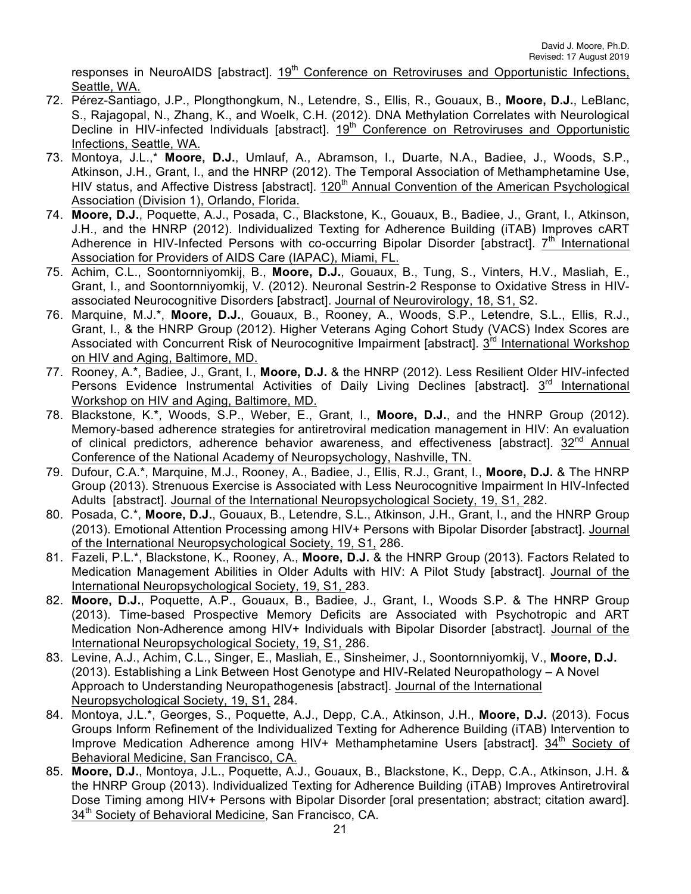responses in NeuroAIDS [abstract]. 19th Conference on Retroviruses and Opportunistic Infections, Seattle, WA.

72. Pérez-Santiago, J.P., Plongthongkum, N., Letendre, S., Ellis, R., Gouaux, B., **Moore, D.J.**, LeBlanc, S., Rajagopal, N., Zhang, K., and Woelk, C.H. (2012). DNA Methylation Correlates with Neurological Decline in HIV-infected Individuals [abstract]. 19th Conference on Retroviruses and Opportunistic Infections, Seattle, WA.
73. Montoya, J.L.,* **Moore, D.J.**, Umlauf, A., Abramson, I., Duarte, N.A., Badiee, J., Woods, S.P., Atkinson, J.H., Grant, I., and the HNRP (2012). The Temporal Association of Methamphetamine Use, HIV status, and Affective Distress [abstract]. 120th Annual Convention of the American Psychological Association (Division 1), Orlando, Florida.
74. **Moore, D.J.**, Poquette, A.J., Posada, C., Blackstone, K., Gouaux, B., Badiee, J., Grant, I., Atkinson, J.H., and the HNRP (2012). Individualized Texting for Adherence Building (iTAB) Improves cART Adherence in HIV-Infected Persons with co-occurring Bipolar Disorder [abstract]. 7th International Association for Providers of AIDS Care (IAPAC), Miami, FL.
75. Achim, C.L., Soontornniyomkij, B., **Moore, D.J.**, Gouaux, B., Tung, S., Vinters, H.V., Masliah, E., Grant, I., and Soontornniyomkij, V. (2012). Neuronal Sestrin-2 Response to Oxidative Stress in HIV-associated Neurocognitive Disorders [abstract]. Journal of Neurovirology, 18, S1, S2.
76. Marquine, M.J.*, **Moore, D.J.**, Gouaux, B., Rooney, A., Woods, S.P., Letendre, S.L., Ellis, R.J., Grant, I., & the HNRP Group (2012). Higher Veterans Aging Cohort Study (VACS) Index Scores are Associated with Concurrent Risk of Neurocognitive Impairment [abstract]. 3rd International Workshop on HIV and Aging, Baltimore, MD.
77. Rooney, A.*, Badiee, J., Grant, I., **Moore, D.J.** & the HNRP (2012). Less Resilient Older HIV-infected Persons Evidence Instrumental Activities of Daily Living Declines [abstract]. 3rd International Workshop on HIV and Aging, Baltimore, MD.
78. Blackstone, K.*, Woods, S.P., Weber, E., Grant, I., **Moore, D.J.**, and the HNRP Group (2012). Memory-based adherence strategies for antiretroviral medication management in HIV: An evaluation of clinical predictors, adherence behavior awareness, and effectiveness [abstract]. 32nd Annual Conference of the National Academy of Neuropsychology, Nashville, TN.
79. Dufour, C.A.*, Marquine, M.J., Rooney, A., Badiee, J., Ellis, R.J., Grant, I., **Moore, D.J.** & The HNRP Group (2013). Strenuous Exercise is Associated with Less Neurocognitive Impairment In HIV-Infected Adults [abstract]. Journal of the International Neuropsychological Society, 19, S1, 282.
80. Posada, C.*, **Moore, D.J.**, Gouaux, B., Letendre, S.L., Atkinson, J.H., Grant, I., and the HNRP Group (2013). Emotional Attention Processing among HIV+ Persons with Bipolar Disorder [abstract]. Journal of the International Neuropsychological Society, 19, S1, 286.
81. Fazeli, P.L.*, Blackstone, K., Rooney, A., **Moore, D.J.** & the HNRP Group (2013). Factors Related to Medication Management Abilities in Older Adults with HIV: A Pilot Study [abstract]. Journal of the International Neuropsychological Society, 19, S1, 283.
82. **Moore, D.J.**, Poquette, A.P., Gouaux, B., Badiee, J., Grant, I., Woods S.P. & The HNRP Group (2013). Time-based Prospective Memory Deficits are Associated with Psychotropic and ART Medication Non-Adherence among HIV+ Individuals with Bipolar Disorder [abstract]. Journal of the International Neuropsychological Society, 19, S1, 286.
83. Levine, A.J., Achim, C.L., Singer, E., Masliah, E., Sinsheimer, J., Soontornniyomkij, V., **Moore, D.J.** (2013). Establishing a Link Between Host Genotype and HIV-Related Neuropathology – A Novel Approach to Understanding Neuropathogenesis [abstract]. Journal of the International Neuropsychological Society, 19, S1, 284.
84. Montoya, J.L.*, Georges, S., Poquette, A.J., Depp, C.A., Atkinson, J.H., **Moore, D.J.** (2013). Focus Groups Inform Refinement of the Individualized Texting for Adherence Building (iTAB) Intervention to Improve Medication Adherence among HIV+ Methamphetamine Users [abstract]. 34th Society of Behavioral Medicine, San Francisco, CA.
85. **Moore, D.J.**, Montoya, J.L., Poquette, A.J., Gouaux, B., Blackstone, K., Depp, C.A., Atkinson, J.H. & the HNRP Group (2013). Individualized Texting for Adherence Building (iTAB) Improves Antiretroviral Dose Timing among HIV+ Persons with Bipolar Disorder [oral presentation; abstract; citation award]. 34th Society of Behavioral Medicine, San Francisco, CA.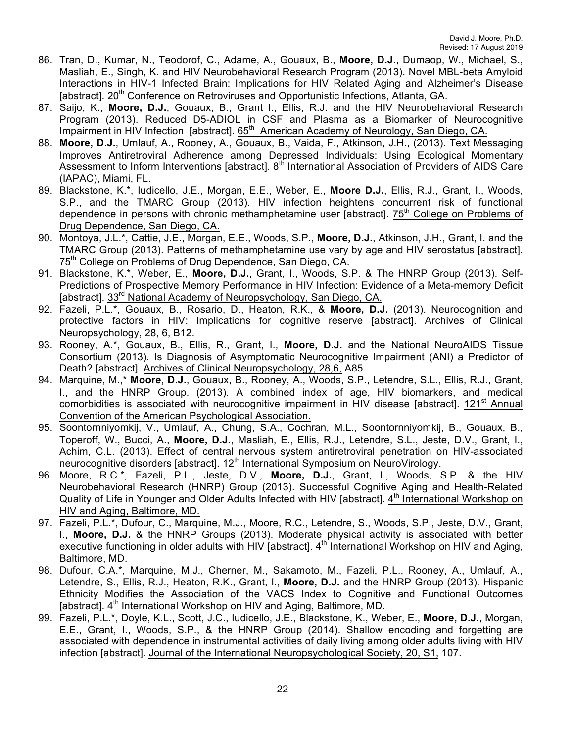86. Tran, D., Kumar, N., Teodorof, C., Adame, A., Gouaux, B., **Moore, D.J.**, Dumaop, W., Michael, S., Masliah, E., Singh, K. and HIV Neurobehavioral Research Program (2013). Novel MBL-beta Amyloid Interactions in HIV-1 Infected Brain: Implications for HIV Related Aging and Alzheimer's Disease [abstract]. 20th Conference on Retroviruses and Opportunistic Infections, Atlanta, GA.
87. Saijo, K., **Moore, D.J.**, Gouaux, B., Grant I., Ellis, R.J. and the HIV Neurobehavioral Research Program (2013). Reduced D5-ADIOL in CSF and Plasma as a Biomarker of Neurocognitive Impairment in HIV Infection [abstract]. 65th American Academy of Neurology, San Diego, CA.
88. **Moore, D.J.**, Umlauf, A., Rooney, A., Gouaux, B., Vaida, F., Atkinson, J.H., (2013). Text Messaging Improves Antiretroviral Adherence among Depressed Individuals: Using Ecological Momentary Assessment to Inform Interventions [abstract]. 8th International Association of Providers of AIDS Care (IAPAC), Miami, FL.
89. Blackstone, K.*, Iudicello, J.E., Morgan, E.E., Weber, E., **Moore D.J.**, Ellis, R.J., Grant, I., Woods, S.P., and the TMARC Group (2013). HIV infection heightens concurrent risk of functional dependence in persons with chronic methamphetamine user [abstract]. 75th College on Problems of Drug Dependence, San Diego, CA.
90. Montoya, J.L.*, Cattie, J.E., Morgan, E.E., Woods, S.P., **Moore, D.J.**, Atkinson, J.H., Grant, I. and the TMARC Group (2013). Patterns of methamphetamine use vary by age and HIV serostatus [abstract]. 75th College on Problems of Drug Dependence, San Diego, CA.
91. Blackstone, K.*, Weber, E., **Moore, D.J.**, Grant, I., Woods, S.P. & The HNRP Group (2013). Self-Predictions of Prospective Memory Performance in HIV Infection: Evidence of a Meta-memory Deficit [abstract]. 33rd National Academy of Neuropsychology, San Diego, CA.
92. Fazeli, P.L.*, Gouaux, B., Rosario, D., Heaton, R.K., & **Moore, D.J.** (2013). Neurocognition and protective factors in HIV: Implications for cognitive reserve [abstract]. Archives of Clinical Neuropsychology, 28, 6, B12.
93. Rooney, A.*, Gouaux, B., Ellis, R., Grant, I., **Moore, D.J.** and the National NeuroAIDS Tissue Consortium (2013). Is Diagnosis of Asymptomatic Neurocognitive Impairment (ANI) a Predictor of Death? [abstract]. Archives of Clinical Neuropsychology, 28,6, A85.
94. Marquine, M.,* **Moore, D.J.**, Gouaux, B., Rooney, A., Woods, S.P., Letendre, S.L., Ellis, R.J., Grant, I., and the HNRP Group. (2013). A combined index of age, HIV biomarkers, and medical comorbidities is associated with neurocognitive impairment in HIV disease [abstract]. 121st Annual Convention of the American Psychological Association.
95. Soontornniyomkij, V., Umlauf, A., Chung, S.A., Cochran, M.L., Soontornniyomkij, B., Gouaux, B., Toperoff, W., Bucci, A., **Moore, D.J.**, Masliah, E., Ellis, R.J., Letendre, S.L., Jeste, D.V., Grant, I., Achim, C.L. (2013). Effect of central nervous system antiretroviral penetration on HIV-associated neurocognitive disorders [abstract]. 12th International Symposium on NeuroVirology.
96. Moore, R.C.*, Fazeli, P.L., Jeste, D.V., **Moore, D.J.**, Grant, I., Woods, S.P. & the HIV Neurobehavioral Research (HNRP) Group (2013). Successful Cognitive Aging and Health-Related Quality of Life in Younger and Older Adults Infected with HIV [abstract]. 4th International Workshop on HIV and Aging, Baltimore, MD.
97. Fazeli, P.L.*, Dufour, C., Marquine, M.J., Moore, R.C., Letendre, S., Woods, S.P., Jeste, D.V., Grant, I., **Moore, D.J.** & the HNRP Groups (2013). Moderate physical activity is associated with better executive functioning in older adults with HIV [abstract]. 4th International Workshop on HIV and Aging, Baltimore, MD.
98. Dufour, C.A.*, Marquine, M.J., Cherner, M., Sakamoto, M., Fazeli, P.L., Rooney, A., Umlauf, A., Letendre, S., Ellis, R.J., Heaton, R.K., Grant, I., **Moore, D.J.** and the HNRP Group (2013). Hispanic Ethnicity Modifies the Association of the VACS Index to Cognitive and Functional Outcomes [abstract]. 4th International Workshop on HIV and Aging, Baltimore, MD.
99. Fazeli, P.L.*, Doyle, K.L., Scott, J.C., Iudicello, J.E., Blackstone, K., Weber, E., **Moore, D.J.**, Morgan, E.E., Grant, I., Woods, S.P., & the HNRP Group (2014). Shallow encoding and forgetting are associated with dependence in instrumental activities of daily living among older adults living with HIV infection [abstract]. Journal of the International Neuropsychological Society, 20, S1, 107.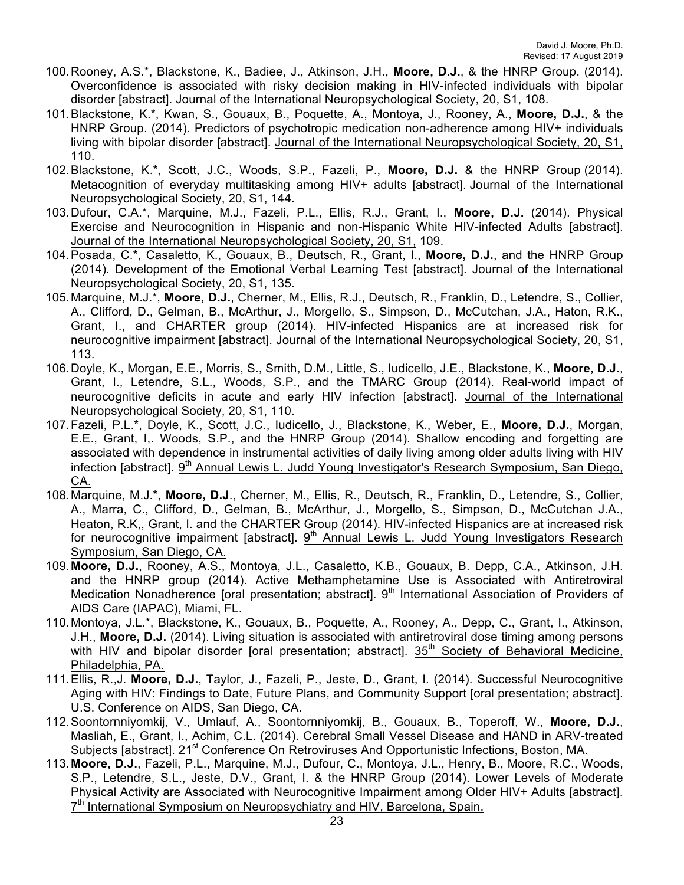100. Rooney, A.S.*, Blackstone, K., Badiee, J., Atkinson, J.H., **Moore, D.J.**, & the HNRP Group. (2014). Overconfidence is associated with risky decision making in HIV-infected individuals with bipolar disorder [abstract]. Journal of the International Neuropsychological Society, 20, S1, 108.
101. Blackstone, K.*, Kwan, S., Gouaux, B., Poquette, A., Montoya, J., Rooney, A., **Moore, D.J.**, & the HNRP Group. (2014). Predictors of psychotropic medication non-adherence among HIV+ individuals living with bipolar disorder [abstract]. Journal of the International Neuropsychological Society, 20, S1, 110.
102. Blackstone, K.*, Scott, J.C., Woods, S.P., Fazeli, P., **Moore, D.J.** & the HNRP Group (2014). Metacognition of everyday multitasking among HIV+ adults [abstract]. Journal of the International Neuropsychological Society, 20, S1, 144.
103. Dufour, C.A.*, Marquine, M.J., Fazeli, P.L., Ellis, R.J., Grant, I., **Moore, D.J.** (2014). Physical Exercise and Neurocognition in Hispanic and non-Hispanic White HIV-infected Adults [abstract]. Journal of the International Neuropsychological Society, 20, S1, 109.
104. Posada, C.*, Casaletto, K., Gouaux, B., Deutsch, R., Grant, I., **Moore, D.J.**, and the HNRP Group (2014). Development of the Emotional Verbal Learning Test [abstract]. Journal of the International Neuropsychological Society, 20, S1, 135.
105. Marquine, M.J.*, **Moore, D.J.**, Cherner, M., Ellis, R.J., Deutsch, R., Franklin, D., Letendre, S., Collier, A., Clifford, D., Gelman, B., McArthur, J., Morgello, S., Simpson, D., McCutchan, J.A., Haton, R.K., Grant, I., and CHARTER group (2014). HIV-infected Hispanics are at increased risk for neurocognitive impairment [abstract]. Journal of the International Neuropsychological Society, 20, S1, 113.
106. Doyle, K., Morgan, E.E., Morris, S., Smith, D.M., Little, S., Iudicello, J.E., Blackstone, K., **Moore, D.J.**, Grant, I., Letendre, S.L., Woods, S.P., and the TMARC Group (2014). Real-world impact of neurocognitive deficits in acute and early HIV infection [abstract]. Journal of the International Neuropsychological Society, 20, S1, 110.
107. Fazeli, P.L.*, Doyle, K., Scott, J.C., Iudicello, J., Blackstone, K., Weber, E., **Moore, D.J.**, Morgan, E.E., Grant, I,. Woods, S.P., and the HNRP Group (2014). Shallow encoding and forgetting are associated with dependence in instrumental activities of daily living among older adults living with HIV infection [abstract]. 9th Annual Lewis L. Judd Young Investigator's Research Symposium, San Diego, CA.
108. Marquine, M.J.*, **Moore, D.J**., Cherner, M., Ellis, R., Deutsch, R., Franklin, D., Letendre, S., Collier, A., Marra, C., Clifford, D., Gelman, B., McArthur, J., Morgello, S., Simpson, D., McCutchan J.A., Heaton, R.K,, Grant, I. and the CHARTER Group (2014). HIV-infected Hispanics are at increased risk for neurocognitive impairment [abstract]. 9th Annual Lewis L. Judd Young Investigators Research Symposium, San Diego, CA.
109. **Moore, D.J.**, Rooney, A.S., Montoya, J.L., Casaletto, K.B., Gouaux, B. Depp, C.A., Atkinson, J.H. and the HNRP group (2014). Active Methamphetamine Use is Associated with Antiretroviral Medication Nonadherence [oral presentation; abstract]. 9th International Association of Providers of AIDS Care (IAPAC), Miami, FL.
110. Montoya, J.L.*, Blackstone, K., Gouaux, B., Poquette, A., Rooney, A., Depp, C., Grant, I., Atkinson, J.H., **Moore, D.J.** (2014). Living situation is associated with antiretroviral dose timing among persons with HIV and bipolar disorder [oral presentation; abstract]. 35th Society of Behavioral Medicine, Philadelphia, PA.
111. Ellis, R.,J. **Moore, D.J.**, Taylor, J., Fazeli, P., Jeste, D., Grant, I. (2014). Successful Neurocognitive Aging with HIV: Findings to Date, Future Plans, and Community Support [oral presentation; abstract]. U.S. Conference on AIDS, San Diego, CA.
112. Soontornniyomkij, V., Umlauf, A., Soontornniyomkij, B., Gouaux, B., Toperoff, W., **Moore, D.J.**, Masliah, E., Grant, I., Achim, C.L. (2014). Cerebral Small Vessel Disease and HAND in ARV-treated Subjects [abstract]. 21st Conference On Retroviruses And Opportunistic Infections, Boston, MA.
113. **Moore, D.J.**, Fazeli, P.L., Marquine, M.J., Dufour, C., Montoya, J.L., Henry, B., Moore, R.C., Woods, S.P., Letendre, S.L., Jeste, D.V., Grant, I. & the HNRP Group (2014). Lower Levels of Moderate Physical Activity are Associated with Neurocognitive Impairment among Older HIV+ Adults [abstract]. 7th International Symposium on Neuropsychiatry and HIV, Barcelona, Spain.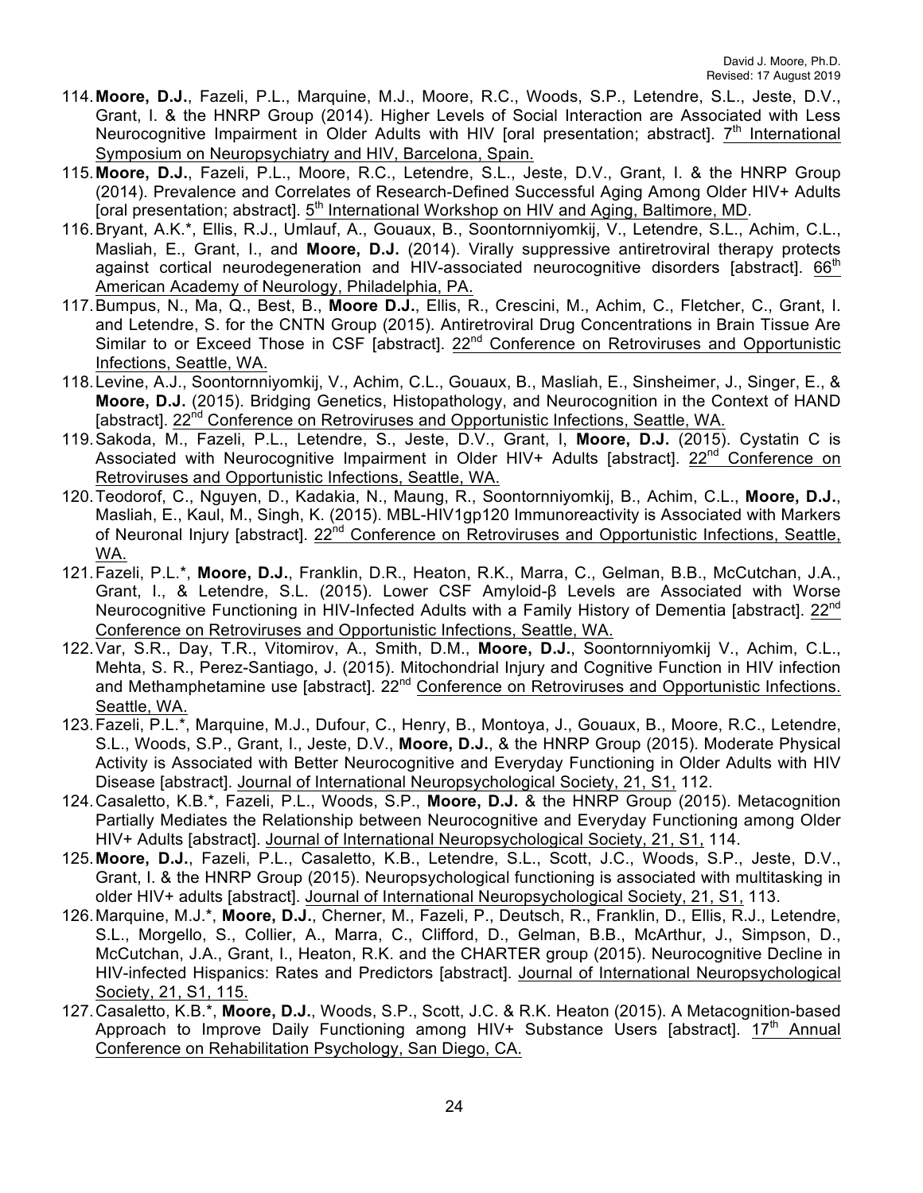114. **Moore, D.J.**, Fazeli, P.L., Marquine, M.J., Moore, R.C., Woods, S.P., Letendre, S.L., Jeste, D.V., Grant, I. & the HNRP Group (2014). Higher Levels of Social Interaction are Associated with Less Neurocognitive Impairment in Older Adults with HIV [oral presentation; abstract]. 7th International Symposium on Neuropsychiatry and HIV, Barcelona, Spain.
115. **Moore, D.J.**, Fazeli, P.L., Moore, R.C., Letendre, S.L., Jeste, D.V., Grant, I. & the HNRP Group (2014). Prevalence and Correlates of Research-Defined Successful Aging Among Older HIV+ Adults [oral presentation; abstract]. 5th International Workshop on HIV and Aging, Baltimore, MD.
116. Bryant, A.K.*, Ellis, R.J., Umlauf, A., Gouaux, B., Soontornniyomkij, V., Letendre, S.L., Achim, C.L., Masliah, E., Grant, I., and **Moore, D.J.** (2014). Virally suppressive antiretroviral therapy protects against cortical neurodegeneration and HIV-associated neurocognitive disorders [abstract]. 66th American Academy of Neurology, Philadelphia, PA.
117. Bumpus, N., Ma, Q., Best, B., **Moore D.J.**, Ellis, R., Crescini, M., Achim, C., Fletcher, C., Grant, I. and Letendre, S. for the CNTN Group (2015). Antiretroviral Drug Concentrations in Brain Tissue Are Similar to or Exceed Those in CSF [abstract]. 22nd Conference on Retroviruses and Opportunistic Infections, Seattle, WA.
118. Levine, A.J., Soontornniyomkij, V., Achim, C.L., Gouaux, B., Masliah, E., Sinsheimer, J., Singer, E., & **Moore, D.J.** (2015). Bridging Genetics, Histopathology, and Neurocognition in the Context of HAND [abstract]. 22nd Conference on Retroviruses and Opportunistic Infections, Seattle, WA.
119. Sakoda, M., Fazeli, P.L., Letendre, S., Jeste, D.V., Grant, I, **Moore, D.J.** (2015). Cystatin C is Associated with Neurocognitive Impairment in Older HIV+ Adults [abstract]. 22nd Conference on Retroviruses and Opportunistic Infections, Seattle, WA.
120. Teodorof, C., Nguyen, D., Kadakia, N., Maung, R., Soontornniyomkij, B., Achim, C.L., **Moore, D.J.**, Masliah, E., Kaul, M., Singh, K. (2015). MBL-HIV1gp120 Immunoreactivity is Associated with Markers of Neuronal Injury [abstract]. 22nd Conference on Retroviruses and Opportunistic Infections, Seattle, WA.
121. Fazeli, P.L.*, **Moore, D.J.**, Franklin, D.R., Heaton, R.K., Marra, C., Gelman, B.B., McCutchan, J.A., Grant, I., & Letendre, S.L. (2015). Lower CSF Amyloid-β Levels are Associated with Worse Neurocognitive Functioning in HIV-Infected Adults with a Family History of Dementia [abstract]. 22nd Conference on Retroviruses and Opportunistic Infections, Seattle, WA.
122. Var, S.R., Day, T.R., Vitomirov, A., Smith, D.M., **Moore, D.J.**, Soontornniyomkij V., Achim, C.L., Mehta, S. R., Perez-Santiago, J. (2015). Mitochondrial Injury and Cognitive Function in HIV infection and Methamphetamine use [abstract]. 22nd Conference on Retroviruses and Opportunistic Infections. Seattle, WA.
123. Fazeli, P.L.*, Marquine, M.J., Dufour, C., Henry, B., Montoya, J., Gouaux, B., Moore, R.C., Letendre, S.L., Woods, S.P., Grant, I., Jeste, D.V., **Moore, D.J.**, & the HNRP Group (2015). Moderate Physical Activity is Associated with Better Neurocognitive and Everyday Functioning in Older Adults with HIV Disease [abstract]. Journal of International Neuropsychological Society, 21, S1, 112.
124. Casaletto, K.B.*, Fazeli, P.L., Woods, S.P., **Moore, D.J.** & the HNRP Group (2015). Metacognition Partially Mediates the Relationship between Neurocognitive and Everyday Functioning among Older HIV+ Adults [abstract]. Journal of International Neuropsychological Society, 21, S1, 114.
125. **Moore, D.J.**, Fazeli, P.L., Casaletto, K.B., Letendre, S.L., Scott, J.C., Woods, S.P., Jeste, D.V., Grant, I. & the HNRP Group (2015). Neuropsychological functioning is associated with multitasking in older HIV+ adults [abstract]. Journal of International Neuropsychological Society, 21, S1, 113.
126. Marquine, M.J.*, **Moore, D.J.**, Cherner, M., Fazeli, P., Deutsch, R., Franklin, D., Ellis, R.J., Letendre, S.L., Morgello, S., Collier, A., Marra, C., Clifford, D., Gelman, B.B., McArthur, J., Simpson, D., McCutchan, J.A., Grant, I., Heaton, R.K. and the CHARTER group (2015). Neurocognitive Decline in HIV-infected Hispanics: Rates and Predictors [abstract]. Journal of International Neuropsychological Society, 21, S1, 115.
127. Casaletto, K.B.*, **Moore, D.J.**, Woods, S.P., Scott, J.C. & R.K. Heaton (2015). A Metacognition-based Approach to Improve Daily Functioning among HIV+ Substance Users [abstract]. 17th Annual Conference on Rehabilitation Psychology, San Diego, CA.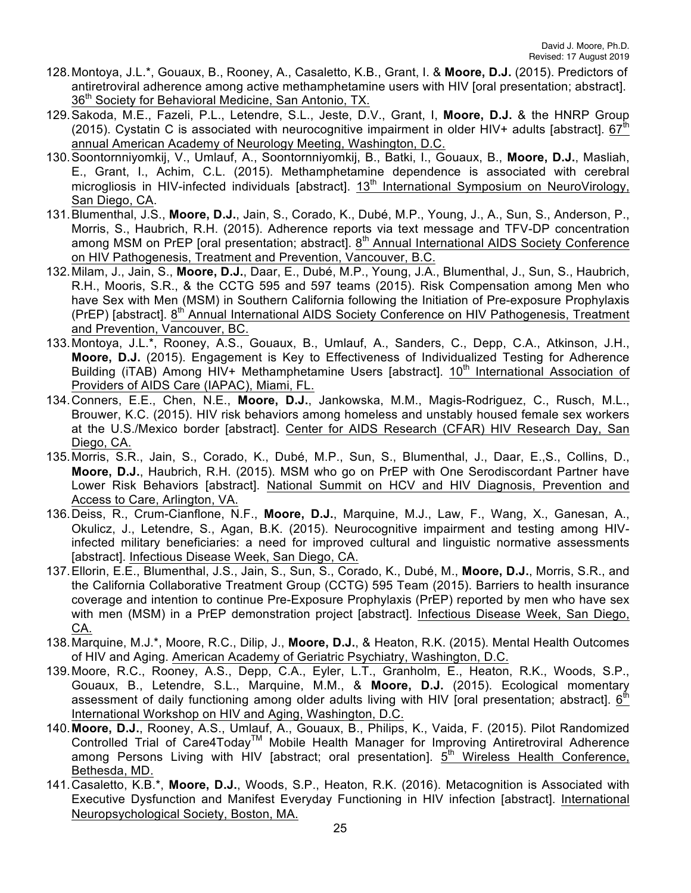128. Montoya, J.L.*, Gouaux, B., Rooney, A., Casaletto, K.B., Grant, I. & **Moore, D.J.** (2015). Predictors of antiretroviral adherence among active methamphetamine users with HIV [oral presentation; abstract]. 36th Society for Behavioral Medicine, San Antonio, TX.
129. Sakoda, M.E., Fazeli, P.L., Letendre, S.L., Jeste, D.V., Grant, I, **Moore, D.J.** & the HNRP Group (2015). Cystatin C is associated with neurocognitive impairment in older HIV+ adults [abstract]. 67th annual American Academy of Neurology Meeting, Washington, D.C.
130. Soontornniyomkij, V., Umlauf, A., Soontornniyomkij, B., Batki, I., Gouaux, B., **Moore, D.J.**, Masliah, E., Grant, I., Achim, C.L. (2015). Methamphetamine dependence is associated with cerebral microgliosis in HIV-infected individuals [abstract]. 13th International Symposium on NeuroVirology, San Diego, CA.
131. Blumenthal, J.S., **Moore, D.J.**, Jain, S., Corado, K., Dubé, M.P., Young, J., A., Sun, S., Anderson, P., Morris, S., Haubrich, R.H. (2015). Adherence reports via text message and TFV-DP concentration among MSM on PrEP [oral presentation; abstract]. 8th Annual International AIDS Society Conference on HIV Pathogenesis, Treatment and Prevention, Vancouver, B.C.
132. Milam, J., Jain, S., **Moore, D.J.**, Daar, E., Dubé, M.P., Young, J.A., Blumenthal, J., Sun, S., Haubrich, R.H., Mooris, S.R., & the CCTG 595 and 597 teams (2015). Risk Compensation among Men who have Sex with Men (MSM) in Southern California following the Initiation of Pre-exposure Prophylaxis (PrEP) [abstract]. 8th Annual International AIDS Society Conference on HIV Pathogenesis, Treatment and Prevention, Vancouver, BC.
133. Montoya, J.L.*, Rooney, A.S., Gouaux, B., Umlauf, A., Sanders, C., Depp, C.A., Atkinson, J.H., **Moore, D.J.** (2015). Engagement is Key to Effectiveness of Individualized Testing for Adherence Building (iTAB) Among HIV+ Methamphetamine Users [abstract]. 10th International Association of Providers of AIDS Care (IAPAC), Miami, FL.
134. Conners, E.E., Chen, N.E., **Moore, D.J.**, Jankowska, M.M., Magis-Rodriguez, C., Rusch, M.L., Brouwer, K.C. (2015). HIV risk behaviors among homeless and unstably housed female sex workers at the U.S./Mexico border [abstract]. Center for AIDS Research (CFAR) HIV Research Day, San Diego, CA.
135. Morris, S.R., Jain, S., Corado, K., Dubé, M.P., Sun, S., Blumenthal, J., Daar, E.,S., Collins, D., **Moore, D.J.**, Haubrich, R.H. (2015). MSM who go on PrEP with One Serodiscordant Partner have Lower Risk Behaviors [abstract]. National Summit on HCV and HIV Diagnosis, Prevention and Access to Care, Arlington, VA.
136. Deiss, R., Crum-Cianflone, N.F., **Moore, D.J.**, Marquine, M.J., Law, F., Wang, X., Ganesan, A., Okulicz, J., Letendre, S., Agan, B.K. (2015). Neurocognitive impairment and testing among HIV-infected military beneficiaries: a need for improved cultural and linguistic normative assessments [abstract]. Infectious Disease Week, San Diego, CA.
137. Ellorin, E.E., Blumenthal, J.S., Jain, S., Sun, S., Corado, K., Dubé, M., **Moore, D.J.**, Morris, S.R., and the California Collaborative Treatment Group (CCTG) 595 Team (2015). Barriers to health insurance coverage and intention to continue Pre-Exposure Prophylaxis (PrEP) reported by men who have sex with men (MSM) in a PrEP demonstration project [abstract]. Infectious Disease Week, San Diego, CA.
138. Marquine, M.J.*, Moore, R.C., Dilip, J., **Moore, D.J.**, & Heaton, R.K. (2015). Mental Health Outcomes of HIV and Aging. American Academy of Geriatric Psychiatry, Washington, D.C.
139. Moore, R.C., Rooney, A.S., Depp, C.A., Eyler, L.T., Granholm, E., Heaton, R.K., Woods, S.P., Gouaux, B., Letendre, S.L., Marquine, M.M., & **Moore, D.J.** (2015). Ecological momentary assessment of daily functioning among older adults living with HIV [oral presentation; abstract]. 6th International Workshop on HIV and Aging, Washington, D.C.
140. **Moore, D.J.**, Rooney, A.S., Umlauf, A., Gouaux, B., Philips, K., Vaida, F. (2015). Pilot Randomized Controlled Trial of Care4Today™ Mobile Health Manager for Improving Antiretroviral Adherence among Persons Living with HIV [abstract; oral presentation]. 5th Wireless Health Conference, Bethesda, MD.
141. Casaletto, K.B.*, **Moore, D.J.**, Woods, S.P., Heaton, R.K. (2016). Metacognition is Associated with Executive Dysfunction and Manifest Everyday Functioning in HIV infection [abstract]. International Neuropsychological Society, Boston, MA.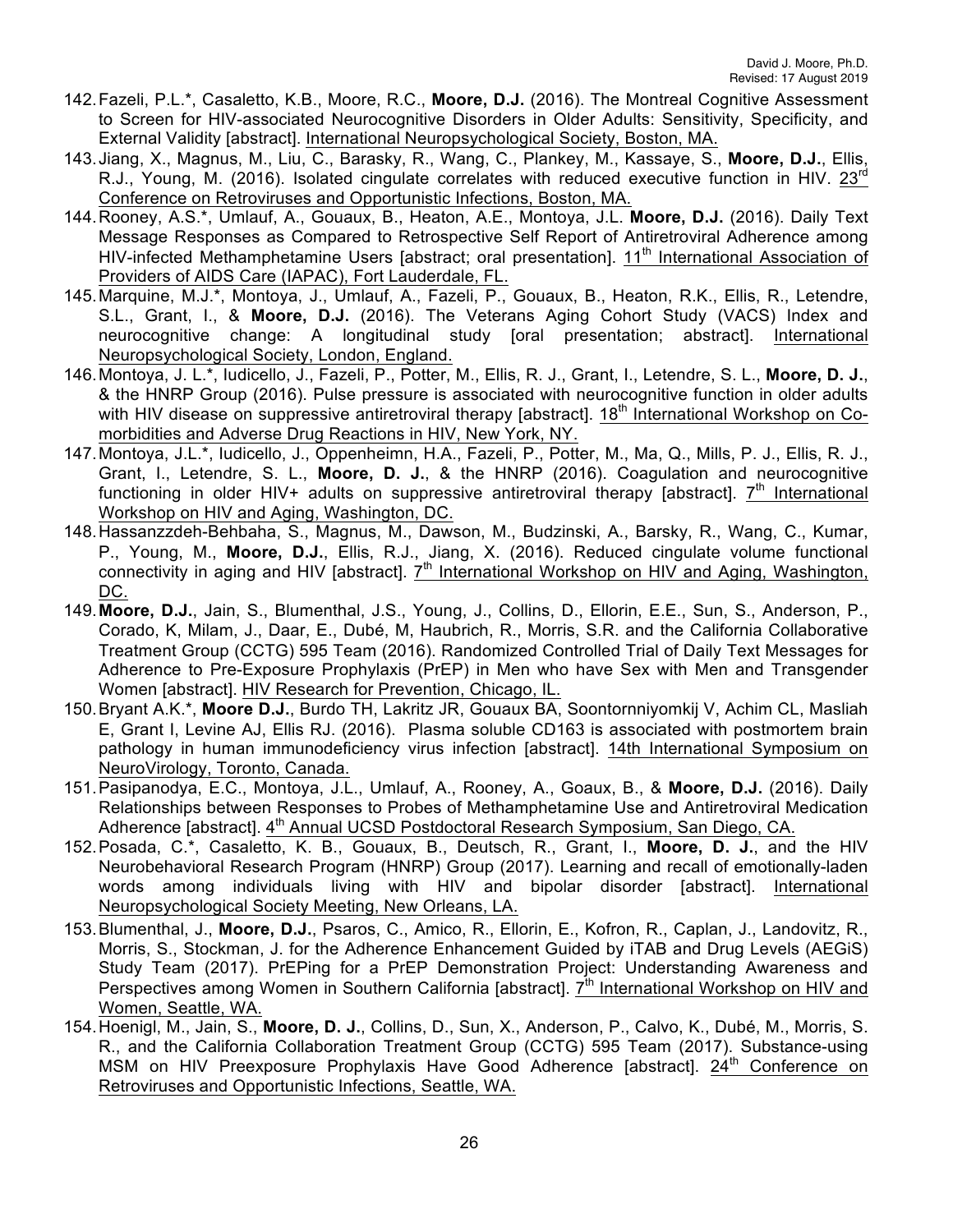142. Fazeli, P.L.*, Casaletto, K.B., Moore, R.C., **Moore, D.J.** (2016). The Montreal Cognitive Assessment to Screen for HIV-associated Neurocognitive Disorders in Older Adults: Sensitivity, Specificity, and External Validity [abstract]. International Neuropsychological Society, Boston, MA.
143. Jiang, X., Magnus, M., Liu, C., Barasky, R., Wang, C., Plankey, M., Kassaye, S., **Moore, D.J.**, Ellis, R.J., Young, M. (2016). Isolated cingulate correlates with reduced executive function in HIV. 23rd Conference on Retroviruses and Opportunistic Infections, Boston, MA.
144. Rooney, A.S.*, Umlauf, A., Gouaux, B., Heaton, A.E., Montoya, J.L. **Moore, D.J.** (2016). Daily Text Message Responses as Compared to Retrospective Self Report of Antiretroviral Adherence among HIV-infected Methamphetamine Users [abstract; oral presentation]. 11th International Association of Providers of AIDS Care (IAPAC), Fort Lauderdale, FL.
145. Marquine, M.J.*, Montoya, J., Umlauf, A., Fazeli, P., Gouaux, B., Heaton, R.K., Ellis, R., Letendre, S.L., Grant, I., & **Moore, D.J.** (2016). The Veterans Aging Cohort Study (VACS) Index and neurocognitive change: A longitudinal study [oral presentation; abstract]. International Neuropsychological Society, London, England.
146. Montoya, J. L.*, Iudicello, J., Fazeli, P., Potter, M., Ellis, R. J., Grant, I., Letendre, S. L., **Moore, D. J.**, & the HNRP Group (2016). Pulse pressure is associated with neurocognitive function in older adults with HIV disease on suppressive antiretroviral therapy [abstract]. 18th International Workshop on Co-morbidities and Adverse Drug Reactions in HIV, New York, NY.
147. Montoya, J.L.*, Iudicello, J., Oppenheimn, H.A., Fazeli, P., Potter, M., Ma, Q., Mills, P. J., Ellis, R. J., Grant, I., Letendre, S. L., **Moore, D. J.**, & the HNRP (2016). Coagulation and neurocognitive functioning in older HIV+ adults on suppressive antiretroviral therapy [abstract]. 7th International Workshop on HIV and Aging, Washington, DC.
148. Hassanzzdeh-Behbaha, S., Magnus, M., Dawson, M., Budzinski, A., Barsky, R., Wang, C., Kumar, P., Young, M., **Moore, D.J.**, Ellis, R.J., Jiang, X. (2016). Reduced cingulate volume functional connectivity in aging and HIV [abstract]. 7th International Workshop on HIV and Aging, Washington, DC.
149. **Moore, D.J.**, Jain, S., Blumenthal, J.S., Young, J., Collins, D., Ellorin, E.E., Sun, S., Anderson, P., Corado, K, Milam, J., Daar, E., Dubé, M, Haubrich, R., Morris, S.R. and the California Collaborative Treatment Group (CCTG) 595 Team (2016). Randomized Controlled Trial of Daily Text Messages for Adherence to Pre-Exposure Prophylaxis (PrEP) in Men who have Sex with Men and Transgender Women [abstract]. HIV Research for Prevention, Chicago, IL.
150. Bryant A.K.*, **Moore D.J.**, Burdo TH, Lakritz JR, Gouaux BA, Soontornniyomkij V, Achim CL, Masliah E, Grant I, Levine AJ, Ellis RJ. (2016). Plasma soluble CD163 is associated with postmortem brain pathology in human immunodeficiency virus infection [abstract]. 14th International Symposium on NeuroVirology, Toronto, Canada.
151. Pasipanodya, E.C., Montoya, J.L., Umlauf, A., Rooney, A., Goaux, B., & **Moore, D.J.** (2016). Daily Relationships between Responses to Probes of Methamphetamine Use and Antiretroviral Medication Adherence [abstract]. 4th Annual UCSD Postdoctoral Research Symposium, San Diego, CA.
152. Posada, C.*, Casaletto, K. B., Gouaux, B., Deutsch, R., Grant, I., **Moore, D. J.**, and the HIV Neurobehavioral Research Program (HNRP) Group (2017). Learning and recall of emotionally-laden words among individuals living with HIV and bipolar disorder [abstract]. International Neuropsychological Society Meeting, New Orleans, LA.
153. Blumenthal, J., **Moore, D.J.**, Psaros, C., Amico, R., Ellorin, E., Kofron, R., Caplan, J., Landovitz, R., Morris, S., Stockman, J. for the Adherence Enhancement Guided by iTAB and Drug Levels (AEGiS) Study Team (2017). PrEPing for a PrEP Demonstration Project: Understanding Awareness and Perspectives among Women in Southern California [abstract]. 7th International Workshop on HIV and Women, Seattle, WA.
154. Hoenigl, M., Jain, S., **Moore, D. J.**, Collins, D., Sun, X., Anderson, P., Calvo, K., Dubé, M., Morris, S. R., and the California Collaboration Treatment Group (CCTG) 595 Team (2017). Substance-using MSM on HIV Preexposure Prophylaxis Have Good Adherence [abstract]. 24th Conference on Retroviruses and Opportunistic Infections, Seattle, WA.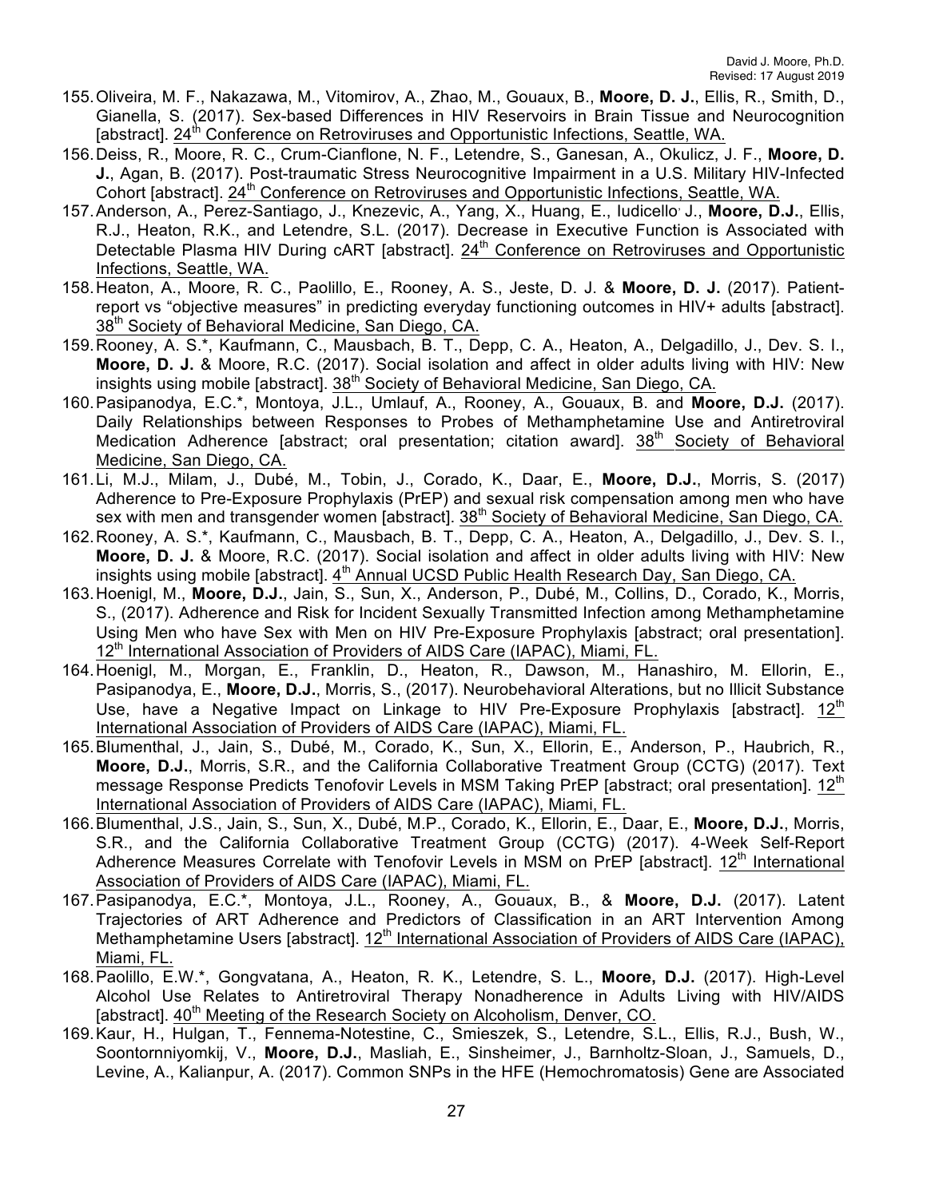155. Oliveira, M. F., Nakazawa, M., Vitomirov, A., Zhao, M., Gouaux, B., **Moore, D. J.**, Ellis, R., Smith, D., Gianella, S. (2017). Sex-based Differences in HIV Reservoirs in Brain Tissue and Neurocognition [abstract]. 24th Conference on Retroviruses and Opportunistic Infections, Seattle, WA.
156. Deiss, R., Moore, R. C., Crum-Cianflone, N. F., Letendre, S., Ganesan, A., Okulicz, J. F., **Moore, D. J.**, Agan, B. (2017). Post-traumatic Stress Neurocognitive Impairment in a U.S. Military HIV-Infected Cohort [abstract]. 24th Conference on Retroviruses and Opportunistic Infections, Seattle, WA.
157. Anderson, A., Perez-Santiago, J., Knezevic, A., Yang, X., Huang, E., Iudicello, J., **Moore, D.J.**, Ellis, R.J., Heaton, R.K., and Letendre, S.L. (2017). Decrease in Executive Function is Associated with Detectable Plasma HIV During cART [abstract]. 24th Conference on Retroviruses and Opportunistic Infections, Seattle, WA.
158. Heaton, A., Moore, R. C., Paolillo, E., Rooney, A. S., Jeste, D. J. & **Moore, D. J.** (2017). Patient-report vs "objective measures" in predicting everyday functioning outcomes in HIV+ adults [abstract]. 38th Society of Behavioral Medicine, San Diego, CA.
159. Rooney, A. S.*, Kaufmann, C., Mausbach, B. T., Depp, C. A., Heaton, A., Delgadillo, J., Dev. S. I., **Moore, D. J.** & Moore, R.C. (2017). Social isolation and affect in older adults living with HIV: New insights using mobile [abstract]. 38th Society of Behavioral Medicine, San Diego, CA.
160. Pasipanodya, E.C.*, Montoya, J.L., Umlauf, A., Rooney, A., Gouaux, B. and **Moore, D.J.** (2017). Daily Relationships between Responses to Probes of Methamphetamine Use and Antiretroviral Medication Adherence [abstract; oral presentation; citation award]. 38th Society of Behavioral Medicine, San Diego, CA.
161. Li, M.J., Milam, J., Dubé, M., Tobin, J., Corado, K., Daar, E., **Moore, D.J.**, Morris, S. (2017) Adherence to Pre-Exposure Prophylaxis (PrEP) and sexual risk compensation among men who have sex with men and transgender women [abstract]. 38th Society of Behavioral Medicine, San Diego, CA.
162. Rooney, A. S.*, Kaufmann, C., Mausbach, B. T., Depp, C. A., Heaton, A., Delgadillo, J., Dev. S. I., **Moore, D. J.** & Moore, R.C. (2017). Social isolation and affect in older adults living with HIV: New insights using mobile [abstract]. 4th Annual UCSD Public Health Research Day, San Diego, CA.
163. Hoenigl, M., **Moore, D.J.**, Jain, S., Sun, X., Anderson, P., Dubé, M., Collins, D., Corado, K., Morris, S., (2017). Adherence and Risk for Incident Sexually Transmitted Infection among Methamphetamine Using Men who have Sex with Men on HIV Pre-Exposure Prophylaxis [abstract; oral presentation]. 12th International Association of Providers of AIDS Care (IAPAC), Miami, FL.
164. Hoenigl, M., Morgan, E., Franklin, D., Heaton, R., Dawson, M., Hanashiro, M. Ellorin, E., Pasipanodya, E., **Moore, D.J.**, Morris, S., (2017). Neurobehavioral Alterations, but no Illicit Substance Use, have a Negative Impact on Linkage to HIV Pre-Exposure Prophylaxis [abstract]. 12th International Association of Providers of AIDS Care (IAPAC), Miami, FL.
165. Blumenthal, J., Jain, S., Dubé, M., Corado, K., Sun, X., Ellorin, E., Anderson, P., Haubrich, R., **Moore, D.J.**, Morris, S.R., and the California Collaborative Treatment Group (CCTG) (2017). Text message Response Predicts Tenofovir Levels in MSM Taking PrEP [abstract; oral presentation]. 12th International Association of Providers of AIDS Care (IAPAC), Miami, FL.
166. Blumenthal, J.S., Jain, S., Sun, X., Dubé, M.P., Corado, K., Ellorin, E., Daar, E., **Moore, D.J.**, Morris, S.R., and the California Collaborative Treatment Group (CCTG) (2017). 4-Week Self-Report Adherence Measures Correlate with Tenofovir Levels in MSM on PrEP [abstract]. 12th International Association of Providers of AIDS Care (IAPAC), Miami, FL.
167. Pasipanodya, E.C.*, Montoya, J.L., Rooney, A., Gouaux, B., & **Moore, D.J.** (2017). Latent Trajectories of ART Adherence and Predictors of Classification in an ART Intervention Among Methamphetamine Users [abstract]. 12th International Association of Providers of AIDS Care (IAPAC), Miami, FL.
168. Paolillo, E.W.*, Gongvatana, A., Heaton, R. K., Letendre, S. L., **Moore, D.J.** (2017). High-Level Alcohol Use Relates to Antiretroviral Therapy Nonadherence in Adults Living with HIV/AIDS [abstract]. 40th Meeting of the Research Society on Alcoholism, Denver, CO.
169. Kaur, H., Hulgan, T., Fennema-Notestine, C., Smieszek, S., Letendre, S.L., Ellis, R.J., Bush, W., Soontornniyomkij, V., **Moore, D.J.**, Masliah, E., Sinsheimer, J., Barnholtz-Sloan, J., Samuels, D., Levine, A., Kalianpur, A. (2017). Common SNPs in the HFE (Hemochromatosis) Gene are Associated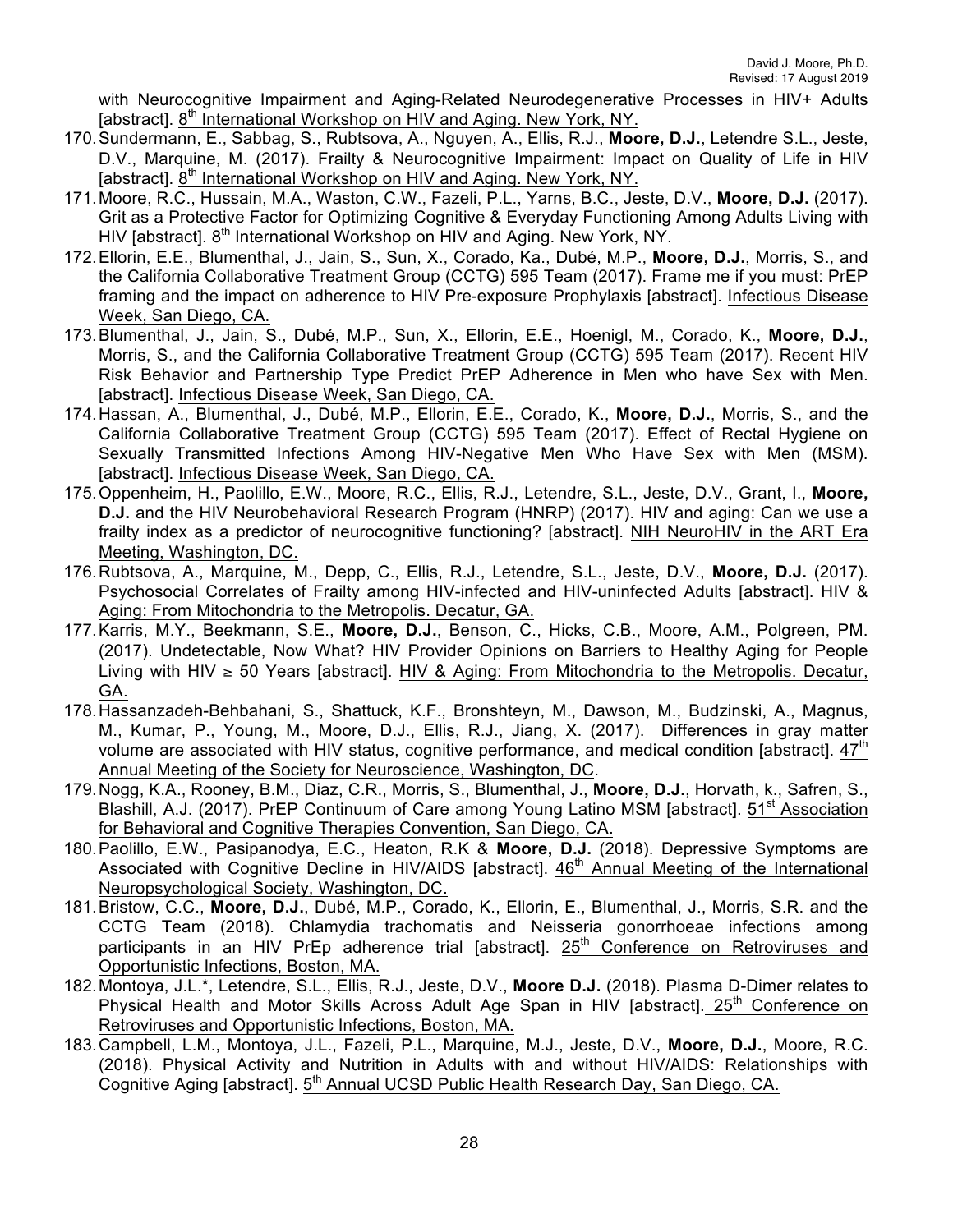with Neurocognitive Impairment and Aging-Related Neurodegenerative Processes in HIV+ Adults [abstract]. 8th International Workshop on HIV and Aging. New York, NY.

170. Sundermann, E., Sabbag, S., Rubtsova, A., Nguyen, A., Ellis, R.J., **Moore, D.J.**, Letendre S.L., Jeste, D.V., Marquine, M. (2017). Frailty & Neurocognitive Impairment: Impact on Quality of Life in HIV [abstract]. 8th International Workshop on HIV and Aging. New York, NY.
171. Moore, R.C., Hussain, M.A., Waston, C.W., Fazeli, P.L., Yarns, B.C., Jeste, D.V., **Moore, D.J.** (2017). Grit as a Protective Factor for Optimizing Cognitive & Everyday Functioning Among Adults Living with HIV [abstract]. 8th International Workshop on HIV and Aging. New York, NY.
172. Ellorin, E.E., Blumenthal, J., Jain, S., Sun, X., Corado, Ka., Dubé, M.P., **Moore, D.J.**, Morris, S., and the California Collaborative Treatment Group (CCTG) 595 Team (2017). Frame me if you must: PrEP framing and the impact on adherence to HIV Pre-exposure Prophylaxis [abstract]. Infectious Disease Week, San Diego, CA.
173. Blumenthal, J., Jain, S., Dubé, M.P., Sun, X., Ellorin, E.E., Hoenigl, M., Corado, K., **Moore, D.J.**, Morris, S., and the California Collaborative Treatment Group (CCTG) 595 Team (2017). Recent HIV Risk Behavior and Partnership Type Predict PrEP Adherence in Men who have Sex with Men. [abstract]. Infectious Disease Week, San Diego, CA.
174. Hassan, A., Blumenthal, J., Dubé, M.P., Ellorin, E.E., Corado, K., **Moore, D.J.**, Morris, S., and the California Collaborative Treatment Group (CCTG) 595 Team (2017). Effect of Rectal Hygiene on Sexually Transmitted Infections Among HIV-Negative Men Who Have Sex with Men (MSM). [abstract]. Infectious Disease Week, San Diego, CA.
175. Oppenheim, H., Paolillo, E.W., Moore, R.C., Ellis, R.J., Letendre, S.L., Jeste, D.V., Grant, I., **Moore, D.J.** and the HIV Neurobehavioral Research Program (HNRP) (2017). HIV and aging: Can we use a frailty index as a predictor of neurocognitive functioning? [abstract]. NIH NeuroHIV in the ART Era Meeting, Washington, DC.
176. Rubtsova, A., Marquine, M., Depp, C., Ellis, R.J., Letendre, S.L., Jeste, D.V., **Moore, D.J.** (2017). Psychosocial Correlates of Frailty among HIV-infected and HIV-uninfected Adults [abstract]. HIV & Aging: From Mitochondria to the Metropolis. Decatur, GA.
177. Karris, M.Y., Beekmann, S.E., **Moore, D.J.**, Benson, C., Hicks, C.B., Moore, A.M., Polgreen, PM. (2017). Undetectable, Now What? HIV Provider Opinions on Barriers to Healthy Aging for People Living with HIV ≥ 50 Years [abstract]. HIV & Aging: From Mitochondria to the Metropolis. Decatur, GA.
178. Hassanzadeh-Behbahani, S., Shattuck, K.F., Bronshteyn, M., Dawson, M., Budzinski, A., Magnus, M., Kumar, P., Young, M., Moore, D.J., Ellis, R.J., Jiang, X. (2017). Differences in gray matter volume are associated with HIV status, cognitive performance, and medical condition [abstract]. 47th Annual Meeting of the Society for Neuroscience, Washington, DC.
179. Nogg, K.A., Rooney, B.M., Diaz, C.R., Morris, S., Blumenthal, J., **Moore, D.J.**, Horvath, k., Safren, S., Blashill, A.J. (2017). PrEP Continuum of Care among Young Latino MSM [abstract]. 51st Association for Behavioral and Cognitive Therapies Convention, San Diego, CA.
180. Paolillo, E.W., Pasipanodya, E.C., Heaton, R.K & **Moore, D.J.** (2018). Depressive Symptoms are Associated with Cognitive Decline in HIV/AIDS [abstract]. 46th Annual Meeting of the International Neuropsychological Society, Washington, DC.
181. Bristow, C.C., **Moore, D.J.**, Dubé, M.P., Corado, K., Ellorin, E., Blumenthal, J., Morris, S.R. and the CCTG Team (2018). Chlamydia trachomatis and Neisseria gonorrhoeae infections among participants in an HIV PrEp adherence trial [abstract]. 25th Conference on Retroviruses and Opportunistic Infections, Boston, MA.
182. Montoya, J.L.*, Letendre, S.L., Ellis, R.J., Jeste, D.V., **Moore D.J.** (2018). Plasma D-Dimer relates to Physical Health and Motor Skills Across Adult Age Span in HIV [abstract]. 25th Conference on Retroviruses and Opportunistic Infections, Boston, MA.
183. Campbell, L.M., Montoya, J.L., Fazeli, P.L., Marquine, M.J., Jeste, D.V., **Moore, D.J.**, Moore, R.C. (2018). Physical Activity and Nutrition in Adults with and without HIV/AIDS: Relationships with Cognitive Aging [abstract]. 5th Annual UCSD Public Health Research Day, San Diego, CA.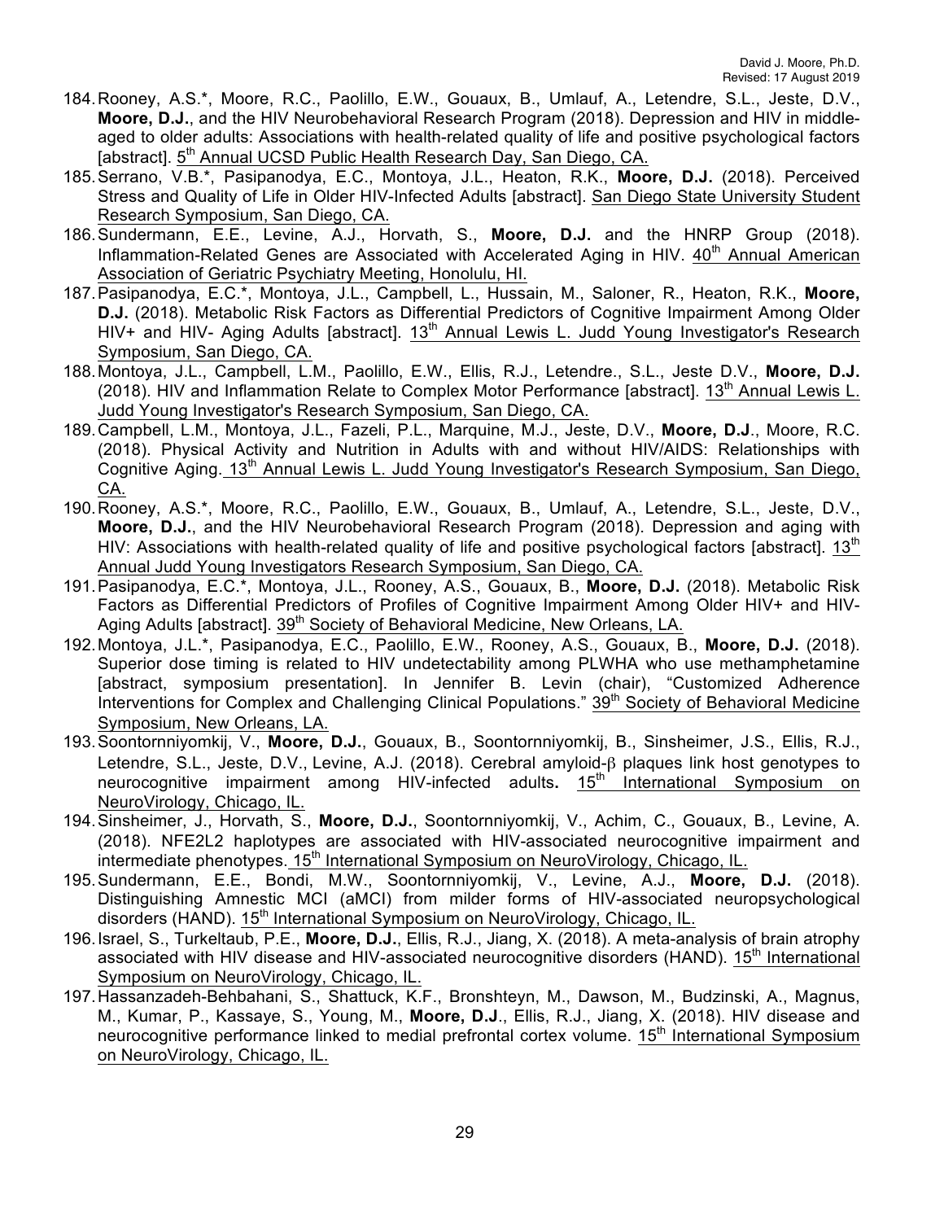184. Rooney, A.S.*, Moore, R.C., Paolillo, E.W., Gouaux, B., Umlauf, A., Letendre, S.L., Jeste, D.V., **Moore, D.J.**, and the HIV Neurobehavioral Research Program (2018). Depression and HIV in middle-aged to older adults: Associations with health-related quality of life and positive psychological factors [abstract]. 5th Annual UCSD Public Health Research Day, San Diego, CA.

185. Serrano, V.B.*, Pasipanodya, E.C., Montoya, J.L., Heaton, R.K., **Moore, D.J.** (2018). Perceived Stress and Quality of Life in Older HIV-Infected Adults [abstract]. San Diego State University Student Research Symposium, San Diego, CA.

186. Sundermann, E.E., Levine, A.J., Horvath, S., **Moore, D.J.** and the HNRP Group (2018). Inflammation-Related Genes are Associated with Accelerated Aging in HIV. 40th Annual American Association of Geriatric Psychiatry Meeting, Honolulu, HI.

187. Pasipanodya, E.C.*, Montoya, J.L., Campbell, L., Hussain, M., Saloner, R., Heaton, R.K., **Moore, D.J.** (2018). Metabolic Risk Factors as Differential Predictors of Cognitive Impairment Among Older HIV+ and HIV- Aging Adults [abstract]. 13th Annual Lewis L. Judd Young Investigator's Research Symposium, San Diego, CA.

188. Montoya, J.L., Campbell, L.M., Paolillo, E.W., Ellis, R.J., Letendre., S.L., Jeste D.V., **Moore, D.J.** (2018). HIV and Inflammation Relate to Complex Motor Performance [abstract]. 13th Annual Lewis L. Judd Young Investigator's Research Symposium, San Diego, CA.

189. Campbell, L.M., Montoya, J.L., Fazeli, P.L., Marquine, M.J., Jeste, D.V., **Moore, D.J**., Moore, R.C. (2018). Physical Activity and Nutrition in Adults with and without HIV/AIDS: Relationships with Cognitive Aging. 13th Annual Lewis L. Judd Young Investigator's Research Symposium, San Diego, CA.

190. Rooney, A.S.*, Moore, R.C., Paolillo, E.W., Gouaux, B., Umlauf, A., Letendre, S.L., Jeste, D.V., **Moore, D.J.**, and the HIV Neurobehavioral Research Program (2018). Depression and aging with HIV: Associations with health-related quality of life and positive psychological factors [abstract]. 13th Annual Judd Young Investigators Research Symposium, San Diego, CA.

191. Pasipanodya, E.C.*, Montoya, J.L., Rooney, A.S., Gouaux, B., **Moore, D.J.** (2018). Metabolic Risk Factors as Differential Predictors of Profiles of Cognitive Impairment Among Older HIV+ and HIV- Aging Adults [abstract]. 39th Society of Behavioral Medicine, New Orleans, LA.

192. Montoya, J.L.*, Pasipanodya, E.C., Paolillo, E.W., Rooney, A.S., Gouaux, B., **Moore, D.J.** (2018). Superior dose timing is related to HIV undetectability among PLWHA who use methamphetamine [abstract, symposium presentation]. In Jennifer B. Levin (chair), "Customized Adherence Interventions for Complex and Challenging Clinical Populations." 39th Society of Behavioral Medicine Symposium, New Orleans, LA.

193. Soontornniyomkij, V., **Moore, D.J.**, Gouaux, B., Soontornniyomkij, B., Sinsheimer, J.S., Ellis, R.J., Letendre, S.L., Jeste, D.V., Levine, A.J. (2018). Cerebral amyloid-β plaques link host genotypes to neurocognitive impairment among HIV-infected adults**.** 15th International Symposium on NeuroVirology, Chicago, IL.

194. Sinsheimer, J., Horvath, S., **Moore, D.J.**, Soontornniyomkij, V., Achim, C., Gouaux, B., Levine, A. (2018). NFE2L2 haplotypes are associated with HIV-associated neurocognitive impairment and intermediate phenotypes. 15th International Symposium on NeuroVirology, Chicago, IL.

195. Sundermann, E.E., Bondi, M.W., Soontornniyomkij, V., Levine, A.J., **Moore, D.J.** (2018). Distinguishing Amnestic MCI (aMCI) from milder forms of HIV-associated neuropsychological disorders (HAND). 15th International Symposium on NeuroVirology, Chicago, IL.

196. Israel, S., Turkeltaub, P.E., **Moore, D.J.**, Ellis, R.J., Jiang, X. (2018). A meta-analysis of brain atrophy associated with HIV disease and HIV-associated neurocognitive disorders (HAND). 15th International Symposium on NeuroVirology, Chicago, IL.

197. Hassanzadeh-Behbahani, S., Shattuck, K.F., Bronshteyn, M., Dawson, M., Budzinski, A., Magnus, M., Kumar, P., Kassaye, S., Young, M., **Moore, D.J**., Ellis, R.J., Jiang, X. (2018). HIV disease and neurocognitive performance linked to medial prefrontal cortex volume. 15th International Symposium on NeuroVirology, Chicago, IL.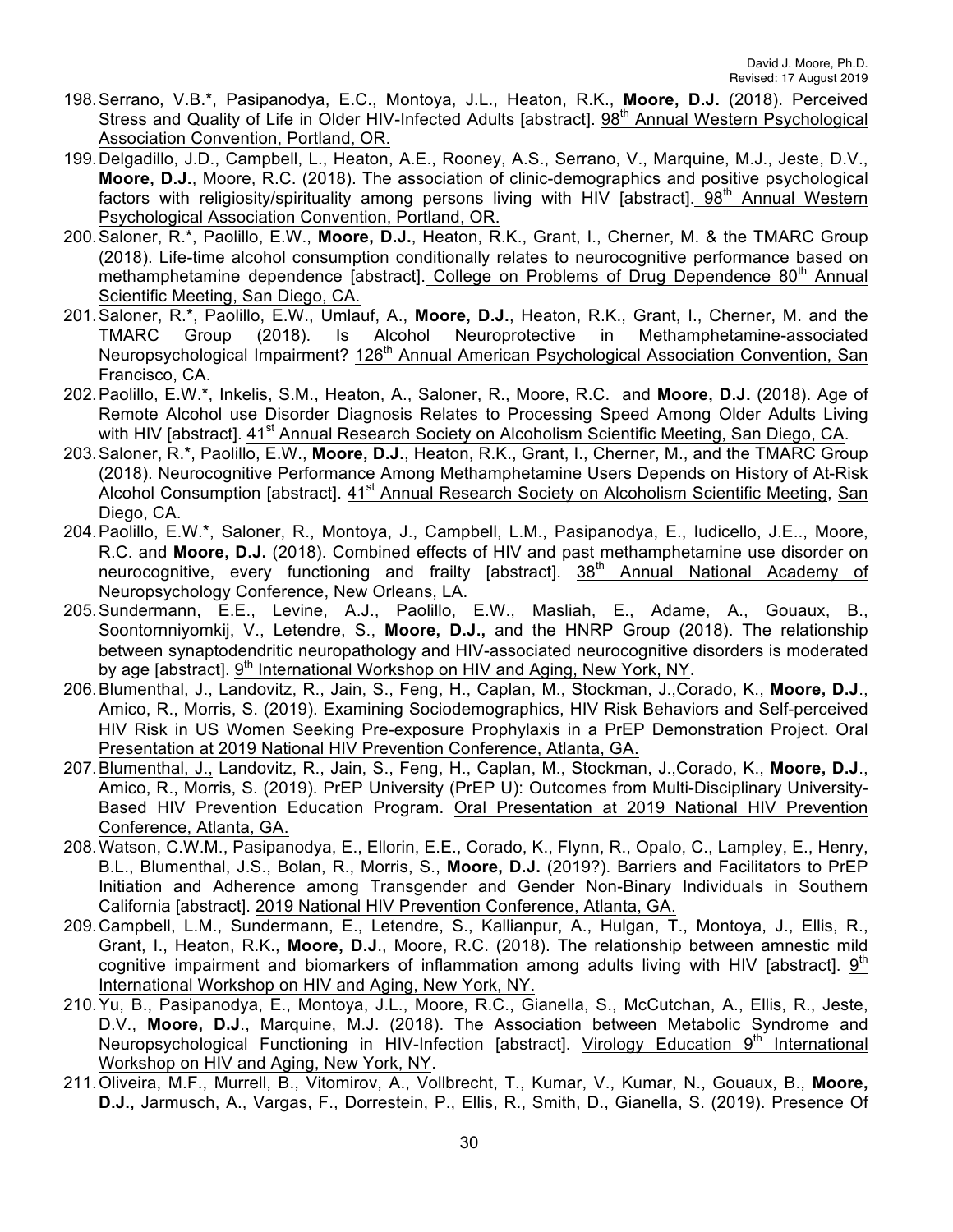198. Serrano, V.B.*, Pasipanodya, E.C., Montoya, J.L., Heaton, R.K., **Moore, D.J.** (2018). Perceived Stress and Quality of Life in Older HIV-Infected Adults [abstract]. 98th Annual Western Psychological Association Convention, Portland, OR.
199. Delgadillo, J.D., Campbell, L., Heaton, A.E., Rooney, A.S., Serrano, V., Marquine, M.J., Jeste, D.V., **Moore, D.J.**, Moore, R.C. (2018). The association of clinic-demographics and positive psychological factors with religiosity/spirituality among persons living with HIV [abstract]. 98th Annual Western Psychological Association Convention, Portland, OR.
200. Saloner, R.*, Paolillo, E.W., **Moore, D.J.**, Heaton, R.K., Grant, I., Cherner, M. & the TMARC Group (2018). Life-time alcohol consumption conditionally relates to neurocognitive performance based on methamphetamine dependence [abstract]. College on Problems of Drug Dependence 80th Annual Scientific Meeting, San Diego, CA.
201. Saloner, R.*, Paolillo, E.W., Umlauf, A., **Moore, D.J.**, Heaton, R.K., Grant, I., Cherner, M. and the TMARC Group (2018). Is Alcohol Neuroprotective in Methamphetamine-associated Neuropsychological Impairment? 126th Annual American Psychological Association Convention, San Francisco, CA.
202. Paolillo, E.W.*, Inkelis, S.M., Heaton, A., Saloner, R., Moore, R.C. and **Moore, D.J.** (2018). Age of Remote Alcohol use Disorder Diagnosis Relates to Processing Speed Among Older Adults Living with HIV [abstract]. 41st Annual Research Society on Alcoholism Scientific Meeting, San Diego, CA.
203. Saloner, R.*, Paolillo, E.W., **Moore, D.J.**, Heaton, R.K., Grant, I., Cherner, M., and the TMARC Group (2018). Neurocognitive Performance Among Methamphetamine Users Depends on History of At-Risk Alcohol Consumption [abstract]. 41st Annual Research Society on Alcoholism Scientific Meeting, San Diego, CA.
204. Paolillo, E.W.*, Saloner, R., Montoya, J., Campbell, L.M., Pasipanodya, E., Iudicello, J.E.., Moore, R.C. and **Moore, D.J.** (2018). Combined effects of HIV and past methamphetamine use disorder on neurocognitive, every functioning and frailty [abstract]. 38th Annual National Academy of Neuropsychology Conference, New Orleans, LA.
205. Sundermann, E.E., Levine, A.J., Paolillo, E.W., Masliah, E., Adame, A., Gouaux, B., Soontornniyomkij, V., Letendre, S., **Moore, D.J.,** and the HNRP Group (2018). The relationship between synaptodendritic neuropathology and HIV-associated neurocognitive disorders is moderated by age [abstract]. 9th International Workshop on HIV and Aging, New York, NY.
206. Blumenthal, J., Landovitz, R., Jain, S., Feng, H., Caplan, M., Stockman, J.,Corado, K., **Moore, D.J**., Amico, R., Morris, S. (2019). Examining Sociodemographics, HIV Risk Behaviors and Self-perceived HIV Risk in US Women Seeking Pre-exposure Prophylaxis in a PrEP Demonstration Project. Oral Presentation at 2019 National HIV Prevention Conference, Atlanta, GA.
207. Blumenthal, J., Landovitz, R., Jain, S., Feng, H., Caplan, M., Stockman, J.,Corado, K., **Moore, D.J**., Amico, R., Morris, S. (2019). PrEP University (PrEP U): Outcomes from Multi-Disciplinary University-Based HIV Prevention Education Program. Oral Presentation at 2019 National HIV Prevention Conference, Atlanta, GA.
208. Watson, C.W.M., Pasipanodya, E., Ellorin, E.E., Corado, K., Flynn, R., Opalo, C., Lampley, E., Henry, B.L., Blumenthal, J.S., Bolan, R., Morris, S., **Moore, D.J.** (2019?). Barriers and Facilitators to PrEP Initiation and Adherence among Transgender and Gender Non-Binary Individuals in Southern California [abstract]. 2019 National HIV Prevention Conference, Atlanta, GA.
209. Campbell, L.M., Sundermann, E., Letendre, S., Kallianpur, A., Hulgan, T., Montoya, J., Ellis, R., Grant, I., Heaton, R.K., **Moore, D.J**., Moore, R.C. (2018). The relationship between amnestic mild cognitive impairment and biomarkers of inflammation among adults living with HIV [abstract]. 9th International Workshop on HIV and Aging, New York, NY.
210. Yu, B., Pasipanodya, E., Montoya, J.L., Moore, R.C., Gianella, S., McCutchan, A., Ellis, R., Jeste, D.V., **Moore, D.J**., Marquine, M.J. (2018). The Association between Metabolic Syndrome and Neuropsychological Functioning in HIV-Infection [abstract]. Virology Education 9th International Workshop on HIV and Aging, New York, NY.
211. Oliveira, M.F., Murrell, B., Vitomirov, A., Vollbrecht, T., Kumar, V., Kumar, N., Gouaux, B., **Moore, D.J.,** Jarmusch, A., Vargas, F., Dorrestein, P., Ellis, R., Smith, D., Gianella, S. (2019). Presence Of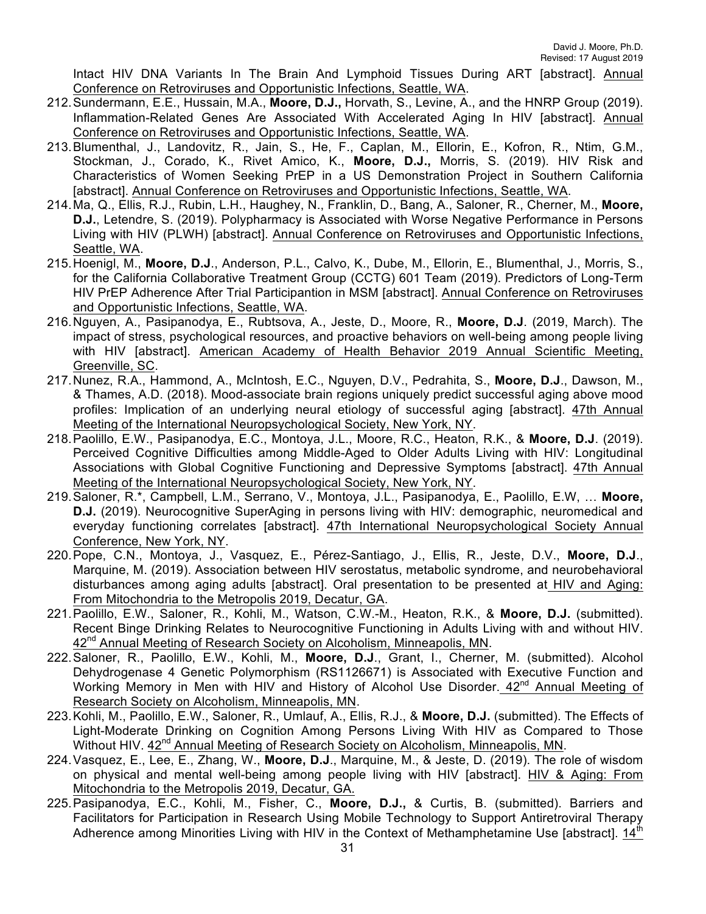Intact HIV DNA Variants In The Brain And Lymphoid Tissues During ART [abstract]. Annual Conference on Retroviruses and Opportunistic Infections, Seattle, WA.

212. Sundermann, E.E., Hussain, M.A., **Moore, D.J.,** Horvath, S., Levine, A., and the HNRP Group (2019). Inflammation-Related Genes Are Associated With Accelerated Aging In HIV [abstract]. Annual Conference on Retroviruses and Opportunistic Infections, Seattle, WA.
213. Blumenthal, J., Landovitz, R., Jain, S., He, F., Caplan, M., Ellorin, E., Kofron, R., Ntim, G.M., Stockman, J., Corado, K., Rivet Amico, K., **Moore, D.J.,** Morris, S. (2019). HIV Risk and Characteristics of Women Seeking PrEP in a US Demonstration Project in Southern California [abstract]. Annual Conference on Retroviruses and Opportunistic Infections, Seattle, WA.
214. Ma, Q., Ellis, R.J., Rubin, L.H., Haughey, N., Franklin, D., Bang, A., Saloner, R., Cherner, M., **Moore, D.J.**, Letendre, S. (2019). Polypharmacy is Associated with Worse Negative Performance in Persons Living with HIV (PLWH) [abstract]. Annual Conference on Retroviruses and Opportunistic Infections, Seattle, WA.
215. Hoenigl, M., **Moore, D.J**., Anderson, P.L., Calvo, K., Dube, M., Ellorin, E., Blumenthal, J., Morris, S., for the California Collaborative Treatment Group (CCTG) 601 Team (2019). Predictors of Long-Term HIV PrEP Adherence After Trial Participantion in MSM [abstract]. Annual Conference on Retroviruses and Opportunistic Infections, Seattle, WA.
216. Nguyen, A., Pasipanodya, E., Rubtsova, A., Jeste, D., Moore, R., **Moore, D.J**. (2019, March). The impact of stress, psychological resources, and proactive behaviors on well-being among people living with HIV [abstract]. American Academy of Health Behavior 2019 Annual Scientific Meeting, Greenville, SC.
217. Nunez, R.A., Hammond, A., McIntosh, E.C., Nguyen, D.V., Pedrahita, S., **Moore, D.J**., Dawson, M., & Thames, A.D. (2018). Mood-associate brain regions uniquely predict successful aging above mood profiles: Implication of an underlying neural etiology of successful aging [abstract]. 47th Annual Meeting of the International Neuropsychological Society, New York, NY.
218. Paolillo, E.W., Pasipanodya, E.C., Montoya, J.L., Moore, R.C., Heaton, R.K., & **Moore, D.J**. (2019). Perceived Cognitive Difficulties among Middle-Aged to Older Adults Living with HIV: Longitudinal Associations with Global Cognitive Functioning and Depressive Symptoms [abstract]. 47th Annual Meeting of the International Neuropsychological Society, New York, NY.
219. Saloner, R.*, Campbell, L.M., Serrano, V., Montoya, J.L., Pasipanodya, E., Paolillo, E.W, … **Moore, D.J.** (2019). Neurocognitive SuperAging in persons living with HIV: demographic, neuromedical and everyday functioning correlates [abstract]. 47th International Neuropsychological Society Annual Conference, New York, NY.
220. Pope, C.N., Montoya, J., Vasquez, E., Pérez-Santiago, J., Ellis, R., Jeste, D.V., **Moore, D.J**., Marquine, M. (2019). Association between HIV serostatus, metabolic syndrome, and neurobehavioral disturbances among aging adults [abstract]. Oral presentation to be presented at HIV and Aging: From Mitochondria to the Metropolis 2019, Decatur, GA.
221. Paolillo, E.W., Saloner, R., Kohli, M., Watson, C.W.-M., Heaton, R.K., & **Moore, D.J.** (submitted). Recent Binge Drinking Relates to Neurocognitive Functioning in Adults Living with and without HIV. 42nd Annual Meeting of Research Society on Alcoholism, Minneapolis, MN.
222. Saloner, R., Paolillo, E.W., Kohli, M., **Moore, D.J**., Grant, I., Cherner, M. (submitted). Alcohol Dehydrogenase 4 Genetic Polymorphism (RS1126671) is Associated with Executive Function and Working Memory in Men with HIV and History of Alcohol Use Disorder. 42nd Annual Meeting of Research Society on Alcoholism, Minneapolis, MN.
223. Kohli, M., Paolillo, E.W., Saloner, R., Umlauf, A., Ellis, R.J., & **Moore, D.J.** (submitted). The Effects of Light-Moderate Drinking on Cognition Among Persons Living With HIV as Compared to Those Without HIV. 42nd Annual Meeting of Research Society on Alcoholism, Minneapolis, MN.
224. Vasquez, E., Lee, E., Zhang, W., **Moore, D.J**., Marquine, M., & Jeste, D. (2019). The role of wisdom on physical and mental well-being among people living with HIV [abstract]. HIV & Aging: From Mitochondria to the Metropolis 2019, Decatur, GA.
225. Pasipanodya, E.C., Kohli, M., Fisher, C., **Moore, D.J.,** & Curtis, B. (submitted). Barriers and Facilitators for Participation in Research Using Mobile Technology to Support Antiretroviral Therapy Adherence among Minorities Living with HIV in the Context of Methamphetamine Use [abstract]. 14th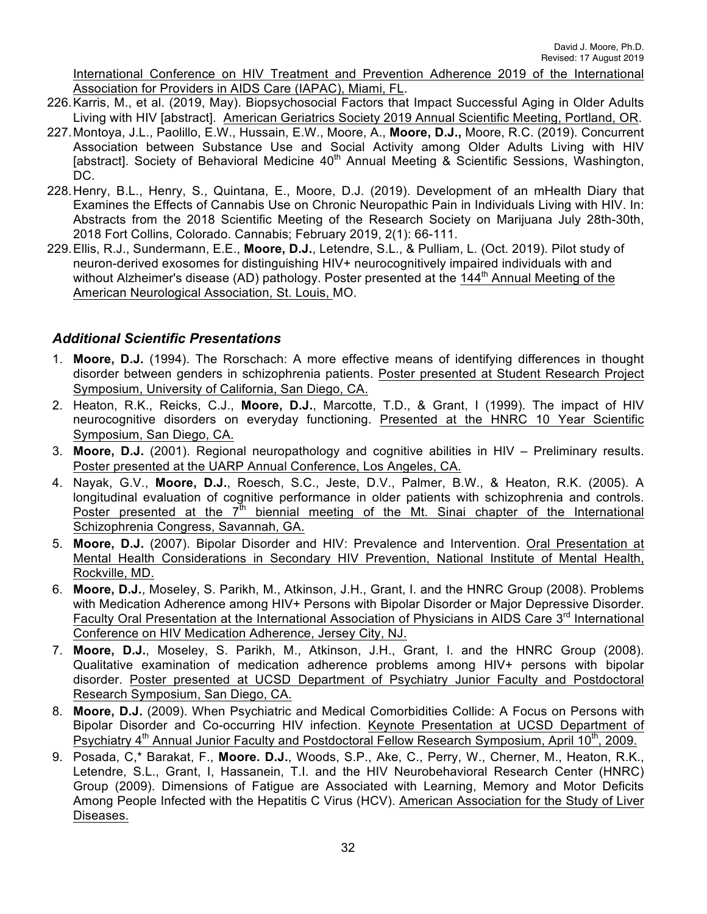International Conference on HIV Treatment and Prevention Adherence 2019 of the International Association for Providers in AIDS Care (IAPAC), Miami, FL.

226. Karris, M., et al. (2019, May). Biopsychosocial Factors that Impact Successful Aging in Older Adults Living with HIV [abstract]. American Geriatrics Society 2019 Annual Scientific Meeting, Portland, OR.
227. Montoya, J.L., Paolillo, E.W., Hussain, E.W., Moore, A., **Moore, D.J.,** Moore, R.C. (2019). Concurrent Association between Substance Use and Social Activity among Older Adults Living with HIV [abstract]. Society of Behavioral Medicine 40[th] Annual Meeting & Scientific Sessions, Washington, DC.
228. Henry, B.L., Henry, S., Quintana, E., Moore, D.J. (2019). Development of an mHealth Diary that Examines the Effects of Cannabis Use on Chronic Neuropathic Pain in Individuals Living with HIV. In: Abstracts from the 2018 Scientific Meeting of the Research Society on Marijuana July 28th-30th, 2018 Fort Collins, Colorado. Cannabis; February 2019, 2(1): 66-111.
229. Ellis, R.J., Sundermann, E.E., **Moore, D.J.**, Letendre, S.L., & Pulliam, L. (Oct. 2019). Pilot study of neuron-derived exosomes for distinguishing HIV+ neurocognitively impaired individuals with and without Alzheimer's disease (AD) pathology. Poster presented at the 144[th] Annual Meeting of the American Neurological Association, St. Louis, MO.

### *Additional Scientific Presentations*

1. **Moore, D.J.** (1994). The Rorschach: A more effective means of identifying differences in thought disorder between genders in schizophrenia patients. Poster presented at Student Research Project Symposium, University of California, San Diego, CA.
2. Heaton, R.K., Reicks, C.J., **Moore, D.J.**, Marcotte, T.D., & Grant, I (1999). The impact of HIV neurocognitive disorders on everyday functioning. Presented at the HNRC 10 Year Scientific Symposium, San Diego, CA.
3. **Moore, D.J.** (2001). Regional neuropathology and cognitive abilities in HIV – Preliminary results. Poster presented at the UARP Annual Conference, Los Angeles, CA.
4. Nayak, G.V., **Moore, D.J.**, Roesch, S.C., Jeste, D.V., Palmer, B.W., & Heaton, R.K. (2005). A longitudinal evaluation of cognitive performance in older patients with schizophrenia and controls. Poster presented at the 7[th] biennial meeting of the Mt. Sinai chapter of the International Schizophrenia Congress, Savannah, GA.
5. **Moore, D.J.** (2007). Bipolar Disorder and HIV: Prevalence and Intervention. Oral Presentation at Mental Health Considerations in Secondary HIV Prevention, National Institute of Mental Health, Rockville, MD.
6. **Moore, D.J.**, Moseley, S. Parikh, M., Atkinson, J.H., Grant, I. and the HNRC Group (2008). Problems with Medication Adherence among HIV+ Persons with Bipolar Disorder or Major Depressive Disorder. Faculty Oral Presentation at the International Association of Physicians in AIDS Care 3[rd] International Conference on HIV Medication Adherence, Jersey City, NJ.
7. **Moore, D.J.**, Moseley, S. Parikh, M., Atkinson, J.H., Grant, I. and the HNRC Group (2008). Qualitative examination of medication adherence problems among HIV+ persons with bipolar disorder. Poster presented at UCSD Department of Psychiatry Junior Faculty and Postdoctoral Research Symposium, San Diego, CA.
8. **Moore, D.J.** (2009). When Psychiatric and Medical Comorbidities Collide: A Focus on Persons with Bipolar Disorder and Co-occurring HIV infection. Keynote Presentation at UCSD Department of Psychiatry 4[th] Annual Junior Faculty and Postdoctoral Fellow Research Symposium, April 10[th], 2009.
9. Posada, C,* Barakat, F., **Moore. D.J.**, Woods, S.P., Ake, C., Perry, W., Cherner, M., Heaton, R.K., Letendre, S.L., Grant, I, Hassanein, T.I. and the HIV Neurobehavioral Research Center (HNRC) Group (2009). Dimensions of Fatigue are Associated with Learning, Memory and Motor Deficits Among People Infected with the Hepatitis C Virus (HCV). American Association for the Study of Liver Diseases.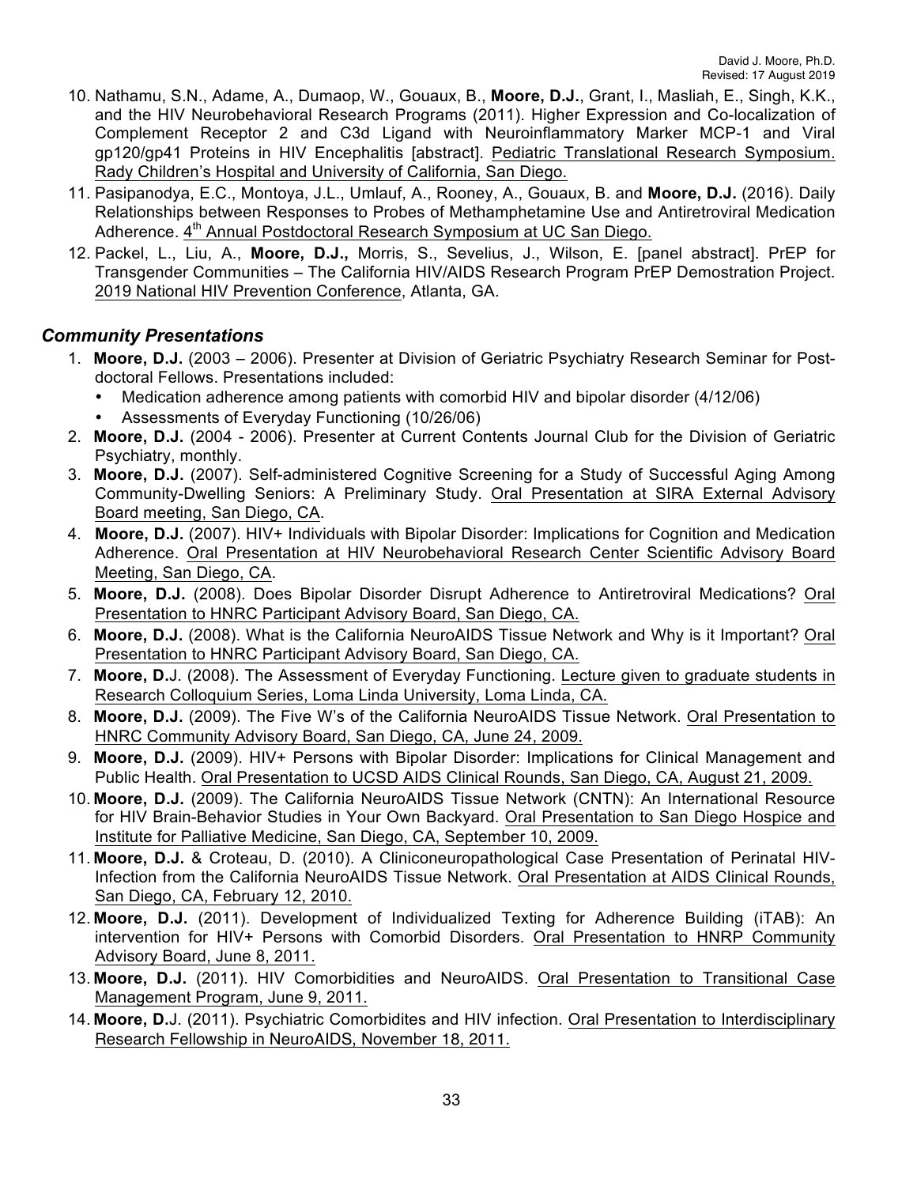10. Nathamu, S.N., Adame, A., Dumaop, W., Gouaux, B., **Moore, D.J.**, Grant, I., Masliah, E., Singh, K.K., and the HIV Neurobehavioral Research Programs (2011). Higher Expression and Co-localization of Complement Receptor 2 and C3d Ligand with Neuroinflammatory Marker MCP-1 and Viral gp120/gp41 Proteins in HIV Encephalitis [abstract]. Pediatric Translational Research Symposium. Rady Children's Hospital and University of California, San Diego.
11. Pasipanodya, E.C., Montoya, J.L., Umlauf, A., Rooney, A., Gouaux, B. and **Moore, D.J.** (2016). Daily Relationships between Responses to Probes of Methamphetamine Use and Antiretroviral Medication Adherence. 4th Annual Postdoctoral Research Symposium at UC San Diego.
12. Packel, L., Liu, A., **Moore, D.J.,** Morris, S., Sevelius, J., Wilson, E. [panel abstract]. PrEP for Transgender Communities – The California HIV/AIDS Research Program PrEP Demostration Project. 2019 National HIV Prevention Conference, Atlanta, GA.

### *Community Presentations*

1. **Moore, D.J.** (2003 – 2006). Presenter at Division of Geriatric Psychiatry Research Seminar for Post-doctoral Fellows. Presentations included:
   - Medication adherence among patients with comorbid HIV and bipolar disorder (4/12/06)
   - Assessments of Everyday Functioning (10/26/06)
2. **Moore, D.J.** (2004 - 2006). Presenter at Current Contents Journal Club for the Division of Geriatric Psychiatry, monthly.
3. **Moore, D.J.** (2007). Self-administered Cognitive Screening for a Study of Successful Aging Among Community-Dwelling Seniors: A Preliminary Study. Oral Presentation at SIRA External Advisory Board meeting, San Diego, CA.
4. **Moore, D.J.** (2007). HIV+ Individuals with Bipolar Disorder: Implications for Cognition and Medication Adherence. Oral Presentation at HIV Neurobehavioral Research Center Scientific Advisory Board Meeting, San Diego, CA.
5. **Moore, D.J.** (2008). Does Bipolar Disorder Disrupt Adherence to Antiretroviral Medications? Oral Presentation to HNRC Participant Advisory Board, San Diego, CA.
6. **Moore, D.J.** (2008). What is the California NeuroAIDS Tissue Network and Why is it Important? Oral Presentation to HNRC Participant Advisory Board, San Diego, CA.
7. **Moore, D**.J. (2008). The Assessment of Everyday Functioning. Lecture given to graduate students in Research Colloquium Series, Loma Linda University, Loma Linda, CA.
8. **Moore, D.J.** (2009). The Five W's of the California NeuroAIDS Tissue Network. Oral Presentation to HNRC Community Advisory Board, San Diego, CA, June 24, 2009.
9. **Moore, D.J.** (2009). HIV+ Persons with Bipolar Disorder: Implications for Clinical Management and Public Health. Oral Presentation to UCSD AIDS Clinical Rounds, San Diego, CA, August 21, 2009.
10. **Moore, D.J.** (2009). The California NeuroAIDS Tissue Network (CNTN): An International Resource for HIV Brain-Behavior Studies in Your Own Backyard. Oral Presentation to San Diego Hospice and Institute for Palliative Medicine, San Diego, CA, September 10, 2009.
11. **Moore, D.J.** & Croteau, D. (2010). A Cliniconeuropathological Case Presentation of Perinatal HIV-Infection from the California NeuroAIDS Tissue Network. Oral Presentation at AIDS Clinical Rounds, San Diego, CA, February 12, 2010.
12. **Moore, D.J.** (2011). Development of Individualized Texting for Adherence Building (iTAB): An intervention for HIV+ Persons with Comorbid Disorders. Oral Presentation to HNRP Community Advisory Board, June 8, 2011.
13. **Moore, D.J.** (2011). HIV Comorbidities and NeuroAIDS. Oral Presentation to Transitional Case Management Program, June 9, 2011.
14. **Moore, D**.J. (2011). Psychiatric Comorbidites and HIV infection. Oral Presentation to Interdisciplinary Research Fellowship in NeuroAIDS, November 18, 2011.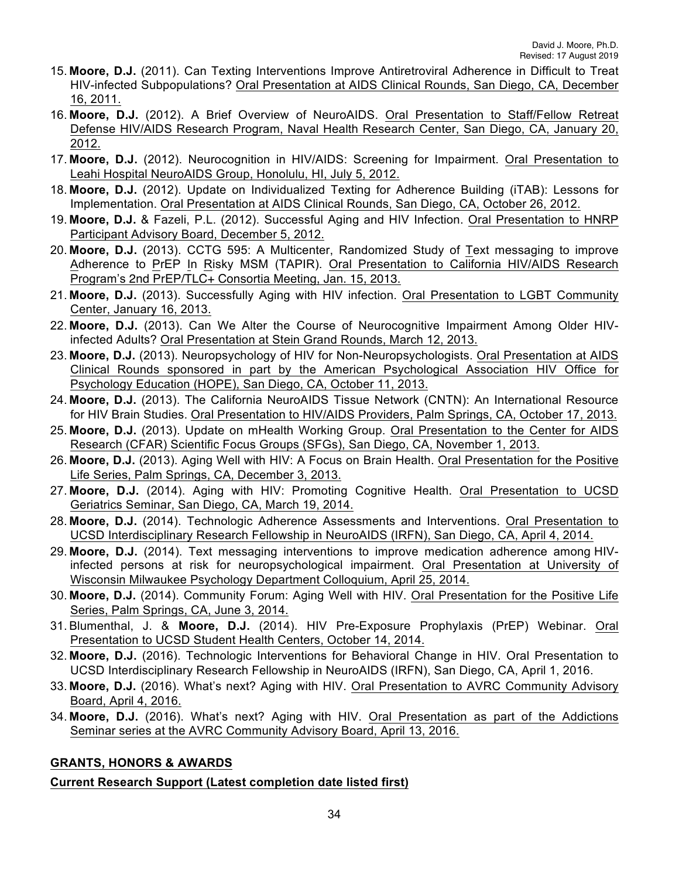15. **Moore, D.J.** (2011). Can Texting Interventions Improve Antiretroviral Adherence in Difficult to Treat HIV-infected Subpopulations? Oral Presentation at AIDS Clinical Rounds, San Diego, CA, December 16, 2011.
16. **Moore, D.J.** (2012). A Brief Overview of NeuroAIDS. Oral Presentation to Staff/Fellow Retreat Defense HIV/AIDS Research Program, Naval Health Research Center, San Diego, CA, January 20, 2012.
17. **Moore, D.J.** (2012). Neurocognition in HIV/AIDS: Screening for Impairment. Oral Presentation to Leahi Hospital NeuroAIDS Group, Honolulu, HI, July 5, 2012.
18. **Moore, D.J.** (2012). Update on Individualized Texting for Adherence Building (iTAB): Lessons for Implementation. Oral Presentation at AIDS Clinical Rounds, San Diego, CA, October 26, 2012.
19. **Moore, D.J.** & Fazeli, P.L. (2012). Successful Aging and HIV Infection. Oral Presentation to HNRP Participant Advisory Board, December 5, 2012.
20. **Moore, D.J.** (2013). CCTG 595: A Multicenter, Randomized Study of Text messaging to improve Adherence to PrEP In Risky MSM (TAPIR). Oral Presentation to California HIV/AIDS Research Program's 2nd PrEP/TLC+ Consortia Meeting, Jan. 15, 2013.
21. **Moore, D.J.** (2013). Successfully Aging with HIV infection. Oral Presentation to LGBT Community Center, January 16, 2013.
22. **Moore, D.J.** (2013). Can We Alter the Course of Neurocognitive Impairment Among Older HIV-infected Adults? Oral Presentation at Stein Grand Rounds, March 12, 2013.
23. **Moore, D.J.** (2013). Neuropsychology of HIV for Non-Neuropsychologists. Oral Presentation at AIDS Clinical Rounds sponsored in part by the American Psychological Association HIV Office for Psychology Education (HOPE), San Diego, CA, October 11, 2013.
24. **Moore, D.J.** (2013). The California NeuroAIDS Tissue Network (CNTN): An International Resource for HIV Brain Studies. Oral Presentation to HIV/AIDS Providers, Palm Springs, CA, October 17, 2013.
25. **Moore, D.J.** (2013). Update on mHealth Working Group. Oral Presentation to the Center for AIDS Research (CFAR) Scientific Focus Groups (SFGs), San Diego, CA, November 1, 2013.
26. **Moore, D.J.** (2013). Aging Well with HIV: A Focus on Brain Health. Oral Presentation for the Positive Life Series, Palm Springs, CA, December 3, 2013.
27. **Moore, D.J.** (2014). Aging with HIV: Promoting Cognitive Health. Oral Presentation to UCSD Geriatrics Seminar, San Diego, CA, March 19, 2014.
28. **Moore, D.J.** (2014). Technologic Adherence Assessments and Interventions. Oral Presentation to UCSD Interdisciplinary Research Fellowship in NeuroAIDS (IRFN), San Diego, CA, April 4, 2014.
29. **Moore, D.J.** (2014). Text messaging interventions to improve medication adherence among HIV-infected persons at risk for neuropsychological impairment. Oral Presentation at University of Wisconsin Milwaukee Psychology Department Colloquium, April 25, 2014.
30. **Moore, D.J.** (2014). Community Forum: Aging Well with HIV. Oral Presentation for the Positive Life Series, Palm Springs, CA, June 3, 2014.
31. Blumenthal, J. & **Moore, D.J.** (2014). HIV Pre-Exposure Prophylaxis (PrEP) Webinar. Oral Presentation to UCSD Student Health Centers, October 14, 2014.
32. **Moore, D.J.** (2016). Technologic Interventions for Behavioral Change in HIV. Oral Presentation to UCSD Interdisciplinary Research Fellowship in NeuroAIDS (IRFN), San Diego, CA, April 1, 2016.
33. **Moore, D.J.** (2016). What's next? Aging with HIV. Oral Presentation to AVRC Community Advisory Board, April 4, 2016.
34. **Moore, D.J.** (2016). What's next? Aging with HIV. Oral Presentation as part of the Addictions Seminar series at the AVRC Community Advisory Board, April 13, 2016.

## GRANTS, HONORS & AWARDS

### Current Research Support (Latest completion date listed first)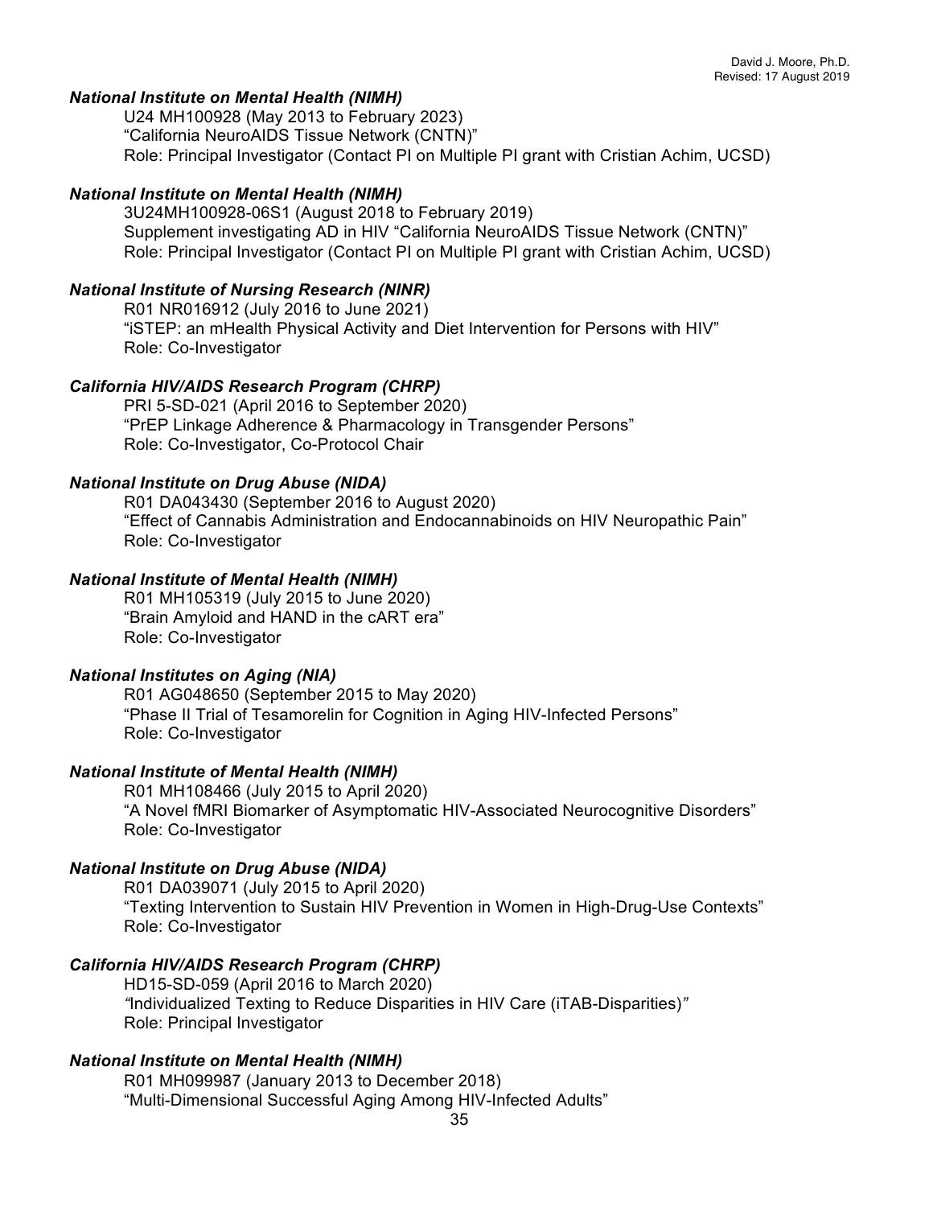***National Institute on Mental Health (NIMH)***

U24 MH100928 (May 2013 to February 2023)
"California NeuroAIDS Tissue Network (CNTN)"
Role: Principal Investigator (Contact PI on Multiple PI grant with Cristian Achim, UCSD)

***National Institute on Mental Health (NIMH)***

3U24MH100928-06S1 (August 2018 to February 2019)
Supplement investigating AD in HIV "California NeuroAIDS Tissue Network (CNTN)"
Role: Principal Investigator (Contact PI on Multiple PI grant with Cristian Achim, UCSD)

***National Institute of Nursing Research (NINR)***

R01 NR016912 (July 2016 to June 2021)
"iSTEP: an mHealth Physical Activity and Diet Intervention for Persons with HIV"
Role: Co-Investigator

***California HIV/AIDS Research Program (CHRP)***

PRI 5-SD-021 (April 2016 to September 2020)
"PrEP Linkage Adherence & Pharmacology in Transgender Persons"
Role: Co-Investigator, Co-Protocol Chair

***National Institute on Drug Abuse (NIDA)***

R01 DA043430 (September 2016 to August 2020)
"Effect of Cannabis Administration and Endocannabinoids on HIV Neuropathic Pain"
Role: Co-Investigator

***National Institute of Mental Health (NIMH)***

R01 MH105319 (July 2015 to June 2020)
"Brain Amyloid and HAND in the cART era"
Role: Co-Investigator

***National Institutes on Aging (NIA)***

R01 AG048650 (September 2015 to May 2020)
"Phase II Trial of Tesamorelin for Cognition in Aging HIV-Infected Persons"
Role: Co-Investigator

***National Institute of Mental Health (NIMH)***

R01 MH108466 (July 2015 to April 2020)
"A Novel fMRI Biomarker of Asymptomatic HIV-Associated Neurocognitive Disorders"
Role: Co-Investigator

***National Institute on Drug Abuse (NIDA)***

R01 DA039071 (July 2015 to April 2020)
"Texting Intervention to Sustain HIV Prevention in Women in High-Drug-Use Contexts"
Role: Co-Investigator

***California HIV/AIDS Research Program (CHRP)***

HD15-SD-059 (April 2016 to March 2020)
*"*Individualized Texting to Reduce Disparities in HIV Care (iTAB-Disparities)*"*
Role: Principal Investigator

***National Institute on Mental Health (NIMH)***

R01 MH099987 (January 2013 to December 2018)
"Multi-Dimensional Successful Aging Among HIV-Infected Adults"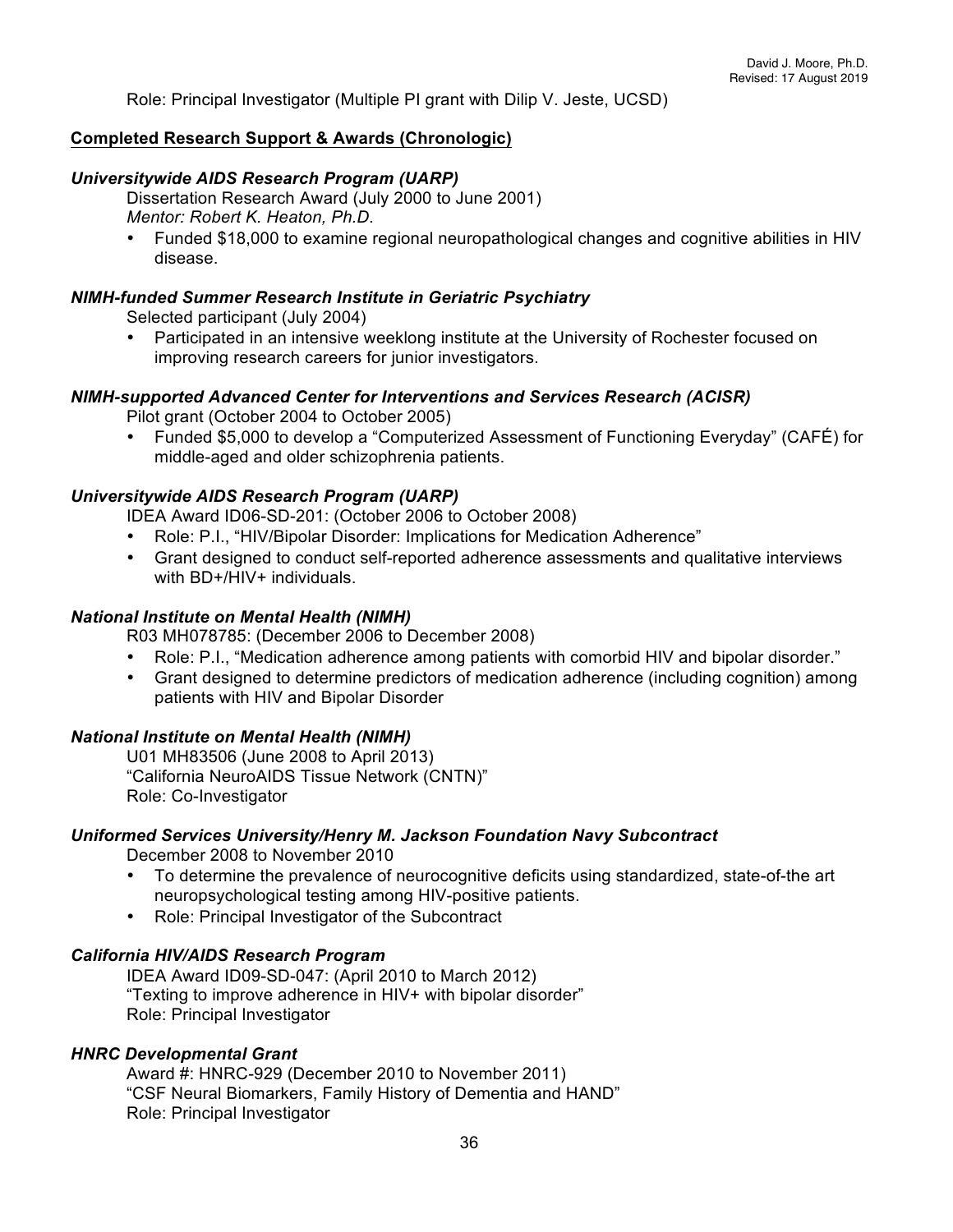Role: Principal Investigator (Multiple PI grant with Dilip V. Jeste, UCSD)

**Completed Research Support & Awards (Chronologic)**

***Universitywide AIDS Research Program (UARP)***

Dissertation Research Award (July 2000 to June 2001)
*Mentor: Robert K. Heaton, Ph.D.*

- Funded $18,000 to examine regional neuropathological changes and cognitive abilities in HIV disease.

***NIMH-funded Summer Research Institute in Geriatric Psychiatry***

Selected participant (July 2004)

- Participated in an intensive weeklong institute at the University of Rochester focused on improving research careers for junior investigators.

***NIMH-supported Advanced Center for Interventions and Services Research (ACISR)***

Pilot grant (October 2004 to October 2005)

- Funded $5,000 to develop a "Computerized Assessment of Functioning Everyday" (CAFÉ) for middle-aged and older schizophrenia patients.

***Universitywide AIDS Research Program (UARP)***

IDEA Award ID06-SD-201: (October 2006 to October 2008)

- Role: P.I., "HIV/Bipolar Disorder: Implications for Medication Adherence"
- Grant designed to conduct self-reported adherence assessments and qualitative interviews with BD+/HIV+ individuals.

***National Institute on Mental Health (NIMH)***

R03 MH078785: (December 2006 to December 2008)

- Role: P.I., "Medication adherence among patients with comorbid HIV and bipolar disorder."
- Grant designed to determine predictors of medication adherence (including cognition) among patients with HIV and Bipolar Disorder

***National Institute on Mental Health (NIMH)***

U01 MH83506 (June 2008 to April 2013)
"California NeuroAIDS Tissue Network (CNTN)"
Role: Co-Investigator

***Uniformed Services University/Henry M. Jackson Foundation Navy Subcontract***

December 2008 to November 2010

- To determine the prevalence of neurocognitive deficits using standardized, state-of-the art neuropsychological testing among HIV-positive patients.
- Role: Principal Investigator of the Subcontract

***California HIV/AIDS Research Program***

IDEA Award ID09-SD-047: (April 2010 to March 2012)
"Texting to improve adherence in HIV+ with bipolar disorder"
Role: Principal Investigator

***HNRC Developmental Grant***

Award #: HNRC-929 (December 2010 to November 2011)
"CSF Neural Biomarkers, Family History of Dementia and HAND"
Role: Principal Investigator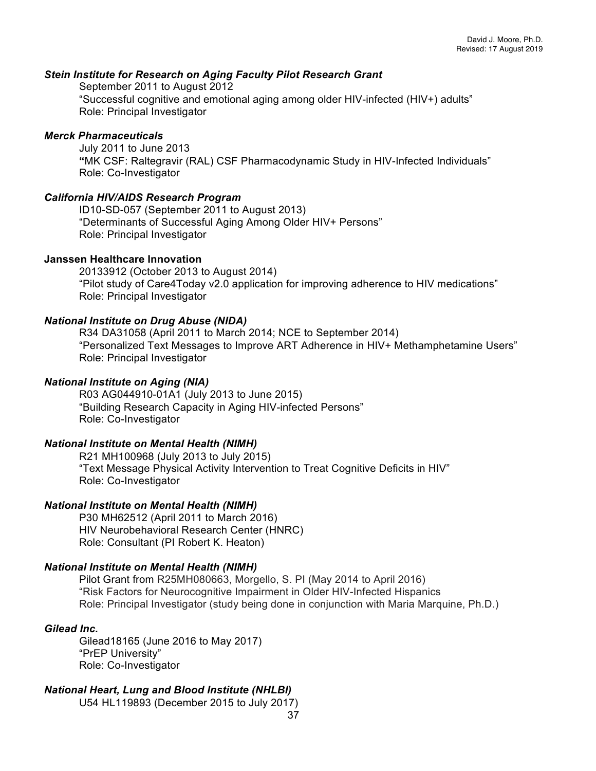***Stein Institute for Research on Aging Faculty Pilot Research Grant***

September 2011 to August 2012
"Successful cognitive and emotional aging among older HIV-infected (HIV+) adults"
Role: Principal Investigator

***Merck Pharmaceuticals***

July 2011 to June 2013
**"**MK CSF: Raltegravir (RAL) CSF Pharmacodynamic Study in HIV-Infected Individuals"
Role: Co-Investigator

***California HIV/AIDS Research Program***

ID10-SD-057 (September 2011 to August 2013)
"Determinants of Successful Aging Among Older HIV+ Persons"
Role: Principal Investigator

**Janssen Healthcare Innovation**

20133912 (October 2013 to August 2014)
"Pilot study of Care4Today v2.0 application for improving adherence to HIV medications"
Role: Principal Investigator

***National Institute on Drug Abuse (NIDA)***

R34 DA31058 (April 2011 to March 2014; NCE to September 2014)
"Personalized Text Messages to Improve ART Adherence in HIV+ Methamphetamine Users"
Role: Principal Investigator

***National Institute on Aging (NIA)***

R03 AG044910-01A1 (July 2013 to June 2015)
"Building Research Capacity in Aging HIV-infected Persons"
Role: Co-Investigator

***National Institute on Mental Health (NIMH)***

R21 MH100968 (July 2013 to July 2015)
"Text Message Physical Activity Intervention to Treat Cognitive Deficits in HIV"
Role: Co-Investigator

***National Institute on Mental Health (NIMH)***

P30 MH62512 (April 2011 to March 2016)
HIV Neurobehavioral Research Center (HNRC)
Role: Consultant (PI Robert K. Heaton)

***National Institute on Mental Health (NIMH)***

Pilot Grant from R25MH080663, Morgello, S. PI (May 2014 to April 2016)
"Risk Factors for Neurocognitive Impairment in Older HIV-Infected Hispanics
Role: Principal Investigator (study being done in conjunction with Maria Marquine, Ph.D.)

***Gilead Inc.***

Gilead18165 (June 2016 to May 2017)
"PrEP University"
Role: Co-Investigator

***National Heart, Lung and Blood Institute (NHLBI)***

U54 HL119893 (December 2015 to July 2017)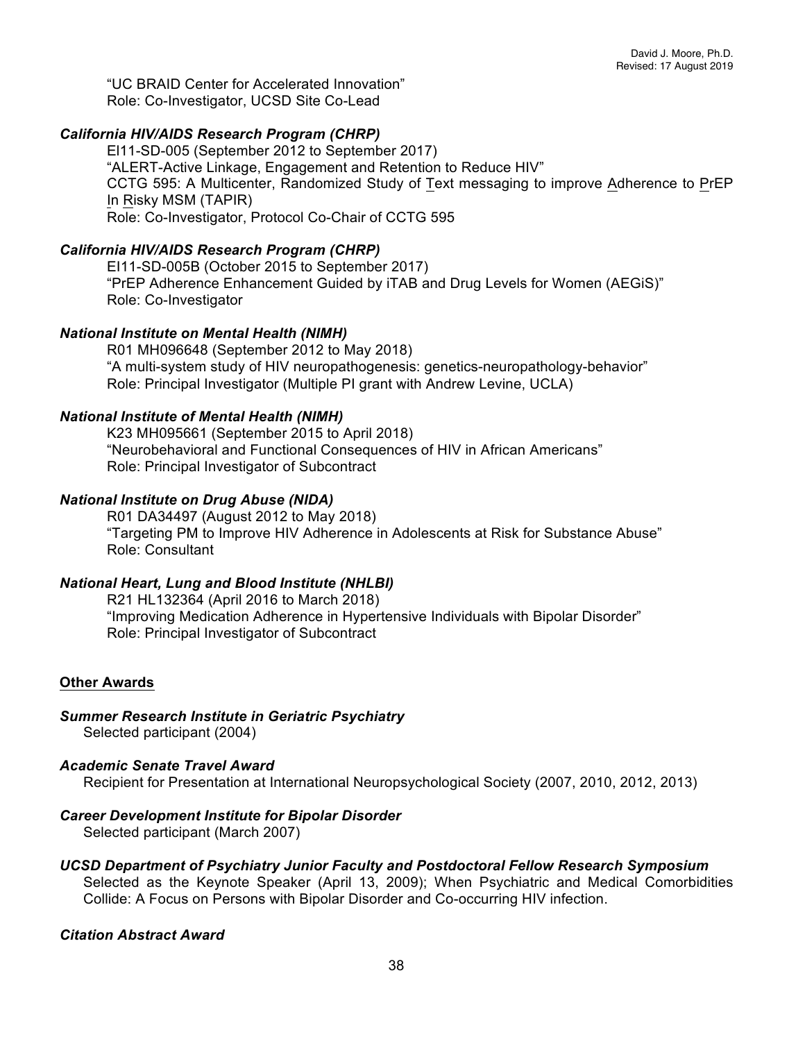"UC BRAID Center for Accelerated Innovation"
Role: Co-Investigator, UCSD Site Co-Lead

***California HIV/AIDS Research Program (CHRP)***

EI11-SD-005 (September 2012 to September 2017)
"ALERT-Active Linkage, Engagement and Retention to Reduce HIV"
CCTG 595: A Multicenter, Randomized Study of Text messaging to improve Adherence to PrEP In Risky MSM (TAPIR)
Role: Co-Investigator, Protocol Co-Chair of CCTG 595

***California HIV/AIDS Research Program (CHRP)***

EI11-SD-005B (October 2015 to September 2017)
"PrEP Adherence Enhancement Guided by iTAB and Drug Levels for Women (AEGiS)"
Role: Co-Investigator

***National Institute on Mental Health (NIMH)***

R01 MH096648 (September 2012 to May 2018)
"A multi-system study of HIV neuropathogenesis: genetics-neuropathology-behavior"
Role: Principal Investigator (Multiple PI grant with Andrew Levine, UCLA)

***National Institute of Mental Health (NIMH)***

K23 MH095661 (September 2015 to April 2018)
"Neurobehavioral and Functional Consequences of HIV in African Americans"
Role: Principal Investigator of Subcontract

***National Institute on Drug Abuse (NIDA)***

R01 DA34497 (August 2012 to May 2018)
"Targeting PM to Improve HIV Adherence in Adolescents at Risk for Substance Abuse"
Role: Consultant

***National Heart, Lung and Blood Institute (NHLBI)***

R21 HL132364 (April 2016 to March 2018)
"Improving Medication Adherence in Hypertensive Individuals with Bipolar Disorder"
Role: Principal Investigator of Subcontract

**Other Awards**

***Summer Research Institute in Geriatric Psychiatry***

Selected participant (2004)

***Academic Senate Travel Award***

Recipient for Presentation at International Neuropsychological Society (2007, 2010, 2012, 2013)

***Career Development Institute for Bipolar Disorder***

Selected participant (March 2007)

***UCSD Department of Psychiatry Junior Faculty and Postdoctoral Fellow Research Symposium***

Selected as the Keynote Speaker (April 13, 2009); When Psychiatric and Medical Comorbidities Collide: A Focus on Persons with Bipolar Disorder and Co-occurring HIV infection.

***Citation Abstract Award***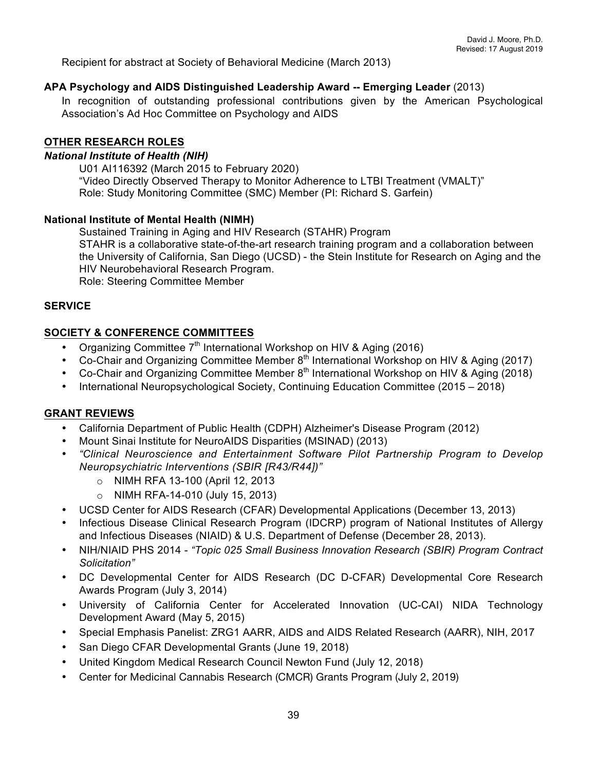Recipient for abstract at Society of Behavioral Medicine (March 2013)

**APA Psychology and AIDS Distinguished Leadership Award -- Emerging Leader** (2013)

In recognition of outstanding professional contributions given by the American Psychological Association's Ad Hoc Committee on Psychology and AIDS

## OTHER RESEARCH ROLES

***National Institute of Health (NIH)***

U01 AI116392 (March 2015 to February 2020)
"Video Directly Observed Therapy to Monitor Adherence to LTBI Treatment (VMALT)"
Role: Study Monitoring Committee (SMC) Member (PI: Richard S. Garfein)

**National Institute of Mental Health (NIMH)**

Sustained Training in Aging and HIV Research (STAHR) Program
STAHR is a collaborative state-of-the-art research training program and a collaboration between the University of California, San Diego (UCSD) - the Stein Institute for Research on Aging and the HIV Neurobehavioral Research Program.
Role: Steering Committee Member

## SERVICE

## SOCIETY & CONFERENCE COMMITTEES

- Organizing Committee 7th International Workshop on HIV & Aging (2016)
- Co-Chair and Organizing Committee Member 8th International Workshop on HIV & Aging (2017)
- Co-Chair and Organizing Committee Member 8th International Workshop on HIV & Aging (2018)
- International Neuropsychological Society, Continuing Education Committee (2015 – 2018)

## GRANT REVIEWS

- California Department of Public Health (CDPH) Alzheimer's Disease Program (2012)
- Mount Sinai Institute for NeuroAIDS Disparities (MSINAD) (2013)
- *"Clinical Neuroscience and Entertainment Software Pilot Partnership Program to Develop Neuropsychiatric Interventions (SBIR [R43/R44])"*
  - NIMH RFA 13-100 (April 12, 2013)
  - NIMH RFA-14-010 (July 15, 2013)
- UCSD Center for AIDS Research (CFAR) Developmental Applications (December 13, 2013)
- Infectious Disease Clinical Research Program (IDCRP) program of National Institutes of Allergy and Infectious Diseases (NIAID) & U.S. Department of Defense (December 28, 2013).
- NIH/NIAID PHS 2014 - *"Topic 025 Small Business Innovation Research (SBIR) Program Contract Solicitation"*
- DC Developmental Center for AIDS Research (DC D-CFAR) Developmental Core Research Awards Program (July 3, 2014)
- University of California Center for Accelerated Innovation (UC-CAI) NIDA Technology Development Award (May 5, 2015)
- Special Emphasis Panelist: ZRG1 AARR, AIDS and AIDS Related Research (AARR), NIH, 2017
- San Diego CFAR Developmental Grants (June 19, 2018)
- United Kingdom Medical Research Council Newton Fund (July 12, 2018)
- Center for Medicinal Cannabis Research (CMCR) Grants Program (July 2, 2019)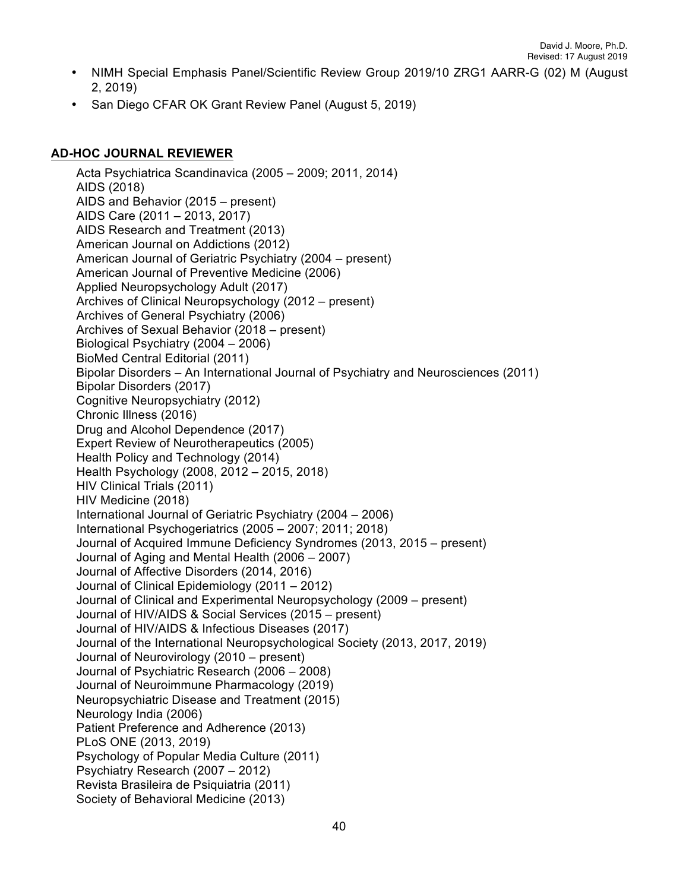- NIMH Special Emphasis Panel/Scientific Review Group 2019/10 ZRG1 AARR-G (02) M (August 2, 2019)
- San Diego CFAR OK Grant Review Panel (August 5, 2019)

## AD-HOC JOURNAL REVIEWER

Acta Psychiatrica Scandinavica (2005 – 2009; 2011, 2014)
AIDS (2018)
AIDS and Behavior (2015 – present)
AIDS Care (2011 – 2013, 2017)
AIDS Research and Treatment (2013)
American Journal on Addictions (2012)
American Journal of Geriatric Psychiatry (2004 – present)
American Journal of Preventive Medicine (2006)
Applied Neuropsychology Adult (2017)
Archives of Clinical Neuropsychology (2012 – present)
Archives of General Psychiatry (2006)
Archives of Sexual Behavior (2018 – present)
Biological Psychiatry (2004 – 2006)
BioMed Central Editorial (2011)
Bipolar Disorders – An International Journal of Psychiatry and Neurosciences (2011)
Bipolar Disorders (2017)
Cognitive Neuropsychiatry (2012)
Chronic Illness (2016)
Drug and Alcohol Dependence (2017)
Expert Review of Neurotherapeutics (2005)
Health Policy and Technology (2014)
Health Psychology (2008, 2012 – 2015, 2018)
HIV Clinical Trials (2011)
HIV Medicine (2018)
International Journal of Geriatric Psychiatry (2004 – 2006)
International Psychogeriatrics (2005 – 2007; 2011; 2018)
Journal of Acquired Immune Deficiency Syndromes (2013, 2015 – present)
Journal of Aging and Mental Health (2006 – 2007)
Journal of Affective Disorders (2014, 2016)
Journal of Clinical Epidemiology (2011 – 2012)
Journal of Clinical and Experimental Neuropsychology (2009 – present)
Journal of HIV/AIDS & Social Services (2015 – present)
Journal of HIV/AIDS & Infectious Diseases (2017)
Journal of the International Neuropsychological Society (2013, 2017, 2019)
Journal of Neurovirology (2010 – present)
Journal of Psychiatric Research (2006 – 2008)
Journal of Neuroimmune Pharmacology (2019)
Neuropsychiatric Disease and Treatment (2015)
Neurology India (2006)
Patient Preference and Adherence (2013)
PLoS ONE (2013, 2019)
Psychology of Popular Media Culture (2011)
Psychiatry Research (2007 – 2012)
Revista Brasileira de Psiquiatria (2011)
Society of Behavioral Medicine (2013)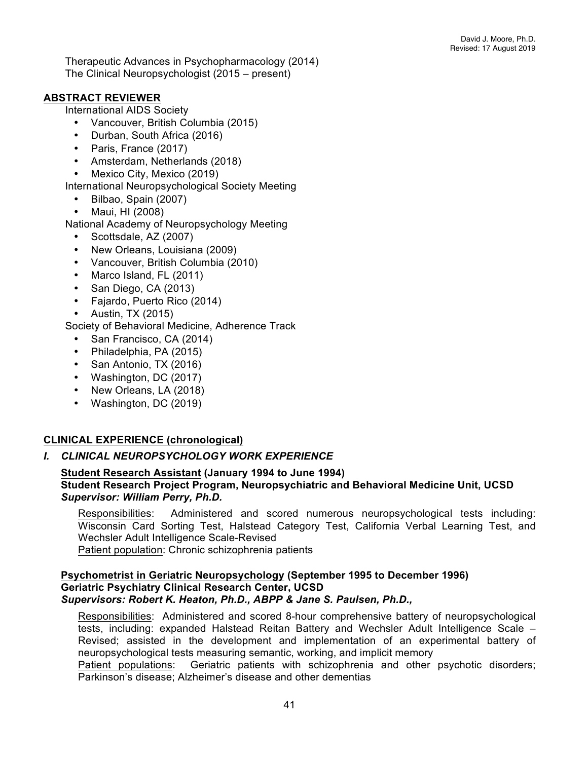Therapeutic Advances in Psychopharmacology (2014)
The Clinical Neuropsychologist (2015 – present)

## ABSTRACT REVIEWER

International AIDS Society

- Vancouver, British Columbia (2015)
- Durban, South Africa (2016)
- Paris, France (2017)
- Amsterdam, Netherlands (2018)
- Mexico City, Mexico (2019)

International Neuropsychological Society Meeting

- Bilbao, Spain (2007)
- Maui, HI (2008)

National Academy of Neuropsychology Meeting

- Scottsdale, AZ (2007)
- New Orleans, Louisiana (2009)
- Vancouver, British Columbia (2010)
- Marco Island, FL (2011)
- San Diego, CA (2013)
- Fajardo, Puerto Rico (2014)
- Austin, TX (2015)

Society of Behavioral Medicine, Adherence Track

- San Francisco, CA (2014)
- Philadelphia, PA (2015)
- San Antonio, TX (2016)
- Washington, DC (2017)
- New Orleans, LA (2018)
- Washington, DC (2019)

## CLINICAL EXPERIENCE (chronological)

### *I. CLINICAL NEUROPSYCHOLOGY WORK EXPERIENCE*

**Student Research Assistant (January 1994 to June 1994)**
**Student Research Project Program, Neuropsychiatric and Behavioral Medicine Unit, UCSD**
***Supervisor: William Perry, Ph.D.***

Responsibilities: Administered and scored numerous neuropsychological tests including: Wisconsin Card Sorting Test, Halstead Category Test, California Verbal Learning Test, and Wechsler Adult Intelligence Scale-Revised
Patient population: Chronic schizophrenia patients

**Psychometrist in Geriatric Neuropsychology (September 1995 to December 1996)**
**Geriatric Psychiatry Clinical Research Center, UCSD**
***Supervisors: Robert K. Heaton, Ph.D., ABPP & Jane S. Paulsen, Ph.D.,***

Responsibilities: Administered and scored 8-hour comprehensive battery of neuropsychological tests, including: expanded Halstead Reitan Battery and Wechsler Adult Intelligence Scale – Revised; assisted in the development and implementation of an experimental battery of neuropsychological tests measuring semantic, working, and implicit memory
Patient populations: Geriatric patients with schizophrenia and other psychotic disorders; Parkinson's disease; Alzheimer's disease and other dementias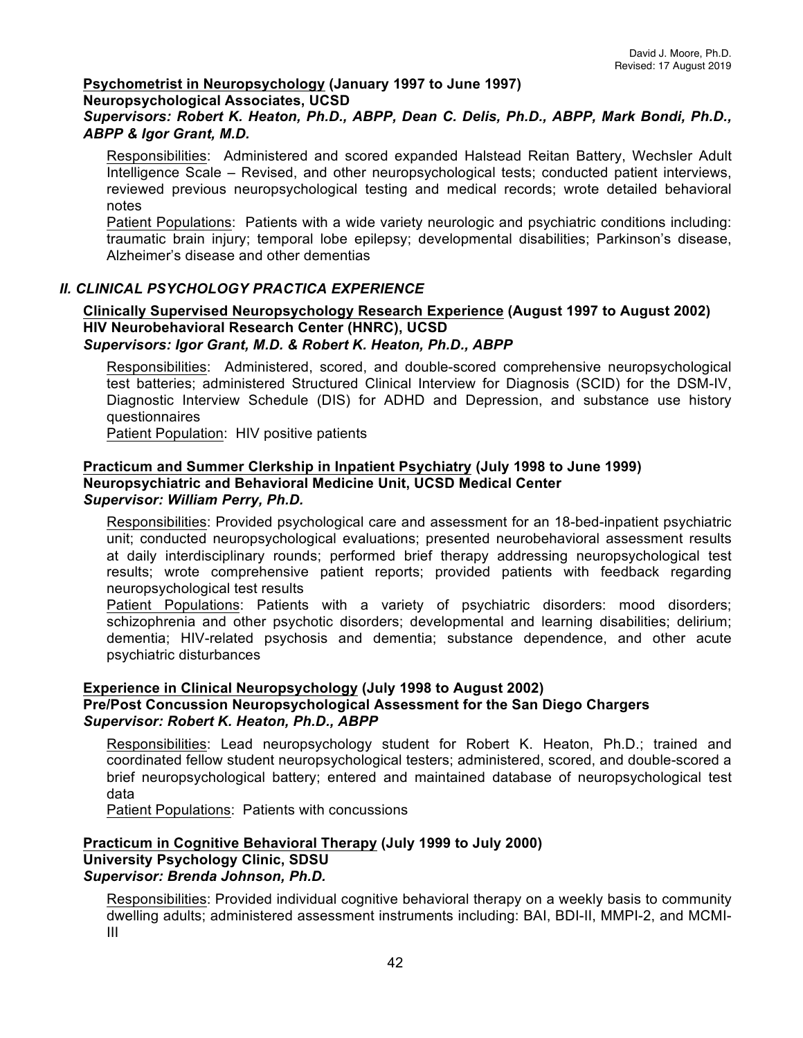**<u>Psychometrist in Neuropsychology</u> (January 1997 to June 1997)**
**Neuropsychological Associates, UCSD**
***Supervisors: Robert K. Heaton, Ph.D., ABPP, Dean C. Delis, Ph.D., ABPP, Mark Bondi, Ph.D., ABPP & Igor Grant, M.D.***

<u>Responsibilities</u>: Administered and scored expanded Halstead Reitan Battery, Wechsler Adult Intelligence Scale – Revised, and other neuropsychological tests; conducted patient interviews, reviewed previous neuropsychological testing and medical records; wrote detailed behavioral notes

<u>Patient Populations</u>: Patients with a wide variety neurologic and psychiatric conditions including: traumatic brain injury; temporal lobe epilepsy; developmental disabilities; Parkinson's disease, Alzheimer's disease and other dementias

## *II. CLINICAL PSYCHOLOGY PRACTICA EXPERIENCE*

**<u>Clinically Supervised Neuropsychology Research Experience</u> (August 1997 to August 2002)**
**HIV Neurobehavioral Research Center (HNRC), UCSD**
***Supervisors: Igor Grant, M.D. & Robert K. Heaton, Ph.D., ABPP***

<u>Responsibilities</u>: Administered, scored, and double-scored comprehensive neuropsychological test batteries; administered Structured Clinical Interview for Diagnosis (SCID) for the DSM-IV, Diagnostic Interview Schedule (DIS) for ADHD and Depression, and substance use history questionnaires

<u>Patient Population</u>: HIV positive patients

**<u>Practicum and Summer Clerkship in Inpatient Psychiatry</u> (July 1998 to June 1999)**
**Neuropsychiatric and Behavioral Medicine Unit, UCSD Medical Center**
***Supervisor: William Perry, Ph.D.***

<u>Responsibilities</u>: Provided psychological care and assessment for an 18-bed-inpatient psychiatric unit; conducted neuropsychological evaluations; presented neurobehavioral assessment results at daily interdisciplinary rounds; performed brief therapy addressing neuropsychological test results; wrote comprehensive patient reports; provided patients with feedback regarding neuropsychological test results

<u>Patient Populations</u>: Patients with a variety of psychiatric disorders: mood disorders; schizophrenia and other psychotic disorders; developmental and learning disabilities; delirium; dementia; HIV-related psychosis and dementia; substance dependence, and other acute psychiatric disturbances

**<u>Experience in Clinical Neuropsychology</u> (July 1998 to August 2002)**
**Pre/Post Concussion Neuropsychological Assessment for the San Diego Chargers**
***Supervisor: Robert K. Heaton, Ph.D., ABPP***

<u>Responsibilities</u>: Lead neuropsychology student for Robert K. Heaton, Ph.D.; trained and coordinated fellow student neuropsychological testers; administered, scored, and double-scored a brief neuropsychological battery; entered and maintained database of neuropsychological test data

<u>Patient Populations</u>: Patients with concussions

**<u>Practicum in Cognitive Behavioral Therapy</u> (July 1999 to July 2000)**
**University Psychology Clinic, SDSU**
***Supervisor: Brenda Johnson, Ph.D.***

<u>Responsibilities</u>: Provided individual cognitive behavioral therapy on a weekly basis to community dwelling adults; administered assessment instruments including: BAI, BDI-II, MMPI-2, and MCMI-III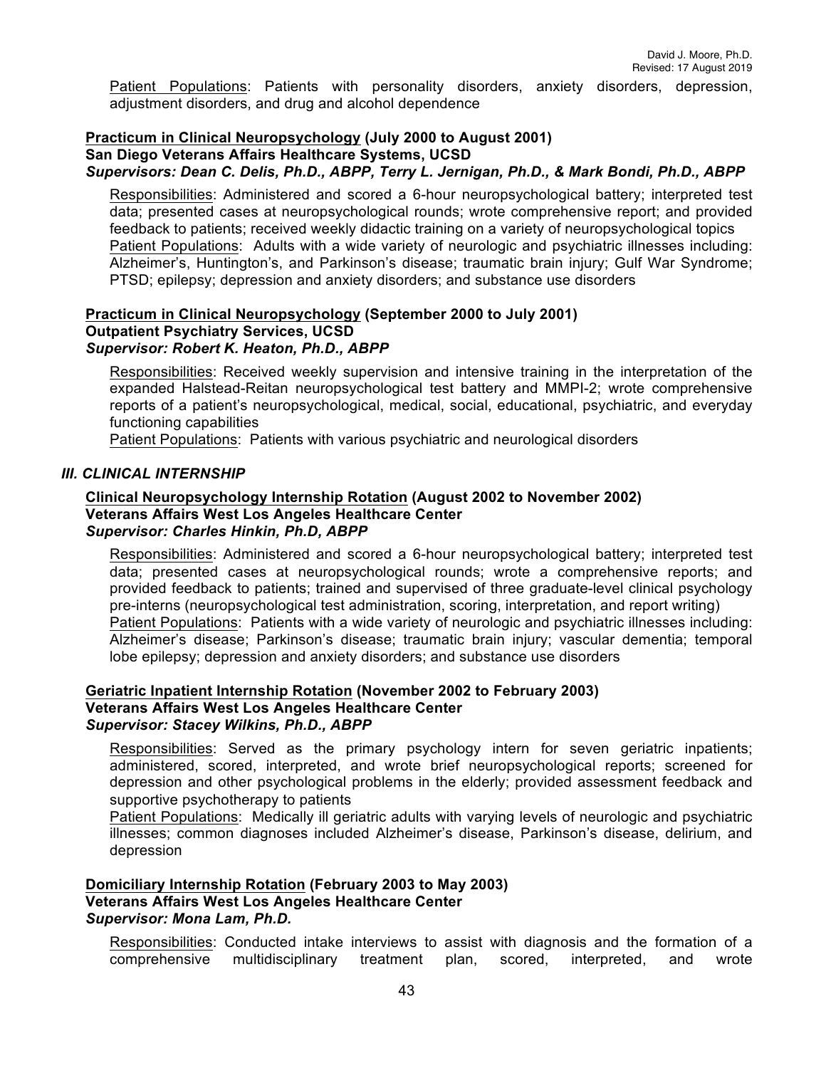Patient Populations: Patients with personality disorders, anxiety disorders, depression, adjustment disorders, and drug and alcohol dependence

**Practicum in Clinical Neuropsychology (July 2000 to August 2001)**
**San Diego Veterans Affairs Healthcare Systems, UCSD**
***Supervisors: Dean C. Delis, Ph.D., ABPP, Terry L. Jernigan, Ph.D., & Mark Bondi, Ph.D., ABPP***

Responsibilities: Administered and scored a 6-hour neuropsychological battery; interpreted test data; presented cases at neuropsychological rounds; wrote comprehensive report; and provided feedback to patients; received weekly didactic training on a variety of neuropsychological topics
Patient Populations: Adults with a wide variety of neurologic and psychiatric illnesses including: Alzheimer's, Huntington's, and Parkinson's disease; traumatic brain injury; Gulf War Syndrome; PTSD; epilepsy; depression and anxiety disorders; and substance use disorders

**Practicum in Clinical Neuropsychology (September 2000 to July 2001)**
**Outpatient Psychiatry Services, UCSD**
***Supervisor: Robert K. Heaton, Ph.D., ABPP***

Responsibilities: Received weekly supervision and intensive training in the interpretation of the expanded Halstead-Reitan neuropsychological test battery and MMPI-2; wrote comprehensive reports of a patient's neuropsychological, medical, social, educational, psychiatric, and everyday functioning capabilities
Patient Populations: Patients with various psychiatric and neurological disorders

### *III. CLINICAL INTERNSHIP*

**Clinical Neuropsychology Internship Rotation (August 2002 to November 2002)**
**Veterans Affairs West Los Angeles Healthcare Center**
***Supervisor: Charles Hinkin, Ph.D, ABPP***

Responsibilities: Administered and scored a 6-hour neuropsychological battery; interpreted test data; presented cases at neuropsychological rounds; wrote a comprehensive reports; and provided feedback to patients; trained and supervised of three graduate-level clinical psychology pre-interns (neuropsychological test administration, scoring, interpretation, and report writing)
Patient Populations: Patients with a wide variety of neurologic and psychiatric illnesses including: Alzheimer's disease; Parkinson's disease; traumatic brain injury; vascular dementia; temporal lobe epilepsy; depression and anxiety disorders; and substance use disorders

**Geriatric Inpatient Internship Rotation (November 2002 to February 2003)**
**Veterans Affairs West Los Angeles Healthcare Center**
***Supervisor: Stacey Wilkins, Ph.D., ABPP***

Responsibilities: Served as the primary psychology intern for seven geriatric inpatients; administered, scored, interpreted, and wrote brief neuropsychological reports; screened for depression and other psychological problems in the elderly; provided assessment feedback and supportive psychotherapy to patients
Patient Populations: Medically ill geriatric adults with varying levels of neurologic and psychiatric illnesses; common diagnoses included Alzheimer's disease, Parkinson's disease, delirium, and depression

**Domiciliary Internship Rotation (February 2003 to May 2003)**
**Veterans Affairs West Los Angeles Healthcare Center**
***Supervisor: Mona Lam, Ph.D.***

Responsibilities: Conducted intake interviews to assist with diagnosis and the formation of a comprehensive multidisciplinary treatment plan, scored, interpreted, and wrote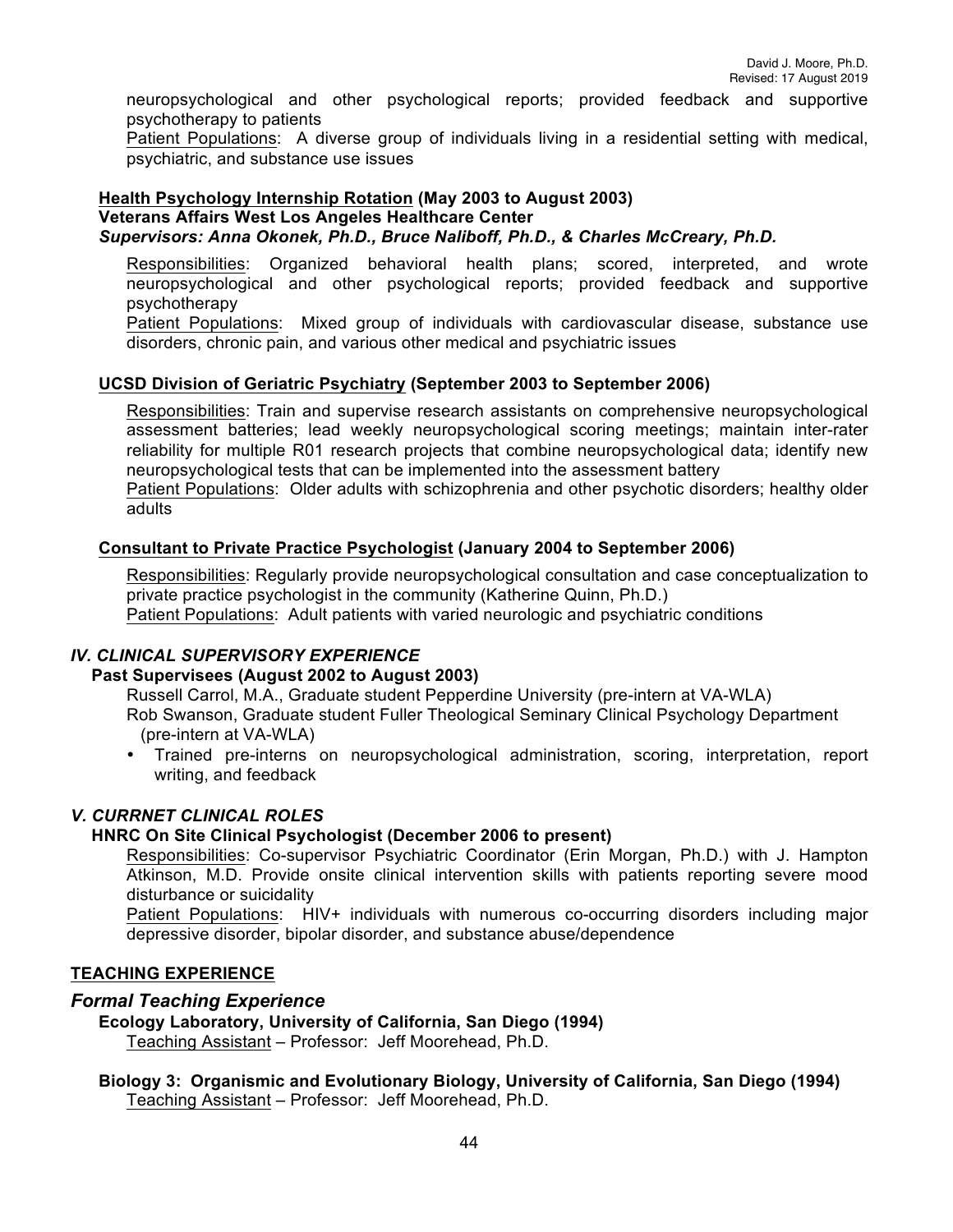neuropsychological and other psychological reports; provided feedback and supportive psychotherapy to patients
Patient Populations: A diverse group of individuals living in a residential setting with medical, psychiatric, and substance use issues

**Health Psychology Internship Rotation (May 2003 to August 2003)**
**Veterans Affairs West Los Angeles Healthcare Center**
***Supervisors: Anna Okonek, Ph.D., Bruce Naliboff, Ph.D., & Charles McCreary, Ph.D.***

Responsibilities: Organized behavioral health plans; scored, interpreted, and wrote neuropsychological and other psychological reports; provided feedback and supportive psychotherapy
Patient Populations: Mixed group of individuals with cardiovascular disease, substance use disorders, chronic pain, and various other medical and psychiatric issues

**UCSD Division of Geriatric Psychiatry (September 2003 to September 2006)**

Responsibilities: Train and supervise research assistants on comprehensive neuropsychological assessment batteries; lead weekly neuropsychological scoring meetings; maintain inter-rater reliability for multiple R01 research projects that combine neuropsychological data; identify new neuropsychological tests that can be implemented into the assessment battery
Patient Populations: Older adults with schizophrenia and other psychotic disorders; healthy older adults

**Consultant to Private Practice Psychologist (January 2004 to September 2006)**

Responsibilities: Regularly provide neuropsychological consultation and case conceptualization to private practice psychologist in the community (Katherine Quinn, Ph.D.)
Patient Populations: Adult patients with varied neurologic and psychiatric conditions

### *IV. CLINICAL SUPERVISORY EXPERIENCE*

**Past Supervisees (August 2002 to August 2003)**

Russell Carrol, M.A., Graduate student Pepperdine University (pre-intern at VA-WLA)
Rob Swanson, Graduate student Fuller Theological Seminary Clinical Psychology Department (pre-intern at VA-WLA)

- Trained pre-interns on neuropsychological administration, scoring, interpretation, report writing, and feedback

### *V. CURRNET CLINICAL ROLES*

**HNRC On Site Clinical Psychologist (December 2006 to present)**

Responsibilities: Co-supervisor Psychiatric Coordinator (Erin Morgan, Ph.D.) with J. Hampton Atkinson, M.D. Provide onsite clinical intervention skills with patients reporting severe mood disturbance or suicidality
Patient Populations: HIV+ individuals with numerous co-occurring disorders including major depressive disorder, bipolar disorder, and substance abuse/dependence

## TEACHING EXPERIENCE

### *Formal Teaching Experience*

**Ecology Laboratory, University of California, San Diego (1994)**
Teaching Assistant – Professor: Jeff Moorehead, Ph.D.

**Biology 3: Organismic and Evolutionary Biology, University of California, San Diego (1994)**
Teaching Assistant – Professor: Jeff Moorehead, Ph.D.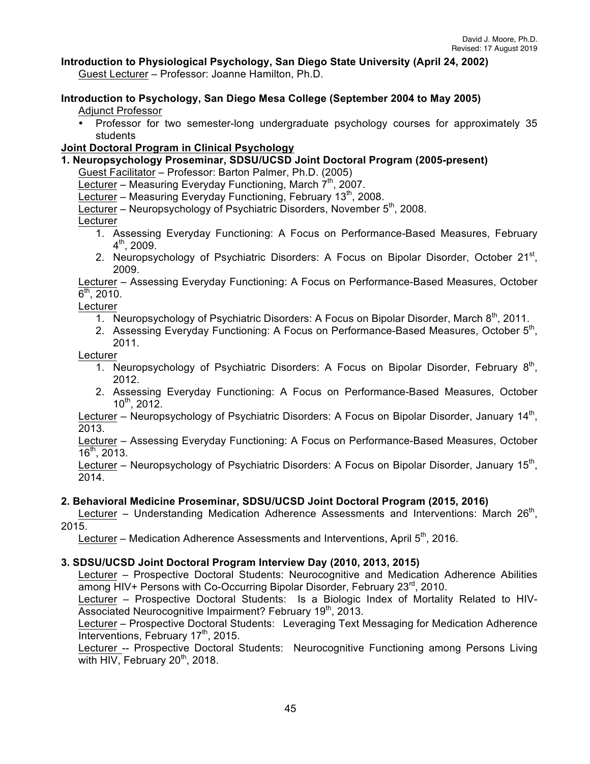**Introduction to Physiological Psychology, San Diego State University (April 24, 2002)**

Guest Lecturer – Professor: Joanne Hamilton, Ph.D.

**Introduction to Psychology, San Diego Mesa College (September 2004 to May 2005)**

Adjunct Professor

- Professor for two semester-long undergraduate psychology courses for approximately 35 students

**Joint Doctoral Program in Clinical Psychology**

**1. Neuropsychology Proseminar, SDSU/UCSD Joint Doctoral Program (2005-present)**

Guest Facilitator – Professor: Barton Palmer, Ph.D. (2005)

Lecturer – Measuring Everyday Functioning, March 7th, 2007.

Lecturer – Measuring Everyday Functioning, February 13th, 2008.

Lecturer – Neuropsychology of Psychiatric Disorders, November 5th, 2008.

Lecturer

1. Assessing Everyday Functioning: A Focus on Performance-Based Measures, February 4th, 2009.
2. Neuropsychology of Psychiatric Disorders: A Focus on Bipolar Disorder, October 21st, 2009.

Lecturer – Assessing Everyday Functioning: A Focus on Performance-Based Measures, October 6th, 2010.

Lecturer

1. Neuropsychology of Psychiatric Disorders: A Focus on Bipolar Disorder, March 8th, 2011.
2. Assessing Everyday Functioning: A Focus on Performance-Based Measures, October 5th, 2011.

Lecturer

1. Neuropsychology of Psychiatric Disorders: A Focus on Bipolar Disorder, February 8th, 2012.
2. Assessing Everyday Functioning: A Focus on Performance-Based Measures, October 10th, 2012.

Lecturer – Neuropsychology of Psychiatric Disorders: A Focus on Bipolar Disorder, January 14th, 2013.

Lecturer – Assessing Everyday Functioning: A Focus on Performance-Based Measures, October 16th, 2013.

Lecturer – Neuropsychology of Psychiatric Disorders: A Focus on Bipolar Disorder, January 15th, 2014.

**2. Behavioral Medicine Proseminar, SDSU/UCSD Joint Doctoral Program (2015, 2016)**

Lecturer – Understanding Medication Adherence Assessments and Interventions: March 26th, 2015.

Lecturer – Medication Adherence Assessments and Interventions, April 5th, 2016.

**3. SDSU/UCSD Joint Doctoral Program Interview Day (2010, 2013, 2015)**

Lecturer – Prospective Doctoral Students: Neurocognitive and Medication Adherence Abilities among HIV+ Persons with Co-Occurring Bipolar Disorder, February 23rd, 2010.

Lecturer – Prospective Doctoral Students: Is a Biologic Index of Mortality Related to HIV-Associated Neurocognitive Impairment? February 19th, 2013.

Lecturer – Prospective Doctoral Students: Leveraging Text Messaging for Medication Adherence Interventions, February 17th, 2015.

Lecturer -- Prospective Doctoral Students: Neurocognitive Functioning among Persons Living with HIV, February 20th, 2018.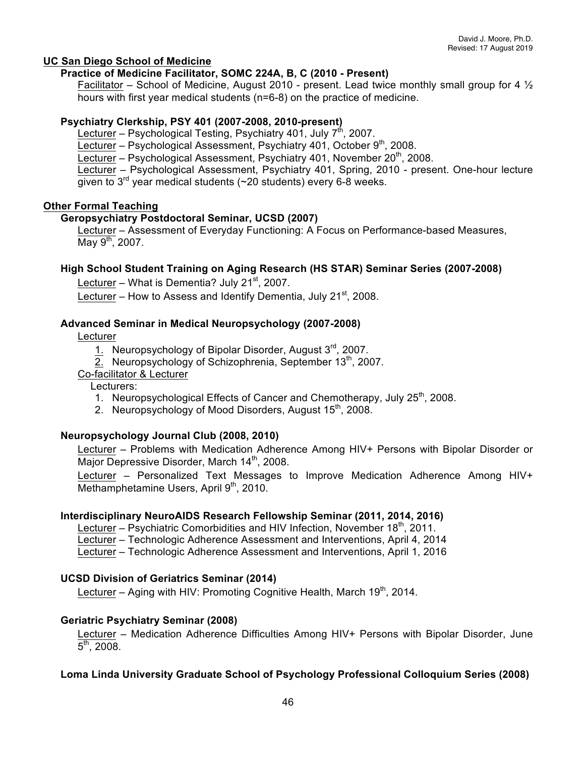## UC San Diego School of Medicine

### Practice of Medicine Facilitator, SOMC 224A, B, C (2010 - Present)

Facilitator – School of Medicine, August 2010 - present. Lead twice monthly small group for 4 ½ hours with first year medical students (n=6-8) on the practice of medicine.

### Psychiatry Clerkship, PSY 401 (2007-2008, 2010-present)

Lecturer – Psychological Testing, Psychiatry 401, July 7th, 2007.
Lecturer – Psychological Assessment, Psychiatry 401, October 9th, 2008.
Lecturer – Psychological Assessment, Psychiatry 401, November 20th, 2008.
Lecturer – Psychological Assessment, Psychiatry 401, Spring, 2010 - present. One-hour lecture given to 3rd year medical students (~20 students) every 6-8 weeks.

## Other Formal Teaching

### Geropsychiatry Postdoctoral Seminar, UCSD (2007)

Lecturer – Assessment of Everyday Functioning: A Focus on Performance-based Measures, May 9th, 2007.

### High School Student Training on Aging Research (HS STAR) Seminar Series (2007-2008)

Lecturer – What is Dementia? July 21st, 2007.
Lecturer – How to Assess and Identify Dementia, July 21st, 2008.

### Advanced Seminar in Medical Neuropsychology (2007-2008)

Lecturer

1. Neuropsychology of Bipolar Disorder, August 3rd, 2007.
2. Neuropsychology of Schizophrenia, September 13th, 2007.

Co-facilitator & Lecturer

Lecturers:

1. Neuropsychological Effects of Cancer and Chemotherapy, July 25th, 2008.
2. Neuropsychology of Mood Disorders, August 15th, 2008.

### Neuropsychology Journal Club (2008, 2010)

Lecturer – Problems with Medication Adherence Among HIV+ Persons with Bipolar Disorder or Major Depressive Disorder, March 14th, 2008.
Lecturer – Personalized Text Messages to Improve Medication Adherence Among HIV+ Methamphetamine Users, April 9th, 2010.

### Interdisciplinary NeuroAIDS Research Fellowship Seminar (2011, 2014, 2016)

Lecturer – Psychiatric Comorbidities and HIV Infection, November 18th, 2011.
Lecturer – Technologic Adherence Assessment and Interventions, April 4, 2014
Lecturer – Technologic Adherence Assessment and Interventions, April 1, 2016

### UCSD Division of Geriatrics Seminar (2014)

Lecturer – Aging with HIV: Promoting Cognitive Health, March 19th, 2014.

### Geriatric Psychiatry Seminar (2008)

Lecturer – Medication Adherence Difficulties Among HIV+ Persons with Bipolar Disorder, June 5th, 2008.

### Loma Linda University Graduate School of Psychology Professional Colloquium Series (2008)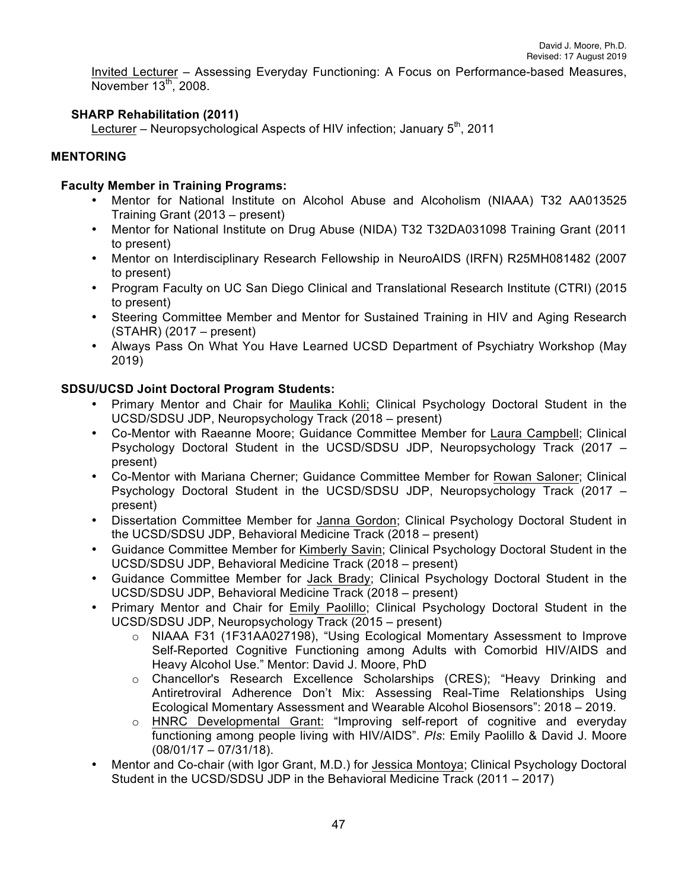Invited Lecturer – Assessing Everyday Functioning: A Focus on Performance-based Measures, November 13th, 2008.

### SHARP Rehabilitation (2011)

Lecturer – Neuropsychological Aspects of HIV infection; January 5th, 2011

## MENTORING

### Faculty Member in Training Programs:

- Mentor for National Institute on Alcohol Abuse and Alcoholism (NIAAA) T32 AA013525 Training Grant (2013 – present)
- Mentor for National Institute on Drug Abuse (NIDA) T32 T32DA031098 Training Grant (2011 to present)
- Mentor on Interdisciplinary Research Fellowship in NeuroAIDS (IRFN) R25MH081482 (2007 to present)
- Program Faculty on UC San Diego Clinical and Translational Research Institute (CTRI) (2015 to present)
- Steering Committee Member and Mentor for Sustained Training in HIV and Aging Research (STAHR) (2017 – present)
- Always Pass On What You Have Learned UCSD Department of Psychiatry Workshop (May 2019)

### SDSU/UCSD Joint Doctoral Program Students:

- Primary Mentor and Chair for Maulika Kohli; Clinical Psychology Doctoral Student in the UCSD/SDSU JDP, Neuropsychology Track (2018 – present)
- Co-Mentor with Raeanne Moore; Guidance Committee Member for Laura Campbell; Clinical Psychology Doctoral Student in the UCSD/SDSU JDP, Neuropsychology Track (2017 – present)
- Co-Mentor with Mariana Cherner; Guidance Committee Member for Rowan Saloner; Clinical Psychology Doctoral Student in the UCSD/SDSU JDP, Neuropsychology Track (2017 – present)
- Dissertation Committee Member for Janna Gordon; Clinical Psychology Doctoral Student in the UCSD/SDSU JDP, Behavioral Medicine Track (2018 – present)
- Guidance Committee Member for Kimberly Savin; Clinical Psychology Doctoral Student in the UCSD/SDSU JDP, Behavioral Medicine Track (2018 – present)
- Guidance Committee Member for Jack Brady; Clinical Psychology Doctoral Student in the UCSD/SDSU JDP, Behavioral Medicine Track (2018 – present)
- Primary Mentor and Chair for Emily Paolillo; Clinical Psychology Doctoral Student in the UCSD/SDSU JDP, Neuropsychology Track (2015 – present)
  - NIAAA F31 (1F31AA027198), "Using Ecological Momentary Assessment to Improve Self-Reported Cognitive Functioning among Adults with Comorbid HIV/AIDS and Heavy Alcohol Use." Mentor: David J. Moore, PhD
  - Chancellor's Research Excellence Scholarships (CRES); "Heavy Drinking and Antiretroviral Adherence Don't Mix: Assessing Real-Time Relationships Using Ecological Momentary Assessment and Wearable Alcohol Biosensors": 2018 – 2019.
  - HNRC Developmental Grant: "Improving self-report of cognitive and everyday functioning among people living with HIV/AIDS". *PIs*: Emily Paolillo & David J. Moore (08/01/17 – 07/31/18).
- Mentor and Co-chair (with Igor Grant, M.D.) for Jessica Montoya; Clinical Psychology Doctoral Student in the UCSD/SDSU JDP in the Behavioral Medicine Track (2011 – 2017)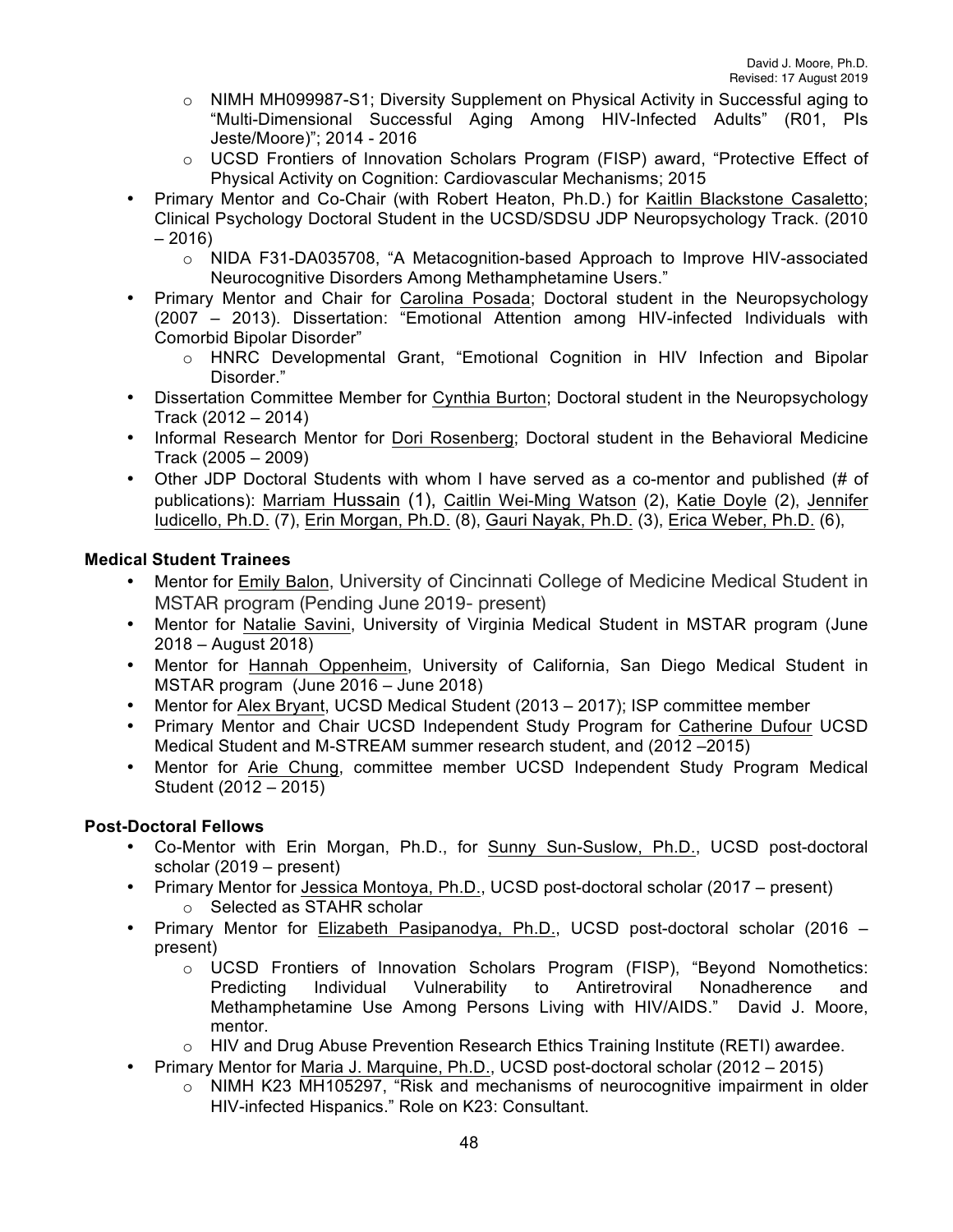- NIMH MH099987-S1; Diversity Supplement on Physical Activity in Successful aging to "Multi-Dimensional Successful Aging Among HIV-Infected Adults" (R01, PIs Jeste/Moore)"; 2014 - 2016
  - UCSD Frontiers of Innovation Scholars Program (FISP) award, "Protective Effect of Physical Activity on Cognition: Cardiovascular Mechanisms; 2015
- Primary Mentor and Co-Chair (with Robert Heaton, Ph.D.) for Kaitlin Blackstone Casaletto; Clinical Psychology Doctoral Student in the UCSD/SDSU JDP Neuropsychology Track. (2010 – 2016)
  - NIDA F31-DA035708, "A Metacognition-based Approach to Improve HIV-associated Neurocognitive Disorders Among Methamphetamine Users."
- Primary Mentor and Chair for Carolina Posada; Doctoral student in the Neuropsychology (2007 – 2013). Dissertation: "Emotional Attention among HIV-infected Individuals with Comorbid Bipolar Disorder"
  - HNRC Developmental Grant, "Emotional Cognition in HIV Infection and Bipolar Disorder."
- Dissertation Committee Member for Cynthia Burton; Doctoral student in the Neuropsychology Track (2012 – 2014)
- Informal Research Mentor for Dori Rosenberg; Doctoral student in the Behavioral Medicine Track (2005 – 2009)
- Other JDP Doctoral Students with whom I have served as a co-mentor and published (# of publications): Marriam Hussain (1), Caitlin Wei-Ming Watson (2), Katie Doyle (2), Jennifer Iudicello, Ph.D. (7), Erin Morgan, Ph.D. (8), Gauri Nayak, Ph.D. (3), Erica Weber, Ph.D. (6),

**Medical Student Trainees**

- Mentor for Emily Balon, University of Cincinnati College of Medicine Medical Student in MSTAR program (Pending June 2019- present)
- Mentor for Natalie Savini, University of Virginia Medical Student in MSTAR program (June 2018 – August 2018)
- Mentor for Hannah Oppenheim, University of California, San Diego Medical Student in MSTAR program (June 2016 – June 2018)
- Mentor for Alex Bryant, UCSD Medical Student (2013 – 2017); ISP committee member
- Primary Mentor and Chair UCSD Independent Study Program for Catherine Dufour UCSD Medical Student and M-STREAM summer research student, and (2012 –2015)
- Mentor for Arie Chung, committee member UCSD Independent Study Program Medical Student (2012 – 2015)

**Post-Doctoral Fellows**

- Co-Mentor with Erin Morgan, Ph.D., for Sunny Sun-Suslow, Ph.D., UCSD post-doctoral scholar (2019 – present)
- Primary Mentor for Jessica Montoya, Ph.D., UCSD post-doctoral scholar (2017 – present)
  - Selected as STAHR scholar
- Primary Mentor for Elizabeth Pasipanodya, Ph.D., UCSD post-doctoral scholar (2016 – present)
  - UCSD Frontiers of Innovation Scholars Program (FISP), "Beyond Nomothetics: Predicting Individual Vulnerability to Antiretroviral Nonadherence and Methamphetamine Use Among Persons Living with HIV/AIDS." David J. Moore, mentor.
  - HIV and Drug Abuse Prevention Research Ethics Training Institute (RETI) awardee.
- Primary Mentor for Maria J. Marquine, Ph.D., UCSD post-doctoral scholar (2012 – 2015)
  - NIMH K23 MH105297, "Risk and mechanisms of neurocognitive impairment in older HIV-infected Hispanics." Role on K23: Consultant.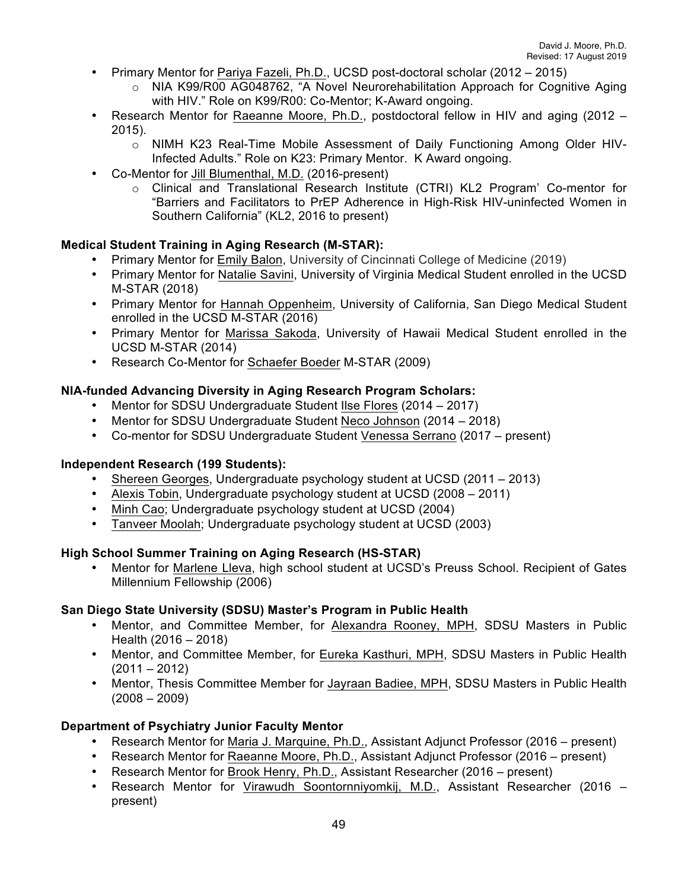- Primary Mentor for Pariya Fazeli, Ph.D., UCSD post-doctoral scholar (2012 – 2015)
    - NIA K99/R00 AG048762, "A Novel Neurorehabilitation Approach for Cognitive Aging with HIV." Role on K99/R00: Co-Mentor; K-Award ongoing.
- Research Mentor for Raeanne Moore, Ph.D., postdoctoral fellow in HIV and aging (2012 – 2015).
    - NIMH K23 Real-Time Mobile Assessment of Daily Functioning Among Older HIV-Infected Adults." Role on K23: Primary Mentor. K Award ongoing.
- Co-Mentor for Jill Blumenthal, M.D. (2016-present)
    - Clinical and Translational Research Institute (CTRI) KL2 Program' Co-mentor for "Barriers and Facilitators to PrEP Adherence in High-Risk HIV-uninfected Women in Southern California" (KL2, 2016 to present)

**Medical Student Training in Aging Research (M-STAR):**

- Primary Mentor for Emily Balon, University of Cincinnati College of Medicine (2019)
- Primary Mentor for Natalie Savini, University of Virginia Medical Student enrolled in the UCSD M-STAR (2018)
- Primary Mentor for Hannah Oppenheim, University of California, San Diego Medical Student enrolled in the UCSD M-STAR (2016)
- Primary Mentor for Marissa Sakoda, University of Hawaii Medical Student enrolled in the UCSD M-STAR (2014)
- Research Co-Mentor for Schaefer Boeder M-STAR (2009)

**NIA-funded Advancing Diversity in Aging Research Program Scholars:**

- Mentor for SDSU Undergraduate Student Ilse Flores (2014 – 2017)
- Mentor for SDSU Undergraduate Student Neco Johnson (2014 – 2018)
- Co-mentor for SDSU Undergraduate Student Venessa Serrano (2017 – present)

**Independent Research (199 Students):**

- Shereen Georges, Undergraduate psychology student at UCSD (2011 – 2013)
- Alexis Tobin, Undergraduate psychology student at UCSD (2008 – 2011)
- Minh Cao; Undergraduate psychology student at UCSD (2004)
- Tanveer Moolah; Undergraduate psychology student at UCSD (2003)

**High School Summer Training on Aging Research (HS-STAR)**

- Mentor for Marlene Lleva, high school student at UCSD's Preuss School. Recipient of Gates Millennium Fellowship (2006)

**San Diego State University (SDSU) Master's Program in Public Health**

- Mentor, and Committee Member, for Alexandra Rooney, MPH, SDSU Masters in Public Health (2016 – 2018)
- Mentor, and Committee Member, for Eureka Kasthuri, MPH, SDSU Masters in Public Health (2011 – 2012)
- Mentor, Thesis Committee Member for Jayraan Badiee, MPH, SDSU Masters in Public Health (2008 – 2009)

**Department of Psychiatry Junior Faculty Mentor**

- Research Mentor for Maria J. Marquine, Ph.D., Assistant Adjunct Professor (2016 – present)
- Research Mentor for Raeanne Moore, Ph.D., Assistant Adjunct Professor (2016 – present)
- Research Mentor for Brook Henry, Ph.D., Assistant Researcher (2016 – present)
- Research Mentor for Virawudh Soontornniyomkij, M.D., Assistant Researcher (2016 – present)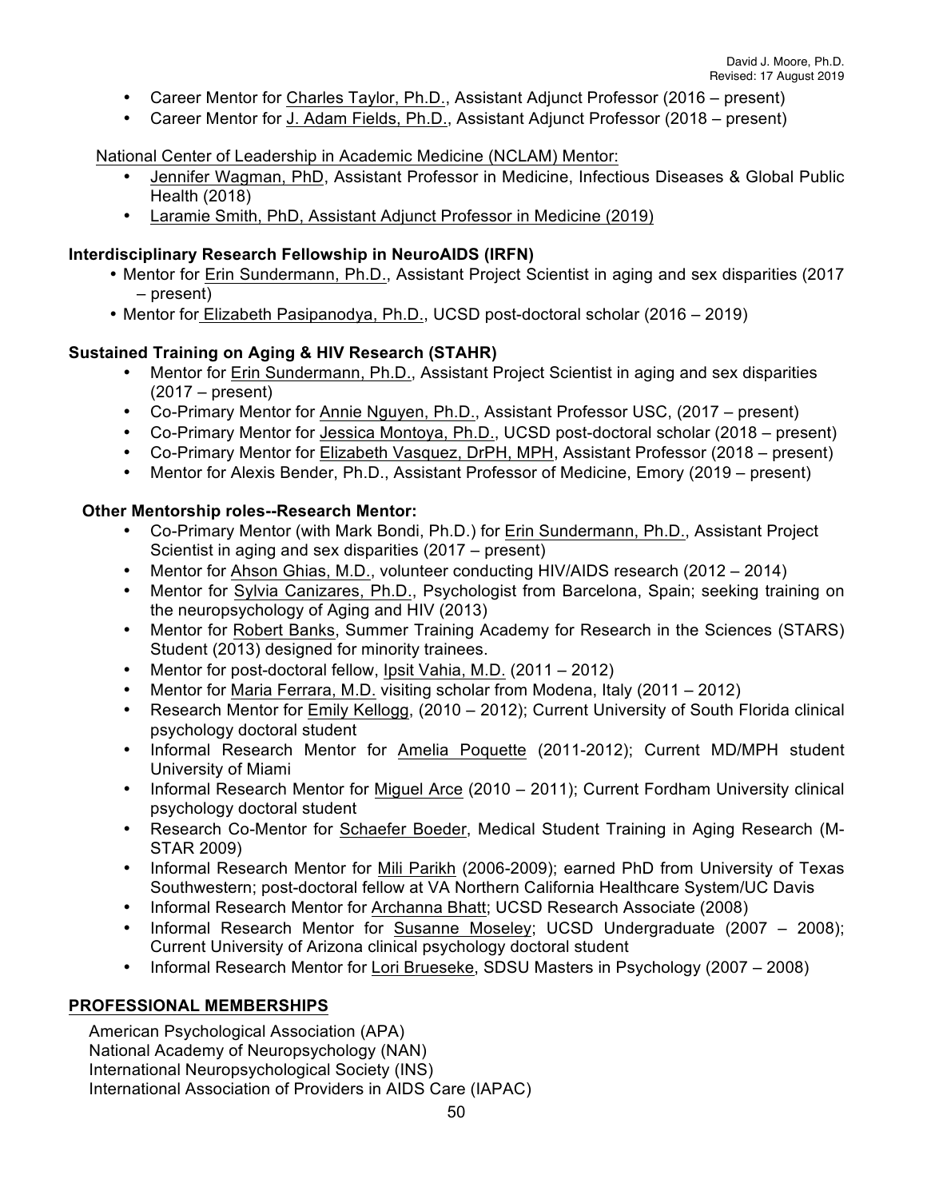- Career Mentor for Charles Taylor, Ph.D., Assistant Adjunct Professor (2016 – present)
- Career Mentor for J. Adam Fields, Ph.D., Assistant Adjunct Professor (2018 – present)

National Center of Leadership in Academic Medicine (NCLAM) Mentor:

- Jennifer Wagman, PhD, Assistant Professor in Medicine, Infectious Diseases & Global Public Health (2018)
- Laramie Smith, PhD, Assistant Adjunct Professor in Medicine (2019)

**Interdisciplinary Research Fellowship in NeuroAIDS (IRFN)**

- Mentor for Erin Sundermann, Ph.D., Assistant Project Scientist in aging and sex disparities (2017 – present)
- Mentor for Elizabeth Pasipanodya, Ph.D., UCSD post-doctoral scholar (2016 – 2019)

**Sustained Training on Aging & HIV Research (STAHR)**

- Mentor for Erin Sundermann, Ph.D., Assistant Project Scientist in aging and sex disparities (2017 – present)
- Co-Primary Mentor for Annie Nguyen, Ph.D., Assistant Professor USC, (2017 – present)
- Co-Primary Mentor for Jessica Montoya, Ph.D., UCSD post-doctoral scholar (2018 – present)
- Co-Primary Mentor for Elizabeth Vasquez, DrPH, MPH, Assistant Professor (2018 – present)
- Mentor for Alexis Bender, Ph.D., Assistant Professor of Medicine, Emory (2019 – present)

**Other Mentorship roles--Research Mentor:**

- Co-Primary Mentor (with Mark Bondi, Ph.D.) for Erin Sundermann, Ph.D., Assistant Project Scientist in aging and sex disparities (2017 – present)
- Mentor for Ahson Ghias, M.D., volunteer conducting HIV/AIDS research (2012 – 2014)
- Mentor for Sylvia Canizares, Ph.D., Psychologist from Barcelona, Spain; seeking training on the neuropsychology of Aging and HIV (2013)
- Mentor for Robert Banks, Summer Training Academy for Research in the Sciences (STARS) Student (2013) designed for minority trainees.
- Mentor for post-doctoral fellow, Ipsit Vahia, M.D. (2011 – 2012)
- Mentor for Maria Ferrara, M.D. visiting scholar from Modena, Italy (2011 – 2012)
- Research Mentor for Emily Kellogg, (2010 – 2012); Current University of South Florida clinical psychology doctoral student
- Informal Research Mentor for Amelia Poquette (2011-2012); Current MD/MPH student University of Miami
- Informal Research Mentor for Miguel Arce (2010 – 2011); Current Fordham University clinical psychology doctoral student
- Research Co-Mentor for Schaefer Boeder, Medical Student Training in Aging Research (M-STAR 2009)
- Informal Research Mentor for Mili Parikh (2006-2009); earned PhD from University of Texas Southwestern; post-doctoral fellow at VA Northern California Healthcare System/UC Davis
- Informal Research Mentor for Archanna Bhatt; UCSD Research Associate (2008)
- Informal Research Mentor for Susanne Moseley; UCSD Undergraduate (2007 – 2008); Current University of Arizona clinical psychology doctoral student
- Informal Research Mentor for Lori Brueseke, SDSU Masters in Psychology (2007 – 2008)

## PROFESSIONAL MEMBERSHIPS

American Psychological Association (APA)
National Academy of Neuropsychology (NAN)
International Neuropsychological Society (INS)
International Association of Providers in AIDS Care (IAPAC)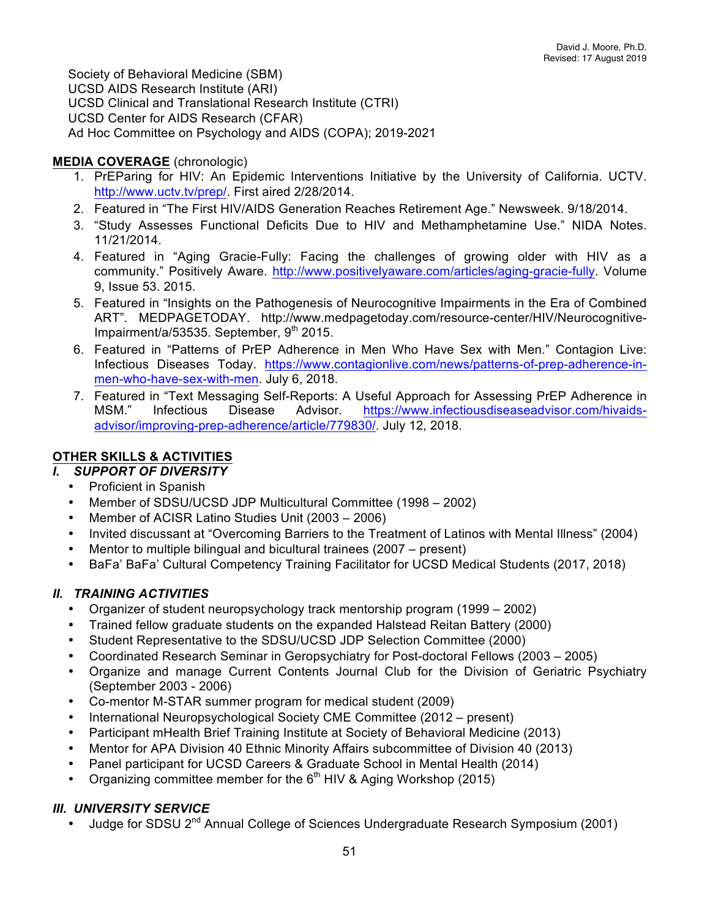Society of Behavioral Medicine (SBM)
UCSD AIDS Research Institute (ARI)
UCSD Clinical and Translational Research Institute (CTRI)
UCSD Center for AIDS Research (CFAR)
Ad Hoc Committee on Psychology and AIDS (COPA); 2019-2021

**MEDIA COVERAGE** (chronologic)

1. PrEParing for HIV: An Epidemic Interventions Initiative by the University of California. UCTV. http://www.uctv.tv/prep/. First aired 2/28/2014.
2. Featured in "The First HIV/AIDS Generation Reaches Retirement Age." Newsweek. 9/18/2014.
3. "Study Assesses Functional Deficits Due to HIV and Methamphetamine Use." NIDA Notes. 11/21/2014.
4. Featured in "Aging Gracie-Fully: Facing the challenges of growing older with HIV as a community." Positively Aware. http://www.positivelyaware.com/articles/aging-gracie-fully. Volume 9, Issue 53. 2015.
5. Featured in "Insights on the Pathogenesis of Neurocognitive Impairments in the Era of Combined ART". MEDPAGETODAY. http://www.medpagetoday.com/resource-center/HIV/Neurocognitive-Impairment/a/53535. September, 9th 2015.
6. Featured in "Patterns of PrEP Adherence in Men Who Have Sex with Men." Contagion Live: Infectious Diseases Today. https://www.contagionlive.com/news/patterns-of-prep-adherence-in-men-who-have-sex-with-men. July 6, 2018.
7. Featured in "Text Messaging Self-Reports: A Useful Approach for Assessing PrEP Adherence in MSM." Infectious Disease Advisor. https://www.infectiousdiseaseadvisor.com/hivaids-advisor/improving-prep-adherence/article/779830/. July 12, 2018.

**OTHER SKILLS & ACTIVITIES**

***I. SUPPORT OF DIVERSITY***

- Proficient in Spanish
- Member of SDSU/UCSD JDP Multicultural Committee (1998 – 2002)
- Member of ACISR Latino Studies Unit (2003 – 2006)
- Invited discussant at "Overcoming Barriers to the Treatment of Latinos with Mental Illness" (2004)
- Mentor to multiple bilingual and bicultural trainees (2007 – present)
- BaFa' BaFa' Cultural Competency Training Facilitator for UCSD Medical Students (2017, 2018)

***II. TRAINING ACTIVITIES***

- Organizer of student neuropsychology track mentorship program (1999 – 2002)
- Trained fellow graduate students on the expanded Halstead Reitan Battery (2000)
- Student Representative to the SDSU/UCSD JDP Selection Committee (2000)
- Coordinated Research Seminar in Geropsychiatry for Post-doctoral Fellows (2003 – 2005)
- Organize and manage Current Contents Journal Club for the Division of Geriatric Psychiatry (September 2003 - 2006)
- Co-mentor M-STAR summer program for medical student (2009)
- International Neuropsychological Society CME Committee (2012 – present)
- Participant mHealth Brief Training Institute at Society of Behavioral Medicine (2013)
- Mentor for APA Division 40 Ethnic Minority Affairs subcommittee of Division 40 (2013)
- Panel participant for UCSD Careers & Graduate School in Mental Health (2014)
- Organizing committee member for the 6th HIV & Aging Workshop (2015)

***III. UNIVERSITY SERVICE***

- Judge for SDSU 2nd Annual College of Sciences Undergraduate Research Symposium (2001)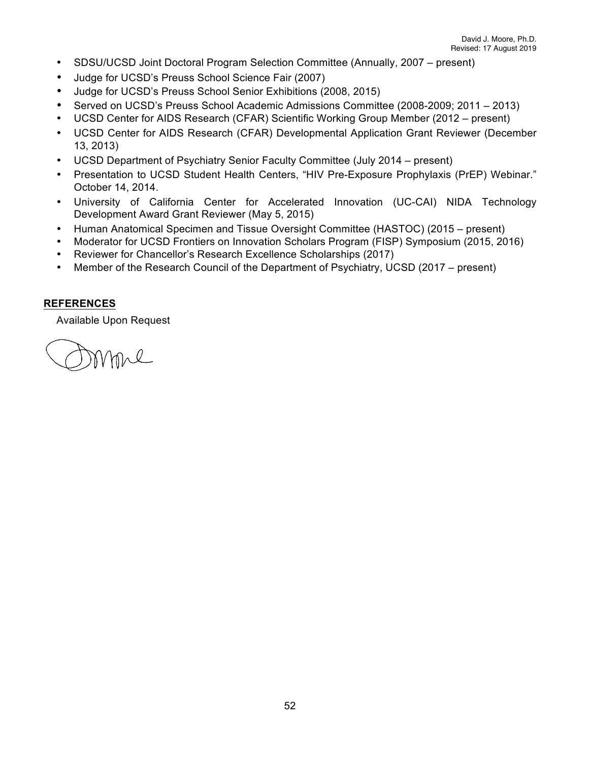- SDSU/UCSD Joint Doctoral Program Selection Committee (Annually, 2007 – present)
- Judge for UCSD's Preuss School Science Fair (2007)
- Judge for UCSD's Preuss School Senior Exhibitions (2008, 2015)
- Served on UCSD's Preuss School Academic Admissions Committee (2008-2009; 2011 – 2013)
- UCSD Center for AIDS Research (CFAR) Scientific Working Group Member (2012 – present)
- UCSD Center for AIDS Research (CFAR) Developmental Application Grant Reviewer (December 13, 2013)
- UCSD Department of Psychiatry Senior Faculty Committee (July 2014 – present)
- Presentation to UCSD Student Health Centers, "HIV Pre-Exposure Prophylaxis (PrEP) Webinar." October 14, 2014.
- University of California Center for Accelerated Innovation (UC-CAI) NIDA Technology Development Award Grant Reviewer (May 5, 2015)
- Human Anatomical Specimen and Tissue Oversight Committee (HASTOC) (2015 – present)
- Moderator for UCSD Frontiers on Innovation Scholars Program (FISP) Symposium (2015, 2016)
- Reviewer for Chancellor's Research Excellence Scholarships (2017)
- Member of the Research Council of the Department of Psychiatry, UCSD (2017 – present)

## REFERENCES

Available Upon Request